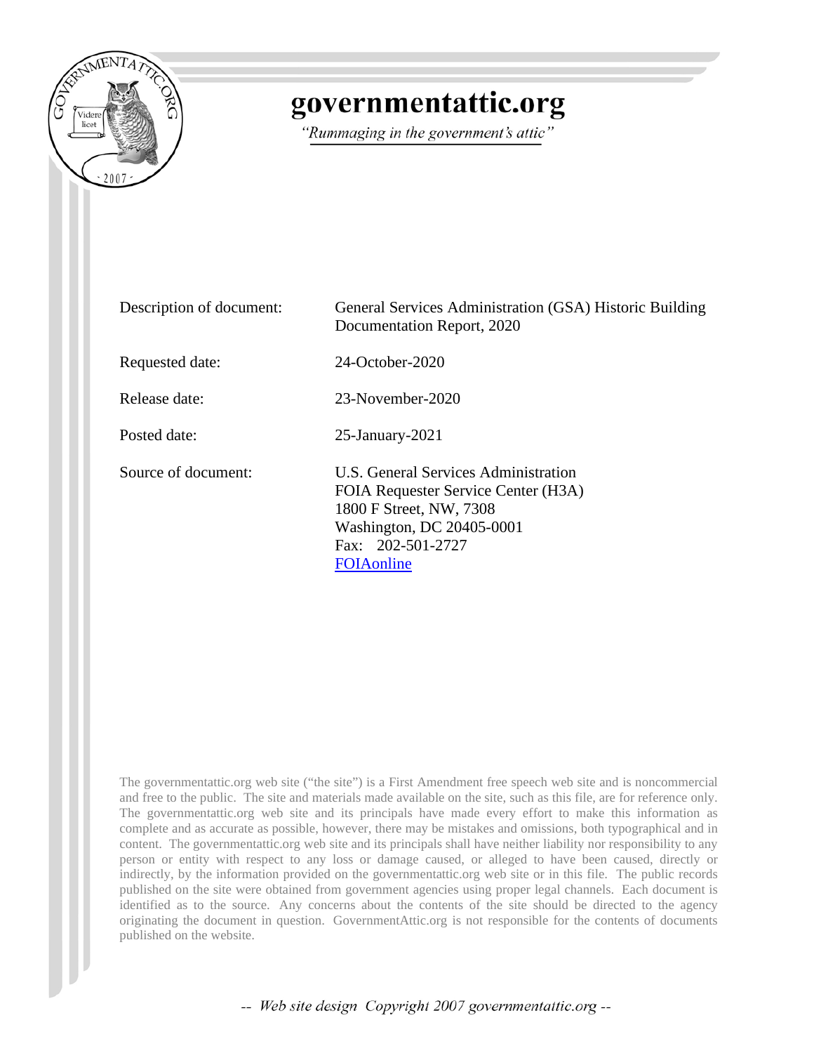# governmentattic.org

*"Rummaging in the government's attic"*

| | |
|---|---|
| Description of document: | General Services Administration (GSA) Historic Building Documentation Report, 2020 |
| Requested date: | 24-October-2020 |
| Release date: | 23-November-2020 |
| Posted date: | 25-January-2021 |
| Source of document: | U.S. General Services Administration<br>FOIA Requester Service Center (H3A)<br>1800 F Street, NW, 7308<br>Washington, DC 20405-0001<br>Fax: 202-501-2727<br>FOIAonline |

The governmentattic.org web site ("the site") is a First Amendment free speech web site and is noncommercial and free to the public. The site and materials made available on the site, such as this file, are for reference only. The governmentattic.org web site and its principals have made every effort to make this information as complete and as accurate as possible, however, there may be mistakes and omissions, both typographical and in content. The governmentattic.org web site and its principals shall have neither liability nor responsibility to any person or entity with respect to any loss or damage caused, or alleged to have been caused, directly or indirectly, by the information provided on the governmentattic.org web site or in this file. The public records published on the site were obtained from government agencies using proper legal channels. Each document is identified as to the source. Any concerns about the contents of the site should be directed to the agency originating the document in question. GovernmentAttic.org is not responsible for the contents of documents published on the website.

*-- Web site design Copyright 2007 governmentattic.org --*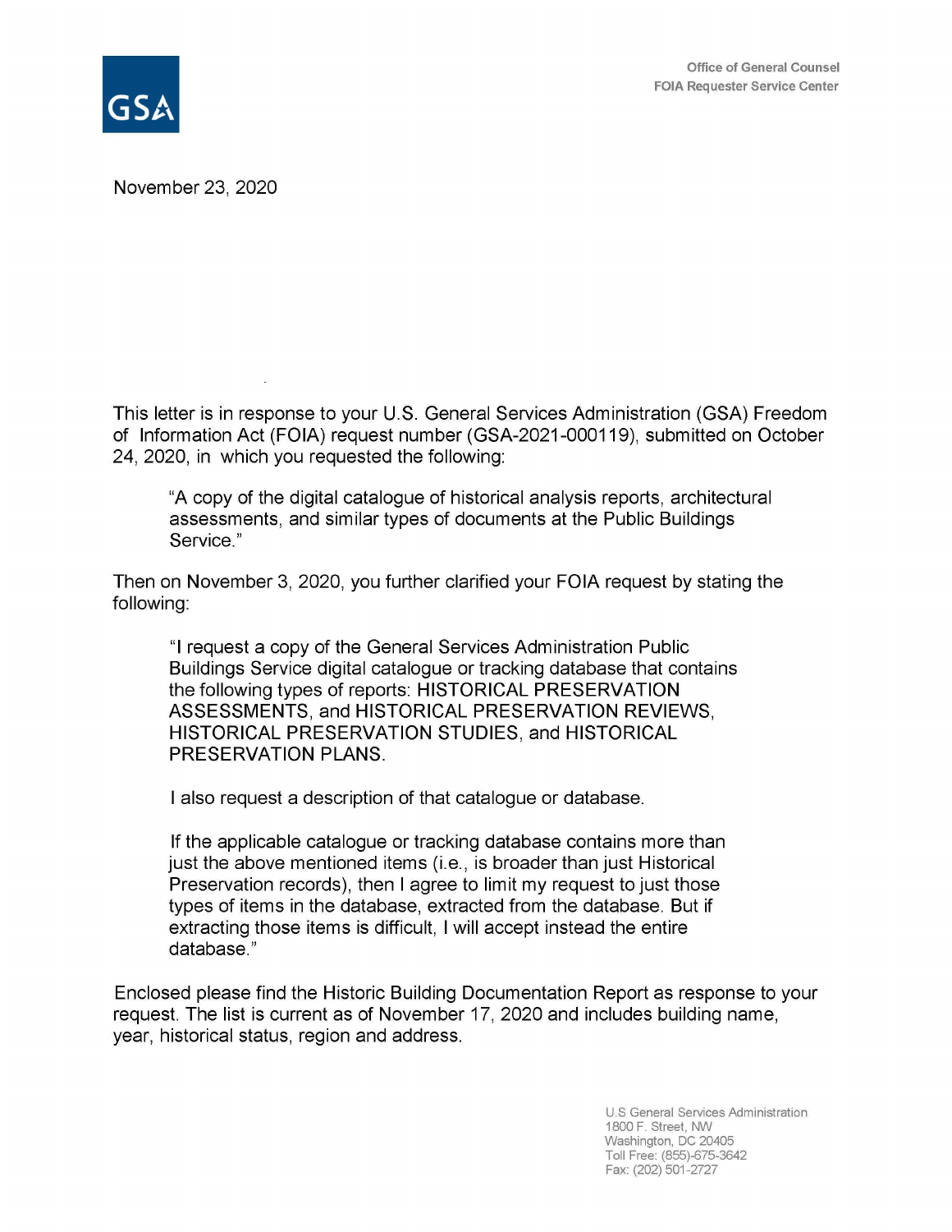GSA

Office of General Counsel
FOIA Requester Service Center

November 23, 2020

This letter is in response to your U.S. General Services Administration (GSA) Freedom of Information Act (FOIA) request number (GSA-2021-000119), submitted on October 24, 2020, in which you requested the following:

> "A copy of the digital catalogue of historical analysis reports, architectural assessments, and similar types of documents at the Public Buildings Service."

Then on November 3, 2020, you further clarified your FOIA request by stating the following:

> "I request a copy of the General Services Administration Public Buildings Service digital catalogue or tracking database that contains the following types of reports: HISTORICAL PRESERVATION ASSESSMENTS, and HISTORICAL PRESERVATION REVIEWS, HISTORICAL PRESERVATION STUDIES, and HISTORICAL PRESERVATION PLANS.
>
> I also request a description of that catalogue or database.
>
> If the applicable catalogue or tracking database contains more than just the above mentioned items (i.e., is broader than just Historical Preservation records), then I agree to limit my request to just those types of items in the database, extracted from the database. But if extracting those items is difficult, I will accept instead the entire database."

Enclosed please find the Historic Building Documentation Report as response to your request. The list is current as of November 17, 2020 and includes building name, year, historical status, region and address.

U.S General Services Administration
1800 F. Street, NW
Washington, DC 20405
Toll Free: (855)-675-3642
Fax: (202) 501-2727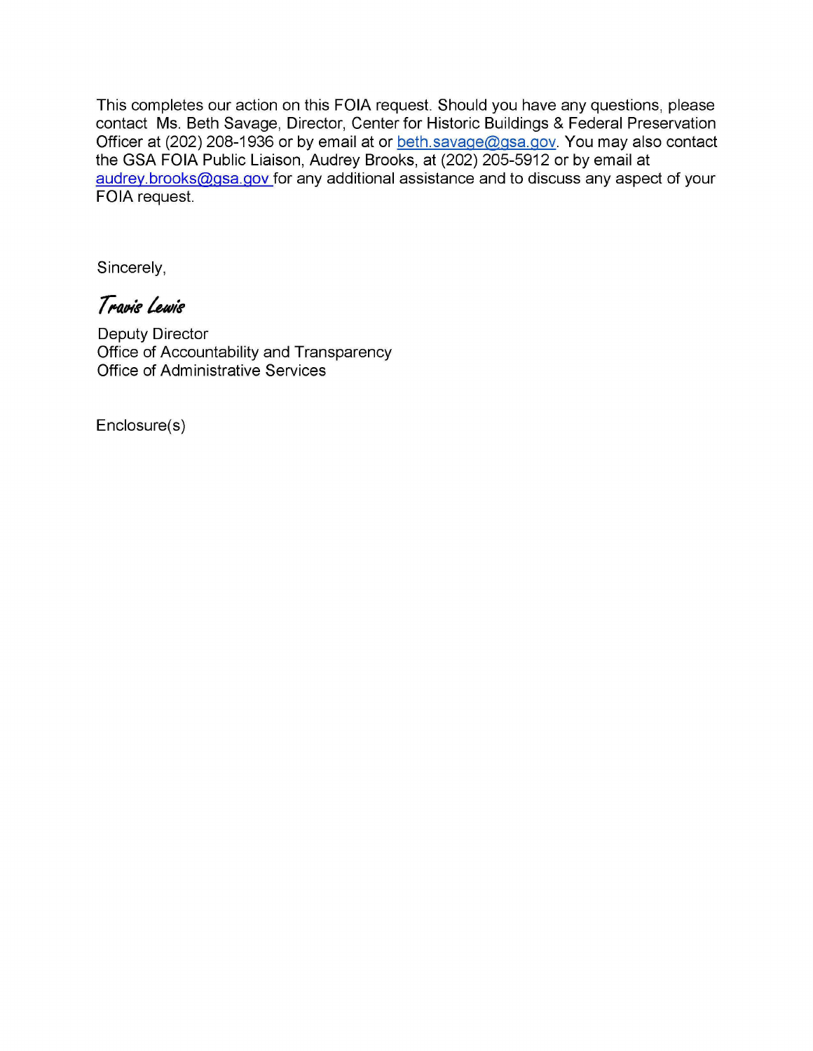This completes our action on this FOIA request. Should you have any questions, please contact Ms. Beth Savage, Director, Center for Historic Buildings & Federal Preservation Officer at (202) 208-1936 or by email at or beth.savage@gsa.gov. You may also contact the GSA FOIA Public Liaison, Audrey Brooks, at (202) 205-5912 or by email at audrey.brooks@gsa.gov for any additional assistance and to discuss any aspect of your FOIA request.

Sincerely,

*Travis Lewis*

Deputy Director
Office of Accountability and Transparency
Office of Administrative Services

Enclosure(s)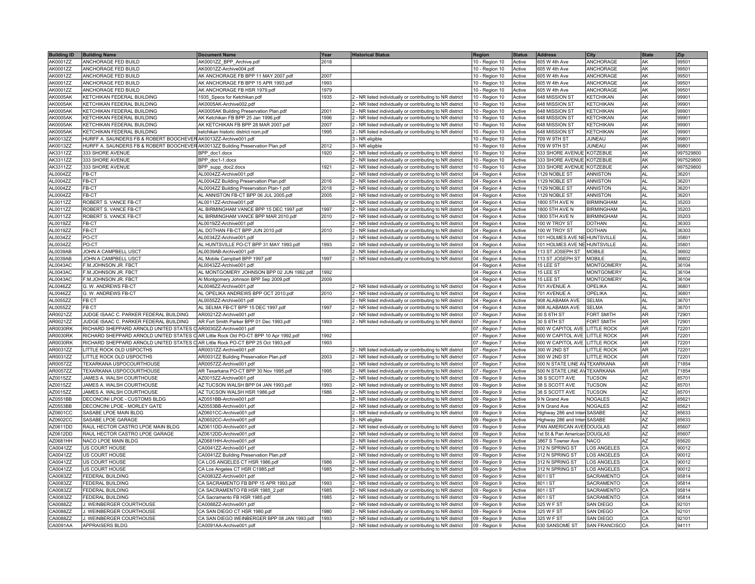| Building ID | Building Name | Document Name | Year | Historical Status | Region | Status | Address | City | State | Zip |
|---|---|---|---|---|---|---|---|---|---|---|
| AK0001ZZ | ANCHORAGE FED BUILD | AK0001ZZ_BPP_Archive.pdf | 2018 | | 10 - Region 10 | Active | 605 W 4th Ave | ANCHORAGE | AK | 99501 |
| AK0001ZZ | ANCHORAGE FED BUILD | AK0001ZZ-Archive004.pdf | | | 10 - Region 10 | Active | 605 W 4th Ave | ANCHORAGE | AK | 99501 |
| AK0001ZZ | ANCHORAGE FED BUILD | AK ANCHORAGE FB BPP 11 MAY 2007.pdf | 2007 | | 10 - Region 10 | Active | 605 W 4th Ave | ANCHORAGE | AK | 99501 |
| AK0001ZZ | ANCHORAGE FED BUILD | AK ANCHORAGE FB BPP 15 APR 1993.pdf | 1993 | | 10 - Region 10 | Active | 605 W 4th Ave | ANCHORAGE | AK | 99501 |
| AK0001ZZ | ANCHORAGE FED BUILD | AK ANCHORAGE FB HSR 1979.pdf | 1979 | | 10 - Region 10 | Active | 605 W 4th Ave | ANCHORAGE | AK | 99501 |
| AK0005AK | KETCHIKAN FEDERAL BUILDING | 1935_Specs for Ketchikan.pdf | 1935 | 2 - NR listed individually or contributing to NR district | 10 - Region 10 | Active | 648 MISSION ST | KETCHIKAN | AK | 99901 |
| AK0005AK | KETCHIKAN FEDERAL BUILDING | AK0005AK-Archive002.pdf | | 2 - NR listed individually or contributing to NR district | 10 - Region 10 | Active | 648 MISSION ST | KETCHIKAN | AK | 99901 |
| AK0005AK | KETCHIKAN FEDERAL BUILDING | AK0005AK Building Preservation Plan.pdf | 2001 | 2 - NR listed individually or contributing to NR district | 10 - Region 10 | Active | 648 MISSION ST | KETCHIKAN | AK | 99901 |
| AK0005AK | KETCHIKAN FEDERAL BUILDING | AK Ketchikan FB BPP 25 Jan 1996.pdf | 1996 | 2 - NR listed individually or contributing to NR district | 10 - Region 10 | Active | 648 MISSION ST | KETCHIKAN | AK | 99901 |
| AK0005AK | KETCHIKAN FEDERAL BUILDING | AK KETCHIKAN FB BPP 28 MAR 2007.pdf | 2007 | 2 - NR listed individually or contributing to NR district | 10 - Region 10 | Active | 648 MISSION ST | KETCHIKAN | AK | 99901 |
| AK0005AK | KETCHIKAN FEDERAL BUILDING | ketchikan historic district nom.pdf | 1995 | 2 - NR listed individually or contributing to NR district | 10 - Region 10 | Active | 648 MISSION ST | KETCHIKAN | AK | 99901 |
| AK0013ZZ | HURFF A. SAUNDERS FB & ROBERT BOOCHEVER | AK0013ZZ-Archive001.pdf | | 3 - NR eligible | 10 - Region 10 | Active | 709 W 9TH ST | JUNEAU | AK | 99801 |
| AK0013ZZ | HURFF A. SAUNDERS FB & ROBERT BOOCHEVER | AK0013ZZ Building Preservation Plan.pdf | 2012 | 3 - NR eligible | 10 - Region 10 | Active | 709 W 9TH ST | JUNEAU | AK | 99801 |
| AK3311ZZ | 333 SHORE AVENUE | BPP_doc1.docx | 1920 | 2 - NR listed individually or contributing to NR district | 10 - Region 10 | Active | 333 SHORE AVENUE | KOTZEBUE | AK | 997529800 |
| AK3311ZZ | 333 SHORE AVENUE | BPP_doc1-1.docx | | 2 - NR listed individually or contributing to NR district | 10 - Region 10 | Active | 333 SHORE AVENUE | KOTZEBUE | AK | 997529800 |
| AK3311ZZ | 333 SHORE AVENUE | BPP_supp_doc2.docx | 1921 | 2 - NR listed individually or contributing to NR district | 10 - Region 10 | Active | 333 SHORE AVENUE | KOTZEBUE | AK | 997529800 |
| AL0004ZZ | FB-CT | AL0004ZZ-Archive001.pdf | | 2 - NR listed individually or contributing to NR district | 04 - Region 4 | Active | 1129 NOBLE ST | ANNISTON | AL | 36201 |
| AL0004ZZ | FB-CT | AL0004ZZ Building Preservation Plan.pdf | 2016 | 2 - NR listed individually or contributing to NR district | 04 - Region 4 | Active | 1129 NOBLE ST | ANNISTON | AL | 36201 |
| AL0004ZZ | FB-CT | AL0004ZZ Building Preservation Plan-1.pdf | 2018 | 2 - NR listed individually or contributing to NR district | 04 - Region 4 | Active | 1129 NOBLE ST | ANNISTON | AL | 36201 |
| AL0004ZZ | FB-CT | AL ANNISTON FB-CT BPP 06 JUL 2005.pdf | 2005 | 2 - NR listed individually or contributing to NR district | 04 - Region 4 | Active | 1129 NOBLE ST | ANNISTON | AL | 36201 |
| AL0011ZZ | ROBERT S. VANCE FB-CT | AL0011ZZ-Archive001.pdf | | 2 - NR listed individually or contributing to NR district | 04 - Region 4 | Active | 1800 5TH AVE N | BIRMINGHAM | AL | 35203 |
| AL0011ZZ | ROBERT S. VANCE FB-CT | AL BIRMINGHAM VANCE BPP 15 DEC 1997.pdf | 1997 | 2 - NR listed individually or contributing to NR district | 04 - Region 4 | Active | 1800 5TH AVE N | BIRMINGHAM | AL | 35203 |
| AL0011ZZ | ROBERT S. VANCE FB-CT | AL BIRMINGHAM VANCE BPP MAR 2010.pdf | 2010 | 2 - NR listed individually or contributing to NR district | 04 - Region 4 | Active | 1800 5TH AVE N | BIRMINGHAM | AL | 35203 |
| AL0019ZZ | FB-CT | AL0019ZZ-Archive001.pdf | | 2 - NR listed individually or contributing to NR district | 04 - Region 4 | Active | 100 W TROY ST | DOTHAN | AL | 36303 |
| AL0019ZZ | FB-CT | AL DOTHAN FB-CT BPP JUN 2010.pdf | 2010 | 2 - NR listed individually or contributing to NR district | 04 - Region 4 | Active | 100 W TROY ST | DOTHAN | AL | 36303 |
| AL0034ZZ | PO-CT | AL0034ZZ-Archive001.pdf | | 2 - NR listed individually or contributing to NR district | 04 - Region 4 | Active | 101 HOLMES AVE NE | HUNTSVILLE | AL | 35801 |
| AL0034ZZ | PO-CT | AL HUNTSVILLE PO-CT BPP 31 MAY 1993.pdf | 1993 | 2 - NR listed individually or contributing to NR district | 04 - Region 4 | Active | 101 HOLMES AVE NE | HUNTSVILLE | AL | 35801 |
| AL0039AB | JOHN A CAMPBELL USCT | AL0039AB-Archive001.pdf | | 2 - NR listed individually or contributing to NR district | 04 - Region 4 | Active | 113 ST JOSEPH ST | MOBILE | AL | 36602 |
| AL0039AB | JOHN A CAMPBELL USCT | AL Mobile Campbell BPP 1997.pdf | 1997 | 2 - NR listed individually or contributing to NR district | 04 - Region 4 | Active | 113 ST JOSEPH ST | MOBILE | AL | 36602 |
| AL0043AC | F.M.JOHNSON JR. FBCT | AL0043ZZ-Archive001.pdf | | | 04 - Region 4 | Active | 15 LEE ST | MONTGOMERY | AL | 36104 |
| AL0043AC | F.M.JOHNSON JR. FBCT | AL MONTGOMERY JOHNSON BPP 02 JUN 1992.pdf | 1992 | | 04 - Region 4 | Active | 15 LEE ST | MONTGOMERY | AL | 36104 |
| AL0043AC | F.M.JOHNSON JR. FBCT | Al Montgomery Johnson BPP Sep 2009.pdf | 2009 | | 04 - Region 4 | Active | 15 LEE ST | MONTGOMERY | AL | 36104 |
| AL0046ZZ | G. W. ANDREWS FB-CT | AL0046ZZ-Archive001.pdf | | 2 - NR listed individually or contributing to NR district | 04 - Region 4 | Active | 701 AVENUE A | OPELIKA | AL | 36801 |
| AL0046ZZ | G. W. ANDREWS FB-CT | AL OPELIKA ANDREWS BPP OCT 2010.pdf | 2010 | 2 - NR listed individually or contributing to NR district | 04 - Region 4 | Active | 701 AVENUE A | OPELIKA | AL | 36801 |
| AL0055ZZ | FB CT | AL0055ZZ-Archive001.pdf | | 2 - NR listed individually or contributing to NR district | 04 - Region 4 | Active | 908 ALABAMA AVE | SELMA | AL | 36701 |
| AL0055ZZ | FB CT | AL SELMA FB-CT BPP 15 DEC 1997.pdf | 1997 | 2 - NR listed individually or contributing to NR district | 04 - Region 4 | Active | 908 ALABAMA AVE | SELMA | AL | 36701 |
| AR0021ZZ | JUDGE ISAAC C. PARKER FEDERAL BUILDING | AR0021ZZ-Archive001.pdf | | 2 - NR listed individually or contributing to NR district | 07 - Region 7 | Active | 30 S 6TH ST | FORT SMITH | AR | 72901 |
| AR0021ZZ | JUDGE ISAAC C. PARKER FEDERAL BUILDING | AR Fort Smith Parker BPP 01 Dec 1993.pdf | 1993 | 2 - NR listed individually or contributing to NR district | 07 - Region 7 | Active | 30 S 6TH ST | FORT SMITH | AR | 72901 |
| AR0030RK | RICHARD SHEPPARD ARNOLD UNITED STATES C | AR0030ZZ-Archive001.pdf | | | 07 - Region 7 | Active | 600 W CAPITOL AVE | LITTLE ROCK | AR | 72201 |
| AR0030RK | RICHARD SHEPPARD ARNOLD UNITED STATES C | AR Little Rock Old PO-CT BPP 10 Apr 1992.pdf | 1992 | | 07 - Region 7 | Active | 600 W CAPITOL AVE | LITTLE ROCK | AR | 72201 |
| AR0030RK | RICHARD SHEPPARD ARNOLD UNITED STATES C | AR Little Rock PO-CT BPP 25 Oct 1993.pdf | 1993 | | 07 - Region 7 | Active | 600 W CAPITOL AVE | LITTLE ROCK | AR | 72201 |
| AR0031ZZ | LITTLE ROCK OLD USPOCTHS | AR0031ZZ-Archive001.pdf | | 2 - NR listed individually or contributing to NR district | 07 - Region 7 | Active | 300 W 2ND ST | LITTLE ROCK | AR | 72201 |
| AR0031ZZ | LITTLE ROCK OLD USPOCTHS | AR0031ZZ Building Preservation Plan.pdf | 2003 | 2 - NR listed individually or contributing to NR district | 07 - Region 7 | Active | 300 W 2ND ST | LITTLE ROCK | AR | 72201 |
| AR0057ZZ | TEXARKANA USPOCOURTHOUSE | AR0057ZZ-Archive001.pdf | | 2 - NR listed individually or contributing to NR district | 07 - Region 7 | Active | 500 N STATE LINE AV | TEXARKANA | AR | 71854 |
| AR0057ZZ | TEXARKANA USPOCOURTHOUSE | AR Texarkana PO-CT BPP 30 Nov 1995.pdf | 1995 | 2 - NR listed individually or contributing to NR district | 07 - Region 7 | Active | 500 N STATE LINE AV | TEXARKANA | AR | 71854 |
| AZ0015ZZ | JAMES A. WALSH COURTHOUSE | AZ0015ZZ-Archive001.pdf | | 2 - NR listed individually or contributing to NR district | 09 - Region 9 | Active | 38 S SCOTT AVE | TUCSON | AZ | 85701 |
| AZ0015ZZ | JAMES A. WALSH COURTHOUSE | AZ TUCSON WALSH BPP 04 JAN 1993.pdf | 1993 | 2 - NR listed individually or contributing to NR district | 09 - Region 9 | Active | 38 S SCOTT AVE | TUCSON | AZ | 85701 |
| AZ0015ZZ | JAMES A. WALSH COURTHOUSE | AZ TUCSON WALSH HSR 1986.pdf | 1986 | 2 - NR listed individually or contributing to NR district | 09 - Region 9 | Active | 38 S SCOTT AVE | TUCSON | AZ | 85701 |
| AZ0551BB | DECONCINI LPOE - CUSTOMS BLDG | AZ0551BB-Archive001.pdf | | 2 - NR listed individually or contributing to NR district | 09 - Region 9 | Active | 9 N Grand Ave | NOGALES | AZ | 85621 |
| AZ0553BB | DECONCINI LPOE - MORLEY GATE | AZ0553BB-Archive001.pdf | | 2 - NR listed individually or contributing to NR district | 09 - Region 9 | Active | 9 N Grand Ave | NOGALES | AZ | 85621 |
| AZ0601CC | SASABE LPOE MAIN BLDG | AZ0601CC-Archive001.pdf | | 2 - NR listed individually or contributing to NR district | 09 - Region 9 | Active | Highway 286 and Inter | SASABE | AZ | 85633 |
| AZ0602CC | SASABE LPOE GARAGE | AZ0602CC-Archive001.pdf | | 3 - NR eligible | 09 - Region 9 | Active | Highway 286 and Inter | SASABE | AZ | 85633 |
| AZ0611DD | RAUL HECTOR CASTRO LPOE MAIN BLDG | AZ0611DD-Archive001.pdf | | 2 - NR listed individually or contributing to NR district | 09 - Region 9 | Active | PAN AMERICAN AVE | DOUGLAS | AZ | 85607 |
| AZ0612DD | RAUL HECTOR CASTRO LPOE GARAGE | AZ0612DD-Archive001.pdf | | 2 - NR listed individually or contributing to NR district | 09 - Region 9 | Active | 1st St & Pan American | DOUGLAS | AZ | 85607 |
| AZ0681HH | NACO LPOE MAIN BLDG | AZ0681HH-Archive001.pdf | | 2 - NR listed individually or contributing to NR district | 09 - Region 9 | Active | 3867 S Towner Ave | NACO | AZ | 85620 |
| CA0041ZZ | US COURT HOUSE | CA0041ZZ-Archive001.pdf | | 2 - NR listed individually or contributing to NR district | 09 - Region 9 | Active | 312 N SPRING ST | LOS ANGELES | CA | 90012 |
| CA0041ZZ | US COURT HOUSE | CA0041ZZ Building Preservation Plan.pdf | | 2 - NR listed individually or contributing to NR district | 09 - Region 9 | Active | 312 N SPRING ST | LOS ANGELES | CA | 90012 |
| CA0041ZZ | US COURT HOUSE | CA LOS ANGELES CT HSR 1986.pdf | 1986 | 2 - NR listed individually or contributing to NR district | 09 - Region 9 | Active | 312 N SPRING ST | LOS ANGELES | CA | 90012 |
| CA0041ZZ | US COURT HOUSE | CA Los Angeles CT HSR C1985.pdf | 1985 | 2 - NR listed individually or contributing to NR district | 09 - Region 9 | Active | 312 N SPRING ST | LOS ANGELES | CA | 90012 |
| CA0083ZZ | FEDERAL BUILDING | CA0083ZZ-Archive001.pdf | | 2 - NR listed individually or contributing to NR district | 09 - Region 9 | Active | 801 I ST | SACRAMENTO | CA | 95814 |
| CA0083ZZ | FEDERAL BUILDING | CA SACRAMENTO FB BPP 15 APR 1993.pdf | 1993 | 2 - NR listed individually or contributing to NR district | 09 - Region 9 | Active | 801 I ST | SACRAMENTO | CA | 95814 |
| CA0083ZZ | FEDERAL BUILDING | CA SACRAMENTO FB HSR 1985_2.pdf | 1985 | 2 - NR listed individually or contributing to NR district | 09 - Region 9 | Active | 801 I ST | SACRAMENTO | CA | 95814 |
| CA0083ZZ | FEDERAL BUILDING | CA Sacramento FB HSR 1985.pdf | 1985 | 2 - NR listed individually or contributing to NR district | 09 - Region 9 | Active | 801 I ST | SACRAMENTO | CA | 95814 |
| CA0088ZZ | J. WEINBERGER COURTHOUSE | CA0088ZZ-Archive001.pdf | | 2 - NR listed individually or contributing to NR district | 09 - Region 9 | Active | 325 W F ST | SAN DIEGO | CA | 92101 |
| CA0088ZZ | J. WEINBERGER COURTHOUSE | CA SAN DIEGO CT HSR 1980.pdf | 1980 | 2 - NR listed individually or contributing to NR district | 09 - Region 9 | Active | 325 W F ST | SAN DIEGO | CA | 92101 |
| CA0088ZZ | J. WEINBERGER COURTHOUSE | CA SAN DIEGO WEINBERGER BPP 08 JAN 1993.pdf | 1993 | 2 - NR listed individually or contributing to NR district | 09 - Region 9 | Active | 325 W F ST | SAN DIEGO | CA | 92101 |
| CA0091AA | APPRAISERS BLDG | CA0091AA-Archive001.pdf | | 2 - NR listed individually or contributing to NR district | 09 - Region 9 | Active | 630 SANSOME ST | SAN FRANCISCO | CA | 94111 |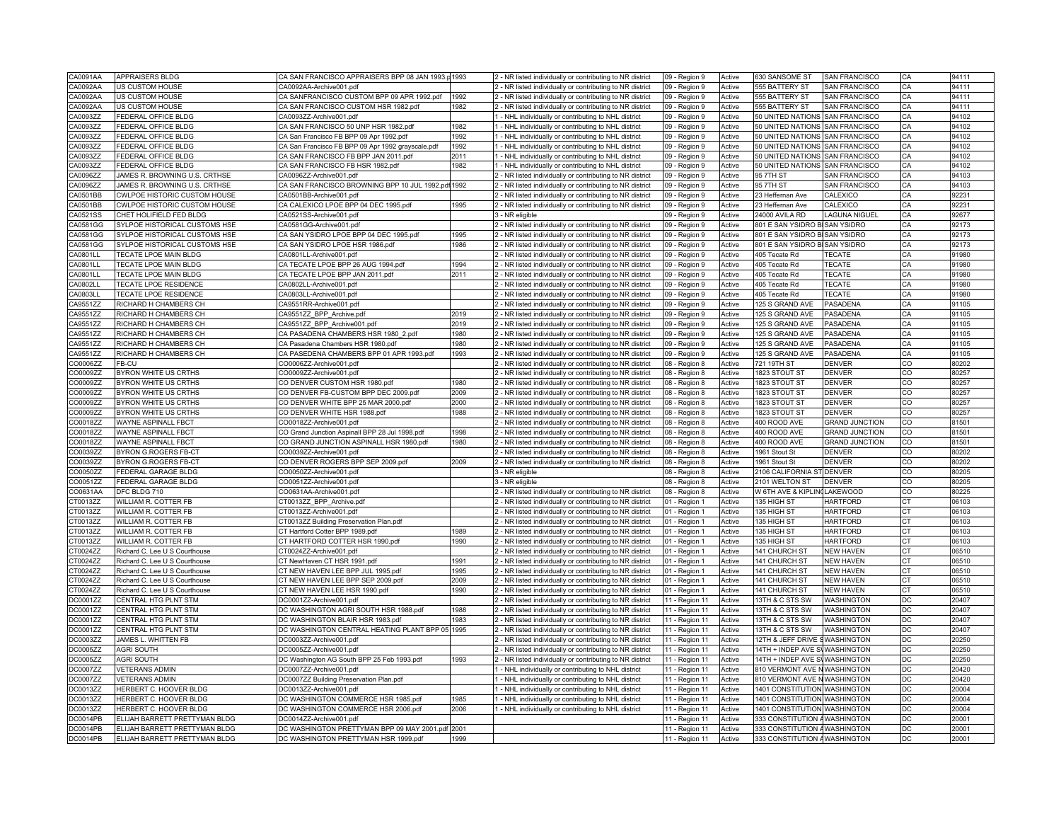| | | | | | | | | | | |
|---|---|---|---|---|---|---|---|---|---|---|
| CA0091AA | APPRAISERS BLDG | CA SAN FRANCISCO APPRAISERS BPP 08 JAN 1993.p | 1993 | 2 - NR listed individually or contributing to NR district | 09 - Region 9 | Active | 630 SANSOME ST | SAN FRANCISCO | CA | 94111 |
| CA0092AA | US CUSTOM HOUSE | CA0092AA-Archive001.pdf | | 2 - NR listed individually or contributing to NR district | 09 - Region 9 | Active | 555 BATTERY ST | SAN FRANCISCO | CA | 94111 |
| CA0092AA | US CUSTOM HOUSE | CA SANFRANCISCO CUSTOM BPP 09 APR 1992.pdf | 1992 | 2 - NR listed individually or contributing to NR district | 09 - Region 9 | Active | 555 BATTERY ST | SAN FRANCISCO | CA | 94111 |
| CA0092AA | US CUSTOM HOUSE | CA SAN FRANCISCO CUSTOM HSR 1982.pdf | 1982 | 2 - NR listed individually or contributing to NR district | 09 - Region 9 | Active | 555 BATTERY ST | SAN FRANCISCO | CA | 94111 |
| CA0093ZZ | FEDERAL OFFICE BLDG | CA0093ZZ-Archive001.pdf | | 1 - NHL individually or contributing to NHL district | 09 - Region 9 | Active | 50 UNITED NATIONS | SAN FRANCISCO | CA | 94102 |
| CA0093ZZ | FEDERAL OFFICE BLDG | CA SAN FRANCISCO 50 UNP HSR 1982.pdf | 1982 | 1 - NHL individually or contributing to NHL district | 09 - Region 9 | Active | 50 UNITED NATIONS | SAN FRANCISCO | CA | 94102 |
| CA0093ZZ | FEDERAL OFFICE BLDG | CA San Francisco FB BPP 09 Apr 1992.pdf | 1992 | 1 - NHL individually or contributing to NHL district | 09 - Region 9 | Active | 50 UNITED NATIONS | SAN FRANCISCO | CA | 94102 |
| CA0093ZZ | FEDERAL OFFICE BLDG | CA San Francisco FB BPP 09 Apr 1992 grayscale.pdf | 1992 | 1 - NHL individually or contributing to NHL district | 09 - Region 9 | Active | 50 UNITED NATIONS | SAN FRANCISCO | CA | 94102 |
| CA0093ZZ | FEDERAL OFFICE BLDG | CA SAN FRANCISCO FB BPP JAN 2011.pdf | 2011 | 1 - NHL individually or contributing to NHL district | 09 - Region 9 | Active | 50 UNITED NATIONS | SAN FRANCISCO | CA | 94102 |
| CA0093ZZ | FEDERAL OFFICE BLDG | CA SAN FRANCISCO FB HSR 1982.pdf | 1982 | 1 - NHL individually or contributing to NHL district | 09 - Region 9 | Active | 50 UNITED NATIONS | SAN FRANCISCO | CA | 94102 |
| CA0096ZZ | JAMES R. BROWNING U.S. CRTHSE | CA0096ZZ-Archive001.pdf | | 2 - NR listed individually or contributing to NR district | 09 - Region 9 | Active | 95 7TH ST | SAN FRANCISCO | CA | 94103 |
| CA0096ZZ | JAMES R. BROWNING U.S. CRTHSE | CA SAN FRANCISCO BROWNING BPP 10 JUL 1992.pdf | 1992 | 2 - NR listed individually or contributing to NR district | 09 - Region 9 | Active | 95 7TH ST | SAN FRANCISCO | CA | 94103 |
| CA0501BB | CWLPOE HISTORIC CUSTOM HOUSE | CA0501BB-Archive001.pdf | | 2 - NR listed individually or contributing to NR district | 09 - Region 9 | Active | 23 Heffernan Ave | CALEXICO | CA | 92231 |
| CA0501BB | CWLPOE HISTORIC CUSTOM HOUSE | CA CALEXICO LPOE BPP 04 DEC 1995.pdf | 1995 | 2 - NR listed individually or contributing to NR district | 09 - Region 9 | Active | 23 Heffernan Ave | CALEXICO | CA | 92231 |
| CA0521SS | CHET HOLIFIELD FED BLDG | CA0521SS-Archive001.pdf | | 3 - NR eligible | 09 - Region 9 | Active | 24000 AVILA RD | LAGUNA NIGUEL | CA | 92677 |
| CA0581GG | SYLPOE HISTORICAL CUSTOMS HSE | CA0581GG-Archive001.pdf | | 2 - NR listed individually or contributing to NR district | 09 - Region 9 | Active | 801 E SAN YSIDRO B | SAN YSIDRO | CA | 92173 |
| CA0581GG | SYLPOE HISTORICAL CUSTOMS HSE | CA SAN YSIDRO LPOE BPP 04 DEC 1995.pdf | 1995 | 2 - NR listed individually or contributing to NR district | 09 - Region 9 | Active | 801 E SAN YSIDRO B | SAN YSIDRO | CA | 92173 |
| CA0581GG | SYLPOE HISTORICAL CUSTOMS HSE | CA SAN YSIDRO LPOE HSR 1986.pdf | 1986 | 2 - NR listed individually or contributing to NR district | 09 - Region 9 | Active | 801 E SAN YSIDRO B | SAN YSIDRO | CA | 92173 |
| CA0801LL | TECATE LPOE MAIN BLDG | CA0801LL-Archive001.pdf | | 2 - NR listed individually or contributing to NR district | 09 - Region 9 | Active | 405 Tecate Rd | TECATE | CA | 91980 |
| CA0801LL | TECATE LPOE MAIN BLDG | CA TECATE LPOE BPP 26 AUG 1994.pdf | 1994 | 2 - NR listed individually or contributing to NR district | 09 - Region 9 | Active | 405 Tecate Rd | TECATE | CA | 91980 |
| CA0801LL | TECATE LPOE MAIN BLDG | CA TECATE LPOE BPP JAN 2011.pdf | 2011 | 2 - NR listed individually or contributing to NR district | 09 - Region 9 | Active | 405 Tecate Rd | TECATE | CA | 91980 |
| CA0802LL | TECATE LPOE RESIDENCE | CA0802LL-Archive001.pdf | | 2 - NR listed individually or contributing to NR district | 09 - Region 9 | Active | 405 Tecate Rd | TECATE | CA | 91980 |
| CA0803LL | TECATE LPOE RESIDENCE | CA0803LL-Archive001.pdf | | 2 - NR listed individually or contributing to NR district | 09 - Region 9 | Active | 405 Tecate Rd | TECATE | CA | 91980 |
| CA9551ZZ | RICHARD H CHAMBERS CH | CA9551RR-Archive001.pdf | | 2 - NR listed individually or contributing to NR district | 09 - Region 9 | Active | 125 S GRAND AVE | PASADENA | CA | 91105 |
| CA9551ZZ | RICHARD H CHAMBERS CH | CA9551ZZ_BPP_Archive.pdf | 2019 | 2 - NR listed individually or contributing to NR district | 09 - Region 9 | Active | 125 S GRAND AVE | PASADENA | CA | 91105 |
| CA9551ZZ | RICHARD H CHAMBERS CH | CA9551ZZ_BPP_Archive001.pdf | 2019 | 2 - NR listed individually or contributing to NR district | 09 - Region 9 | Active | 125 S GRAND AVE | PASADENA | CA | 91105 |
| CA9551ZZ | RICHARD H CHAMBERS CH | CA PASADENA CHAMBERS HSR 1980_2.pdf | 1980 | 2 - NR listed individually or contributing to NR district | 09 - Region 9 | Active | 125 S GRAND AVE | PASADENA | CA | 91105 |
| CA9551ZZ | RICHARD H CHAMBERS CH | CA Pasadena Chambers HSR 1980.pdf | 1980 | 2 - NR listed individually or contributing to NR district | 09 - Region 9 | Active | 125 S GRAND AVE | PASADENA | CA | 91105 |
| CA9551ZZ | RICHARD H CHAMBERS CH | CA PASEDENA CHAMBERS BPP 01 APR 1993.pdf | 1993 | 2 - NR listed individually or contributing to NR district | 09 - Region 9 | Active | 125 S GRAND AVE | PASADENA | CA | 91105 |
| CO0006ZZ | FB-CU | CO0006ZZ-Archive001.pdf | | 2 - NR listed individually or contributing to NR district | 08 - Region 8 | Active | 721 19TH ST | DENVER | CO | 80202 |
| CO0009ZZ | BYRON WHITE US CRTHS | CO0009ZZ-Archive001.pdf | | 2 - NR listed individually or contributing to NR district | 08 - Region 8 | Active | 1823 STOUT ST | DENVER | CO | 80257 |
| CO0009ZZ | BYRON WHITE US CRTHS | CO DENVER CUSTOM HSR 1980.pdf | 1980 | 2 - NR listed individually or contributing to NR district | 08 - Region 8 | Active | 1823 STOUT ST | DENVER | CO | 80257 |
| CO0009ZZ | BYRON WHITE US CRTHS | CO DENVER FB-CUSTOM BPP DEC 2009.pdf | 2009 | 2 - NR listed individually or contributing to NR district | 08 - Region 8 | Active | 1823 STOUT ST | DENVER | CO | 80257 |
| CO0009ZZ | BYRON WHITE US CRTHS | CO DENVER WHITE BPP 25 MAR 2000.pdf | 2000 | 2 - NR listed individually or contributing to NR district | 08 - Region 8 | Active | 1823 STOUT ST | DENVER | CO | 80257 |
| CO0009ZZ | BYRON WHITE US CRTHS | CO DENVER WHITE HSR 1988.pdf | 1988 | 2 - NR listed individually or contributing to NR district | 08 - Region 8 | Active | 1823 STOUT ST | DENVER | CO | 80257 |
| CO0018ZZ | WAYNE ASPINALL FBCT | CO0018ZZ-Archive001.pdf | | 2 - NR listed individually or contributing to NR district | 08 - Region 8 | Active | 400 ROOD AVE | GRAND JUNCTION | CO | 81501 |
| CO0018ZZ | WAYNE ASPINALL FBCT | CO Grand Junction Aspinall BPP 28 Jul 1998.pdf | 1998 | 2 - NR listed individually or contributing to NR district | 08 - Region 8 | Active | 400 ROOD AVE | GRAND JUNCTION | CO | 81501 |
| CO0018ZZ | WAYNE ASPINALL FBCT | CO GRAND JUNCTION ASPINALL HSR 1980.pdf | 1980 | 2 - NR listed individually or contributing to NR district | 08 - Region 8 | Active | 400 ROOD AVE | GRAND JUNCTION | CO | 81501 |
| CO0039ZZ | BYRON G.ROGERS FB-CT | CO0039ZZ-Archive001.pdf | | 2 - NR listed individually or contributing to NR district | 08 - Region 8 | Active | 1961 Stout St | DENVER | CO | 80202 |
| CO0039ZZ | BYRON G.ROGERS FB-CT | CO DENVER ROGERS BPP SEP 2009.pdf | 2009 | 2 - NR listed individually or contributing to NR district | 08 - Region 8 | Active | 1961 Stout St | DENVER | CO | 80202 |
| CO0050ZZ | FEDERAL GARAGE BLDG | CO0050ZZ-Archive001.pdf | | 3 - NR eligible | 08 - Region 8 | Active | 2106 CALIFORNIA ST | DENVER | CO | 80205 |
| CO0051ZZ | FEDERAL GARAGE BLDG | CO0051ZZ-Archive001.pdf | | 3 - NR eligible | 08 - Region 8 | Active | 2101 WELTON ST | DENVER | CO | 80205 |
| CO0631AA | DFC BLDG 710 | CO0631AA-Archive001.pdf | | 2 - NR listed individually or contributing to NR district | 08 - Region 8 | Active | W 6TH AVE & KIPLING | LAKEWOOD | CO | 80225 |
| CT0013ZZ | WILLIAM R. COTTER FB | CT0013ZZ_BPP_Archive.pdf | | 2 - NR listed individually or contributing to NR district | 01 - Region 1 | Active | 135 HIGH ST | HARTFORD | CT | 06103 |
| CT0013ZZ | WILLIAM R. COTTER FB | CT0013ZZ-Archive001.pdf | | 2 - NR listed individually or contributing to NR district | 01 - Region 1 | Active | 135 HIGH ST | HARTFORD | CT | 06103 |
| CT0013ZZ | WILLIAM R. COTTER FB | CT0013ZZ Building Preservation Plan.pdf | | 2 - NR listed individually or contributing to NR district | 01 - Region 1 | Active | 135 HIGH ST | HARTFORD | CT | 06103 |
| CT0013ZZ | WILLIAM R. COTTER FB | CT Hartford Cotter BPP 1989.pdf | 1989 | 2 - NR listed individually or contributing to NR district | 01 - Region 1 | Active | 135 HIGH ST | HARTFORD | CT | 06103 |
| CT0013ZZ | WILLIAM R. COTTER FB | CT HARTFORD COTTER HSR 1990.pdf | 1990 | 2 - NR listed individually or contributing to NR district | 01 - Region 1 | Active | 135 HIGH ST | HARTFORD | CT | 06103 |
| CT0024ZZ | Richard C. Lee U S Courthouse | CT0024ZZ-Archive001.pdf | | 2 - NR listed individually or contributing to NR district | 01 - Region 1 | Active | 141 CHURCH ST | NEW HAVEN | CT | 06510 |
| CT0024ZZ | Richard C. Lee U S Courthouse | CT NewHaven CT HSR 1991.pdf | 1991 | 2 - NR listed individually or contributing to NR district | 01 - Region 1 | Active | 141 CHURCH ST | NEW HAVEN | CT | 06510 |
| CT0024ZZ | Richard C. Lee U S Courthouse | CT NEW HAVEN LEE BPP JUL 1995.pdf | 1995 | 2 - NR listed individually or contributing to NR district | 01 - Region 1 | Active | 141 CHURCH ST | NEW HAVEN | CT | 06510 |
| CT0024ZZ | Richard C. Lee U S Courthouse | CT NEW HAVEN LEE BPP SEP 2009.pdf | 2009 | 2 - NR listed individually or contributing to NR district | 01 - Region 1 | Active | 141 CHURCH ST | NEW HAVEN | CT | 06510 |
| CT0024ZZ | Richard C. Lee U S Courthouse | CT NEW HAVEN LEE HSR 1990.pdf | 1990 | 2 - NR listed individually or contributing to NR district | 01 - Region 1 | Active | 141 CHURCH ST | NEW HAVEN | CT | 06510 |
| DC0001ZZ | CENTRAL HTG PLNT STM | DC0001ZZ-Archive001.pdf | | 2 - NR listed individually or contributing to NR district | 11 - Region 11 | Active | 13TH & C STS SW | WASHINGTON | DC | 20407 |
| DC0001ZZ | CENTRAL HTG PLNT STM | DC WASHINGTON AGRI SOUTH HSR 1988.pdf | 1988 | 2 - NR listed individually or contributing to NR district | 11 - Region 11 | Active | 13TH & C STS SW | WASHINGTON | DC | 20407 |
| DC0001ZZ | CENTRAL HTG PLNT STM | DC WASHINGTON BLAIR HSR 1983.pdf | 1983 | 2 - NR listed individually or contributing to NR district | 11 - Region 11 | Active | 13TH & C STS SW | WASHINGTON | DC | 20407 |
| DC0001ZZ | CENTRAL HTG PLNT STM | DC WASHINGTON CENTRAL HEATING PLANT BPP 05 | 1995 | 2 - NR listed individually or contributing to NR district | 11 - Region 11 | Active | 13TH & C STS SW | WASHINGTON | DC | 20407 |
| DC0003ZZ | JAMES L. WHITTEN FB | DC0003ZZ-Archive001.pdf | | 2 - NR listed individually or contributing to NR district | 11 - Region 11 | Active | 12TH & JEFF DRIVE S | WASHINGTON | DC | 20250 |
| DC0005ZZ | AGRI SOUTH | DC0005ZZ-Archive001.pdf | | 2 - NR listed individually or contributing to NR district | 11 - Region 11 | Active | 14TH + INDEP AVE SW | WASHINGTON | DC | 20250 |
| DC0005ZZ | AGRI SOUTH | DC Washington AG South BPP 25 Feb 1993.pdf | 1993 | 2 - NR listed individually or contributing to NR district | 11 - Region 11 | Active | 14TH + INDEP AVE SW | WASHINGTON | DC | 20250 |
| DC0007ZZ | VETERANS ADMIN | DC0007ZZ-Archive001.pdf | | 1 - NHL individually or contributing to NHL district | 11 - Region 11 | Active | 810 VERMONT AVE N | WASHINGTON | DC | 20420 |
| DC0007ZZ | VETERANS ADMIN | DC0007ZZ Building Preservation Plan.pdf | | 1 - NHL individually or contributing to NHL district | 11 - Region 11 | Active | 810 VERMONT AVE N | WASHINGTON | DC | 20420 |
| DC0013ZZ | HERBERT C. HOOVER BLDG | DC0013ZZ-Archive001.pdf | | 1 - NHL individually or contributing to NHL district | 11 - Region 11 | Active | 1401 CONSTITUTION | WASHINGTON | DC | 20004 |
| DC0013ZZ | HERBERT C. HOOVER BLDG | DC WASHINGTON COMMERCE HSR 1985.pdf | 1985 | 1 - NHL individually or contributing to NHL district | 11 - Region 11 | Active | 1401 CONSTITUTION | WASHINGTON | DC | 20004 |
| DC0013ZZ | HERBERT C. HOOVER BLDG | DC WASHINGTON COMMERCE HSR 2006.pdf | 2006 | 1 - NHL individually or contributing to NHL district | 11 - Region 11 | Active | 1401 CONSTITUTION | WASHINGTON | DC | 20004 |
| DC0014PB | ELIJAH BARRETT PRETTYMAN BLDG | DC0014ZZ-Archive001.pdf | | | 11 - Region 11 | Active | 333 CONSTITUTION A | WASHINGTON | DC | 20001 |
| DC0014PB | ELIJAH BARRETT PRETTYMAN BLDG | DC WASHINGTON PRETTYMAN BPP 09 MAY 2001.pdf | 2001 | | 11 - Region 11 | Active | 333 CONSTITUTION A | WASHINGTON | DC | 20001 |
| DC0014PB | ELIJAH BARRETT PRETTYMAN BLDG | DC WASHINGTON PRETTYMAN HSR 1999.pdf | 1999 | | 11 - Region 11 | Active | 333 CONSTITUTION A | WASHINGTON | DC | 20001 |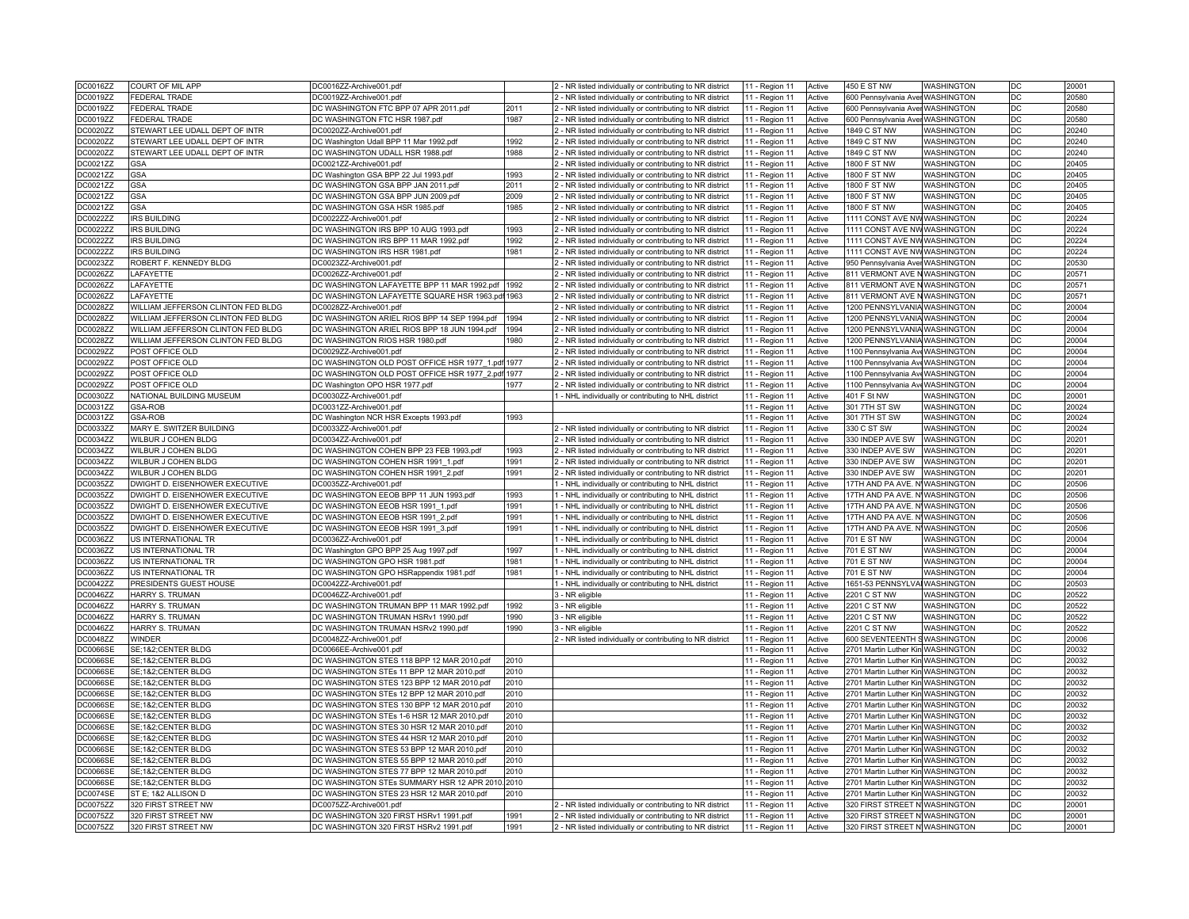| DC0016ZZ | COURT OF MIL APP | DC0016ZZ-Archive001.pdf | | 2 - NR listed individually or contributing to NR district | 11 - Region 11 | Active | 450 E ST NW | WASHINGTON | DC | 20001 |
|---|---|---|---|---|---|---|---|---|---|---|
| DC0019ZZ | FEDERAL TRADE | DC0019ZZ-Archive001.pdf | | 2 - NR listed individually or contributing to NR district | 11 - Region 11 | Active | 600 Pennsylvania Aver | WASHINGTON | DC | 20580 |
| DC0019ZZ | FEDERAL TRADE | DC WASHINGTON FTC BPP 07 APR 2011.pdf | 2011 | 2 - NR listed individually or contributing to NR district | 11 - Region 11 | Active | 600 Pennsylvania Aver | WASHINGTON | DC | 20580 |
| DC0019ZZ | FEDERAL TRADE | DC WASHINGTON FTC HSR 1987.pdf | 1987 | 2 - NR listed individually or contributing to NR district | 11 - Region 11 | Active | 600 Pennsylvania Aver | WASHINGTON | DC | 20580 |
| DC0020ZZ | STEWART LEE UDALL DEPT OF INTR | DC0020ZZ-Archive001.pdf | | 2 - NR listed individually or contributing to NR district | 11 - Region 11 | Active | 1849 C ST NW | WASHINGTON | DC | 20240 |
| DC0020ZZ | STEWART LEE UDALL DEPT OF INTR | DC Washington Udall BPP 11 Mar 1992.pdf | 1992 | 2 - NR listed individually or contributing to NR district | 11 - Region 11 | Active | 1849 C ST NW | WASHINGTON | DC | 20240 |
| DC0020ZZ | STEWART LEE UDALL DEPT OF INTR | DC WASHINGTON UDALL HSR 1988.pdf | 1988 | 2 - NR listed individually or contributing to NR district | 11 - Region 11 | Active | 1849 C ST NW | WASHINGTON | DC | 20240 |
| DC0021ZZ | GSA | DC0021ZZ-Archive001.pdf | | 2 - NR listed individually or contributing to NR district | 11 - Region 11 | Active | 1800 F ST NW | WASHINGTON | DC | 20405 |
| DC0021ZZ | GSA | DC Washington GSA BPP 22 Jul 1993.pdf | 1993 | 2 - NR listed individually or contributing to NR district | 11 - Region 11 | Active | 1800 F ST NW | WASHINGTON | DC | 20405 |
| DC0021ZZ | GSA | DC WASHINGTON GSA BPP JAN 2011.pdf | 2011 | 2 - NR listed individually or contributing to NR district | 11 - Region 11 | Active | 1800 F ST NW | WASHINGTON | DC | 20405 |
| DC0021ZZ | GSA | DC WASHINGTON GSA BPP JUN 2009.pdf | 2009 | 2 - NR listed individually or contributing to NR district | 11 - Region 11 | Active | 1800 F ST NW | WASHINGTON | DC | 20405 |
| DC0021ZZ | GSA | DC WASHINGTON GSA HSR 1985.pdf | 1985 | 2 - NR listed individually or contributing to NR district | 11 - Region 11 | Active | 1800 F ST NW | WASHINGTON | DC | 20405 |
| DC0022ZZ | IRS BUILDING | DC0022ZZ-Archive001.pdf | | 2 - NR listed individually or contributing to NR district | 11 - Region 11 | Active | 1111 CONST AVE NW | WASHINGTON | DC | 20224 |
| DC0022ZZ | IRS BUILDING | DC WASHINGTON IRS BPP 10 AUG 1993.pdf | 1993 | 2 - NR listed individually or contributing to NR district | 11 - Region 11 | Active | 1111 CONST AVE NW | WASHINGTON | DC | 20224 |
| DC0022ZZ | IRS BUILDING | DC WASHINGTON IRS BPP 11 MAR 1992.pdf | 1992 | 2 - NR listed individually or contributing to NR district | 11 - Region 11 | Active | 1111 CONST AVE NW | WASHINGTON | DC | 20224 |
| DC0022ZZ | IRS BUILDING | DC WASHINGTON IRS HSR 1981.pdf | 1981 | 2 - NR listed individually or contributing to NR district | 11 - Region 11 | Active | 1111 CONST AVE NW | WASHINGTON | DC | 20224 |
| DC0023ZZ | ROBERT F. KENNEDY BLDG | DC0023ZZ-Archive001.pdf | | 2 - NR listed individually or contributing to NR district | 11 - Region 11 | Active | 950 Pennsylvania Aver | WASHINGTON | DC | 20530 |
| DC0026ZZ | LAFAYETTE | DC0026ZZ-Archive001.pdf | | 2 - NR listed individually or contributing to NR district | 11 - Region 11 | Active | 811 VERMONT AVE N | WASHINGTON | DC | 20571 |
| DC0026ZZ | LAFAYETTE | DC WASHINGTON LAFAYETTE BPP 11 MAR 1992.pdf | 1992 | 2 - NR listed individually or contributing to NR district | 11 - Region 11 | Active | 811 VERMONT AVE N | WASHINGTON | DC | 20571 |
| DC0026ZZ | LAFAYETTE | DC WASHINGTON LAFAYETTE SQUARE HSR 1963.pdf | 1963 | 2 - NR listed individually or contributing to NR district | 11 - Region 11 | Active | 811 VERMONT AVE N | WASHINGTON | DC | 20571 |
| DC0028ZZ | WILLIAM JEFFERSON CLINTON FED BLDG | DC0028ZZ-Archive001.pdf | | 2 - NR listed individually or contributing to NR district | 11 - Region 11 | Active | 1200 PENNSYLVANIA | WASHINGTON | DC | 20004 |
| DC0028ZZ | WILLIAM JEFFERSON CLINTON FED BLDG | DC WASHINGTON ARIEL RIOS BPP 14 SEP 1994.pdf | 1994 | 2 - NR listed individually or contributing to NR district | 11 - Region 11 | Active | 1200 PENNSYLVANIA | WASHINGTON | DC | 20004 |
| DC0028ZZ | WILLIAM JEFFERSON CLINTON FED BLDG | DC WASHINGTON ARIEL RIOS BPP 18 JUN 1994.pdf | 1994 | 2 - NR listed individually or contributing to NR district | 11 - Region 11 | Active | 1200 PENNSYLVANIA | WASHINGTON | DC | 20004 |
| DC0028ZZ | WILLIAM JEFFERSON CLINTON FED BLDG | DC WASHINGTON RIOS HSR 1980.pdf | 1980 | 2 - NR listed individually or contributing to NR district | 11 - Region 11 | Active | 1200 PENNSYLVANIA | WASHINGTON | DC | 20004 |
| DC0029ZZ | POST OFFICE OLD | DC0029ZZ-Archive001.pdf | | 2 - NR listed individually or contributing to NR district | 11 - Region 11 | Active | 1100 Pennsylvania Ave | WASHINGTON | DC | 20004 |
| DC0029ZZ | POST OFFICE OLD | DC WASHINGTON OLD POST OFFICE HSR 1977_1.pdf | 1977 | 2 - NR listed individually or contributing to NR district | 11 - Region 11 | Active | 1100 Pennsylvania Ave | WASHINGTON | DC | 20004 |
| DC0029ZZ | POST OFFICE OLD | DC WASHINGTON OLD POST OFFICE HSR 1977_2.pdf | 1977 | 2 - NR listed individually or contributing to NR district | 11 - Region 11 | Active | 1100 Pennsylvania Ave | WASHINGTON | DC | 20004 |
| DC0029ZZ | POST OFFICE OLD | DC Washington OPO HSR 1977.pdf | 1977 | 2 - NR listed individually or contributing to NR district | 11 - Region 11 | Active | 1100 Pennsylvania Ave | WASHINGTON | DC | 20004 |
| DC0030ZZ | NATIONAL BUILDING MUSEUM | DC0030ZZ-Archive001.pdf | | 1 - NHL individually or contributing to NHL district | 11 - Region 11 | Active | 401 F St NW | WASHINGTON | DC | 20001 |
| DC0031ZZ | GSA-ROB | DC0031ZZ-Archive001.pdf | | | 11 - Region 11 | Active | 301 7TH ST SW | WASHINGTON | DC | 20024 |
| DC0031ZZ | GSA-ROB | DC Washington NCR HSR Excepts 1993.pdf | 1993 | | 11 - Region 11 | Active | 301 7TH ST SW | WASHINGTON | DC | 20024 |
| DC0033ZZ | MARY E. SWITZER BUILDING | DC0033ZZ-Archive001.pdf | | 2 - NR listed individually or contributing to NR district | 11 - Region 11 | Active | 330 C ST SW | WASHINGTON | DC | 20024 |
| DC0034ZZ | WILBUR J COHEN BLDG | DC0034ZZ-Archive001.pdf | | 2 - NR listed individually or contributing to NR district | 11 - Region 11 | Active | 330 INDEP AVE SW | WASHINGTON | DC | 20201 |
| DC0034ZZ | WILBUR J COHEN BLDG | DC WASHINGTON COHEN BPP 23 FEB 1993.pdf | 1993 | 2 - NR listed individually or contributing to NR district | 11 - Region 11 | Active | 330 INDEP AVE SW | WASHINGTON | DC | 20201 |
| DC0034ZZ | WILBUR J COHEN BLDG | DC WASHINGTON COHEN HSR 1991_1.pdf | 1991 | 2 - NR listed individually or contributing to NR district | 11 - Region 11 | Active | 330 INDEP AVE SW | WASHINGTON | DC | 20201 |
| DC0034ZZ | WILBUR J COHEN BLDG | DC WASHINGTON COHEN HSR 1991_2.pdf | 1991 | 2 - NR listed individually or contributing to NR district | 11 - Region 11 | Active | 330 INDEP AVE SW | WASHINGTON | DC | 20201 |
| DC0035ZZ | DWIGHT D. EISENHOWER EXECUTIVE | DC0035ZZ-Archive001.pdf | | 1 - NHL individually or contributing to NHL district | 11 - Region 11 | Active | 17TH AND PA AVE. N | WASHINGTON | DC | 20506 |
| DC0035ZZ | DWIGHT D. EISENHOWER EXECUTIVE | DC WASHINGTON EEOB BPP 11 JUN 1993.pdf | 1993 | 1 - NHL individually or contributing to NHL district | 11 - Region 11 | Active | 17TH AND PA AVE. N | WASHINGTON | DC | 20506 |
| DC0035ZZ | DWIGHT D. EISENHOWER EXECUTIVE | DC WASHINGTON EEOB HSR 1991_1.pdf | 1991 | 1 - NHL individually or contributing to NHL district | 11 - Region 11 | Active | 17TH AND PA AVE. N | WASHINGTON | DC | 20506 |
| DC0035ZZ | DWIGHT D. EISENHOWER EXECUTIVE | DC WASHINGTON EEOB HSR 1991_2.pdf | 1991 | 1 - NHL individually or contributing to NHL district | 11 - Region 11 | Active | 17TH AND PA AVE. N | WASHINGTON | DC | 20506 |
| DC0035ZZ | DWIGHT D. EISENHOWER EXECUTIVE | DC WASHINGTON EEOB HSR 1991_3.pdf | 1991 | 1 - NHL individually or contributing to NHL district | 11 - Region 11 | Active | 17TH AND PA AVE. N | WASHINGTON | DC | 20506 |
| DC0036ZZ | US INTERNATIONAL TR | DC0036ZZ-Archive001.pdf | | 1 - NHL individually or contributing to NHL district | 11 - Region 11 | Active | 701 E ST NW | WASHINGTON | DC | 20004 |
| DC0036ZZ | US INTERNATIONAL TR | DC Washington GPO BPP 25 Aug 1997.pdf | 1997 | 1 - NHL individually or contributing to NHL district | 11 - Region 11 | Active | 701 E ST NW | WASHINGTON | DC | 20004 |
| DC0036ZZ | US INTERNATIONAL TR | DC WASHINGTON GPO HSR 1981.pdf | 1981 | 1 - NHL individually or contributing to NHL district | 11 - Region 11 | Active | 701 E ST NW | WASHINGTON | DC | 20004 |
| DC0036ZZ | US INTERNATIONAL TR | DC WASHINGTON GPO HSRappendix 1981.pdf | 1981 | 1 - NHL individually or contributing to NHL district | 11 - Region 11 | Active | 701 E ST NW | WASHINGTON | DC | 20004 |
| DC0042ZZ | PRESIDENTS GUEST HOUSE | DC0042ZZ-Archive001.pdf | | 1 - NHL individually or contributing to NHL district | 11 - Region 11 | Active | 1651-53 PENNSYLVA | WASHINGTON | DC | 20503 |
| DC0046ZZ | HARRY S. TRUMAN | DC0046ZZ-Archive001.pdf | | 3 - NR eligible | 11 - Region 11 | Active | 2201 C ST NW | WASHINGTON | DC | 20522 |
| DC0046ZZ | HARRY S. TRUMAN | DC WASHINGTON TRUMAN BPP 11 MAR 1992.pdf | 1992 | 3 - NR eligible | 11 - Region 11 | Active | 2201 C ST NW | WASHINGTON | DC | 20522 |
| DC0046ZZ | HARRY S. TRUMAN | DC WASHINGTON TRUMAN HSRv1 1990.pdf | 1990 | 3 - NR eligible | 11 - Region 11 | Active | 2201 C ST NW | WASHINGTON | DC | 20522 |
| DC0046ZZ | HARRY S. TRUMAN | DC WASHINGTON TRUMAN HSRv2 1990.pdf | 1990 | 3 - NR eligible | 11 - Region 11 | Active | 2201 C ST NW | WASHINGTON | DC | 20522 |
| DC0048ZZ | WINDER | DC0048ZZ-Archive001.pdf | | 2 - NR listed individually or contributing to NR district | 11 - Region 11 | Active | 600 SEVENTEENTH S | WASHINGTON | DC | 20006 |
| DC0066SE | SE;1&2;CENTER BLDG | DC0066EE-Archive001.pdf | | | 11 - Region 11 | Active | 2701 Martin Luther Kin | WASHINGTON | DC | 20032 |
| DC0066SE | SE;1&2;CENTER BLDG | DC WASHINGTON STES 118 BPP 12 MAR 2010.pdf | 2010 | | 11 - Region 11 | Active | 2701 Martin Luther Kin | WASHINGTON | DC | 20032 |
| DC0066SE | SE;1&2;CENTER BLDG | DC WASHINGTON STEs 11 BPP 12 MAR 2010.pdf | 2010 | | 11 - Region 11 | Active | 2701 Martin Luther Kin | WASHINGTON | DC | 20032 |
| DC0066SE | SE;1&2;CENTER BLDG | DC WASHINGTON STES 123 BPP 12 MAR 2010.pdf | 2010 | | 11 - Region 11 | Active | 2701 Martin Luther Kin | WASHINGTON | DC | 20032 |
| DC0066SE | SE;1&2;CENTER BLDG | DC WASHINGTON STEs 12 BPP 12 MAR 2010.pdf | 2010 | | 11 - Region 11 | Active | 2701 Martin Luther Kin | WASHINGTON | DC | 20032 |
| DC0066SE | SE;1&2;CENTER BLDG | DC WASHINGTON STES 130 BPP 12 MAR 2010.pdf | 2010 | | 11 - Region 11 | Active | 2701 Martin Luther Kin | WASHINGTON | DC | 20032 |
| DC0066SE | SE;1&2;CENTER BLDG | DC WASHINGTON STEs 1-6 HSR 12 MAR 2010.pdf | 2010 | | 11 - Region 11 | Active | 2701 Martin Luther Kin | WASHINGTON | DC | 20032 |
| DC0066SE | SE;1&2;CENTER BLDG | DC WASHINGTON STES 30 HSR 12 MAR 2010.pdf | 2010 | | 11 - Region 11 | Active | 2701 Martin Luther Kin | WASHINGTON | DC | 20032 |
| DC0066SE | SE;1&2;CENTER BLDG | DC WASHINGTON STES 44 HSR 12 MAR 2010.pdf | 2010 | | 11 - Region 11 | Active | 2701 Martin Luther Kin | WASHINGTON | DC | 20032 |
| DC0066SE | SE;1&2;CENTER BLDG | DC WASHINGTON STES 53 BPP 12 MAR 2010.pdf | 2010 | | 11 - Region 11 | Active | 2701 Martin Luther Kin | WASHINGTON | DC | 20032 |
| DC0066SE | SE;1&2;CENTER BLDG | DC WASHINGTON STES 55 BPP 12 MAR 2010.pdf | 2010 | | 11 - Region 11 | Active | 2701 Martin Luther Kin | WASHINGTON | DC | 20032 |
| DC0066SE | SE;1&2;CENTER BLDG | DC WASHINGTON STES 77 BPP 12 MAR 2010.pdf | 2010 | | 11 - Region 11 | Active | 2701 Martin Luther Kin | WASHINGTON | DC | 20032 |
| DC0066SE | SE;1&2;CENTER BLDG | DC WASHINGTON STEs SUMMARY HSR 12 APR 2010. | 2010 | | 11 - Region 11 | Active | 2701 Martin Luther Kin | WASHINGTON | DC | 20032 |
| DC0074SE | ST E; 1&2 ALLISON D | DC WASHINGTON STES 23 HSR 12 MAR 2010.pdf | 2010 | | 11 - Region 11 | Active | 2701 Martin Luther Kin | WASHINGTON | DC | 20032 |
| DC0075ZZ | 320 FIRST STREET NW | DC0075ZZ-Archive001.pdf | | 2 - NR listed individually or contributing to NR district | 11 - Region 11 | Active | 320 FIRST STREET N | WASHINGTON | DC | 20001 |
| DC0075ZZ | 320 FIRST STREET NW | DC WASHINGTON 320 FIRST HSRv1 1991.pdf | 1991 | 2 - NR listed individually or contributing to NR district | 11 - Region 11 | Active | 320 FIRST STREET N | WASHINGTON | DC | 20001 |
| DC0075ZZ | 320 FIRST STREET NW | DC WASHINGTON 320 FIRST HSRv2 1991.pdf | 1991 | 2 - NR listed individually or contributing to NR district | 11 - Region 11 | Active | 320 FIRST STREET N | WASHINGTON | DC | 20001 |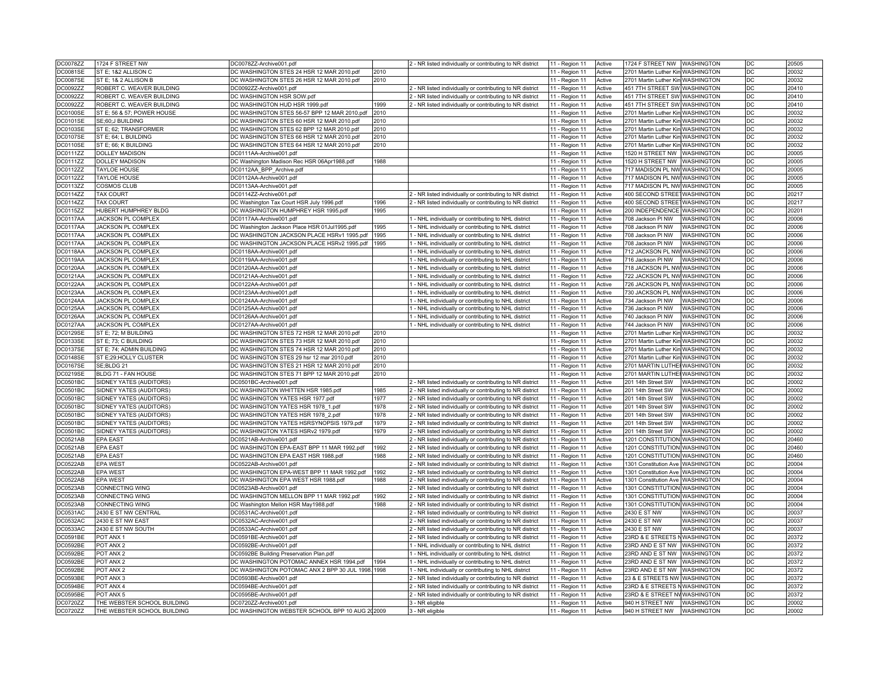| DC0078ZZ | 1724 F STREET NW | DC0078ZZ-Archive001.pdf | | 2 - NR listed individually or contributing to NR district | 11 - Region 11 | Active | 1724 F STREET NW | WASHINGTON | DC | 20505 |
|---|---|---|---|---|---|---|---|---|---|---|
| DC0081SE | ST E; 1&2 ALLISON C | DC WASHINGTON STES 24 HSR 12 MAR 2010.pdf | 2010 | | 11 - Region 11 | Active | 2701 Martin Luther Kin | WASHINGTON | DC | 20032 |
| DC0087SE | ST E; 1& 2 ALLISON B | DC WASHINGTON STES 26 HSR 12 MAR 2010.pdf | 2010 | | 11 - Region 11 | Active | 2701 Martin Luther Kin | WASHINGTON | DC | 20032 |
| DC0092ZZ | ROBERT C. WEAVER BUILDING | DC0092ZZ-Archive001.pdf | | 2 - NR listed individually or contributing to NR district | 11 - Region 11 | Active | 451 7TH STREET SW | WASHINGTON | DC | 20410 |
| DC0092ZZ | ROBERT C. WEAVER BUILDING | DC WASHINGTON HSR SOW.pdf | | 2 - NR listed individually or contributing to NR district | 11 - Region 11 | Active | 451 7TH STREET SW | WASHINGTON | DC | 20410 |
| DC0092ZZ | ROBERT C. WEAVER BUILDING | DC WASHINGTON HUD HSR 1999.pdf | 1999 | 2 - NR listed individually or contributing to NR district | 11 - Region 11 | Active | 451 7TH STREET SW | WASHINGTON | DC | 20410 |
| DC0100SE | ST E; 56 & 57; POWER HOUSE | DC WASHINGTON STES 56-57 BPP 12 MAR 2010.pdf | 2010 | | 11 - Region 11 | Active | 2701 Martin Luther Kin | WASHINGTON | DC | 20032 |
| DC0101SE | SE;60;J BUILDING | DC WASHINGTON STES 60 HSR 12 MAR 2010.pdf | 2010 | | 11 - Region 11 | Active | 2701 Martin Luther Kin | WASHINGTON | DC | 20032 |
| DC0103SE | ST E; 62; TRANSFORMER | DC WASHINGTON STES 62 BPP 12 MAR 2010.pdf | 2010 | | 11 - Region 11 | Active | 2701 Martin Luther Kin | WASHINGTON | DC | 20032 |
| DC0107SE | ST E; 64; L BUILDING | DC WASHINGTON STES 66 HSR 12 MAR 2010.pdf | 2010 | | 11 - Region 11 | Active | 2701 Martin Luther Kin | WASHINGTON | DC | 20032 |
| DC0110SE | ST E; 66; K BUILDING | DC WASHINGTON STES 64 HSR 12 MAR 2010.pdf | 2010 | | 11 - Region 11 | Active | 2701 Martin Luther Kin | WASHINGTON | DC | 20032 |
| DC0111ZZ | DOLLEY MADISON | DC0111AA-Archive001.pdf | | | 11 - Region 11 | Active | 1520 H STREET NW | WASHINGTON | DC | 20005 |
| DC0111ZZ | DOLLEY MADISON | DC Washington Madison Rec HSR 06Apr1988.pdf | 1988 | | 11 - Region 11 | Active | 1520 H STREET NW | WASHINGTON | DC | 20005 |
| DC0112ZZ | TAYLOE HOUSE | DC0112AA_BPP_Archive.pdf | | | 11 - Region 11 | Active | 717 MADISON PL NW | WASHINGTON | DC | 20005 |
| DC0112ZZ | TAYLOE HOUSE | DC0112AA-Archive001.pdf | | | 11 - Region 11 | Active | 717 MADISON PL NW | WASHINGTON | DC | 20005 |
| DC0113ZZ | COSMOS CLUB | DC0113AA-Archive001.pdf | | | 11 - Region 11 | Active | 717 MADISON PL NW | WASHINGTON | DC | 20005 |
| DC0114ZZ | TAX COURT | DC0114ZZ-Archive001.pdf | | 2 - NR listed individually or contributing to NR district | 11 - Region 11 | Active | 400 SECOND STREET | WASHINGTON | DC | 20217 |
| DC0114ZZ | TAX COURT | DC Washington Tax Court HSR July 1996.pdf | 1996 | 2 - NR listed individually or contributing to NR district | 11 - Region 11 | Active | 400 SECOND STREET | WASHINGTON | DC | 20217 |
| DC0115ZZ | HUBERT HUMPHREY BLDG | DC WASHINGTON HUMPHREY HSR 1995.pdf | 1995 | | 11 - Region 11 | Active | 200 INDEPENDENCE | WASHINGTON | DC | 20201 |
| DC0117AA | JACKSON PL COMPLEX | DC0117AA-Archive001.pdf | | 1 - NHL individually or contributing to NHL district | 11 - Region 11 | Active | 708 Jackson Pl NW | WASHINGTON | DC | 20006 |
| DC0117AA | JACKSON PL COMPLEX | DC Washington Jackson Place HSR 01Jul1995.pdf | 1995 | 1 - NHL individually or contributing to NHL district | 11 - Region 11 | Active | 708 Jackson Pl NW | WASHINGTON | DC | 20006 |
| DC0117AA | JACKSON PL COMPLEX | DC WASHINGTON JACKSON PLACE HSRv1 1995.pdf | 1995 | 1 - NHL individually or contributing to NHL district | 11 - Region 11 | Active | 708 Jackson Pl NW | WASHINGTON | DC | 20006 |
| DC0117AA | JACKSON PL COMPLEX | DC WASHINGTON JACKSON PLACE HSRv2 1995.pdf | 1995 | 1 - NHL individually or contributing to NHL district | 11 - Region 11 | Active | 708 Jackson Pl NW | WASHINGTON | DC | 20006 |
| DC0118AA | JACKSON PL COMPLEX | DC0118AA-Archive001.pdf | | 1 - NHL individually or contributing to NHL district | 11 - Region 11 | Active | 712 JACKSON PL NW | WASHINGTON | DC | 20006 |
| DC0119AA | JACKSON PL COMPLEX | DC0119AA-Archive001.pdf | | 1 - NHL individually or contributing to NHL district | 11 - Region 11 | Active | 716 Jackson Pl NW | WASHINGTON | DC | 20006 |
| DC0120AA | JACKSON PL COMPLEX | DC0120AA-Archive001.pdf | | 1 - NHL individually or contributing to NHL district | 11 - Region 11 | Active | 718 JACKSON PL NW | WASHINGTON | DC | 20006 |
| DC0121AA | JACKSON PL COMPLEX | DC0121AA-Archive001.pdf | | 1 - NHL individually or contributing to NHL district | 11 - Region 11 | Active | 722 JACKSON PL NW | WASHINGTON | DC | 20006 |
| DC0122AA | JACKSON PL COMPLEX | DC0122AA-Archive001.pdf | | 1 - NHL individually or contributing to NHL district | 11 - Region 11 | Active | 726 JACKSON PL NW | WASHINGTON | DC | 20006 |
| DC0123AA | JACKSON PL COMPLEX | DC0123AA-Archive001.pdf | | 1 - NHL individually or contributing to NHL district | 11 - Region 11 | Active | 730 JACKSON PL NW | WASHINGTON | DC | 20006 |
| DC0124AA | JACKSON PL COMPLEX | DC0124AA-Archive001.pdf | | 1 - NHL individually or contributing to NHL district | 11 - Region 11 | Active | 734 Jackson Pl NW | WASHINGTON | DC | 20006 |
| DC0125AA | JACKSON PL COMPLEX | DC0125AA-Archive001.pdf | | 1 - NHL individually or contributing to NHL district | 11 - Region 11 | Active | 736 Jackson Pl NW | WASHINGTON | DC | 20006 |
| DC0126AA | JACKSON PL COMPLEX | DC0126AA-Archive001.pdf | | 1 - NHL individually or contributing to NHL district | 11 - Region 11 | Active | 740 Jackson Pl NW | WASHINGTON | DC | 20006 |
| DC0127AA | JACKSON PL COMPLEX | DC0127AA-Archive001.pdf | | 1 - NHL individually or contributing to NHL district | 11 - Region 11 | Active | 744 Jackson Pl NW | WASHINGTON | DC | 20006 |
| DC0129SE | ST E; 72; M BUILDING | DC WASHINGTON STES 72 HSR 12 MAR 2010.pdf | 2010 | | 11 - Region 11 | Active | 2701 Martin Luther Kin | WASHINGTON | DC | 20032 |
| DC0133SE | ST E; 73; C BUILDING | DC WASHINGTON STES 73 HSR 12 MAR 2010.pdf | 2010 | | 11 - Region 11 | Active | 2701 Martin Luther Kin | WASHINGTON | DC | 20032 |
| DC0137SE | ST E; 74; ADMIN BUILDING | DC WASHINGTON STES 74 HSR 12 MAR 2010.pdf | 2010 | | 11 - Region 11 | Active | 2701 Martin Luther Kin | WASHINGTON | DC | 20032 |
| DC0148SE | ST E;29;HOLLY CLUSTER | DC WASHINGTON STES 29 hsr 12 mar 2010.pdf | 2010 | | 11 - Region 11 | Active | 2701 Martin Luther Kin | WASHINGTON | DC | 20032 |
| DC0167SE | SE;BLDG 21 | DC WASHINGTON STES 21 HSR 12 MAR 2010.pdf | 2010 | | 11 - Region 11 | Active | 2701 MARTIN LUTHER | WASHINGTON | DC | 20032 |
| DC0219SE | BLDG 71 - FAN HOUSE | DC WASHINGTON STES 71 BPP 12 MAR 2010.pdf | 2010 | | 11 - Region 11 | Active | 2701 MARTIN LUTHER | WASHINGTON | DC | 20032 |
| DC0501BC | SIDNEY YATES (AUDITORS) | DC0501BC-Archive001.pdf | | 2 - NR listed individually or contributing to NR district | 11 - Region 11 | Active | 201 14th Street SW | WASHINGTON | DC | 20002 |
| DC0501BC | SIDNEY YATES (AUDITORS) | DC WASHINGTON WHITTEN HSR 1985.pdf | 1985 | 2 - NR listed individually or contributing to NR district | 11 - Region 11 | Active | 201 14th Street SW | WASHINGTON | DC | 20002 |
| DC0501BC | SIDNEY YATES (AUDITORS) | DC WASHINGTON YATES HSR 1977.pdf | 1977 | 2 - NR listed individually or contributing to NR district | 11 - Region 11 | Active | 201 14th Street SW | WASHINGTON | DC | 20002 |
| DC0501BC | SIDNEY YATES (AUDITORS) | DC WASHINGTON YATES HSR 1978_1.pdf | 1978 | 2 - NR listed individually or contributing to NR district | 11 - Region 11 | Active | 201 14th Street SW | WASHINGTON | DC | 20002 |
| DC0501BC | SIDNEY YATES (AUDITORS) | DC WASHINGTON YATES HSR 1978_2.pdf | 1978 | 2 - NR listed individually or contributing to NR district | 11 - Region 11 | Active | 201 14th Street SW | WASHINGTON | DC | 20002 |
| DC0501BC | SIDNEY YATES (AUDITORS) | DC WASHINGTON YATES HSRSYNOPSIS 1979.pdf | 1979 | 2 - NR listed individually or contributing to NR district | 11 - Region 11 | Active | 201 14th Street SW | WASHINGTON | DC | 20002 |
| DC0501BC | SIDNEY YATES (AUDITORS) | DC WASHINGTON YATES HSRv2 1979.pdf | 1979 | 2 - NR listed individually or contributing to NR district | 11 - Region 11 | Active | 201 14th Street SW | WASHINGTON | DC | 20002 |
| DC0521AB | EPA EAST | DC0521AB-Archive001.pdf | | 2 - NR listed individually or contributing to NR district | 11 - Region 11 | Active | 1201 CONSTITUTION | WASHINGTON | DC | 20460 |
| DC0521AB | EPA EAST | DC WASHINGTON EPA-EAST BPP 11 MAR 1992.pdf | 1992 | 2 - NR listed individually or contributing to NR district | 11 - Region 11 | Active | 1201 CONSTITUTION | WASHINGTON | DC | 20460 |
| DC0521AB | EPA EAST | DC WASHINGTON EPA EAST HSR 1988.pdf | 1988 | 2 - NR listed individually or contributing to NR district | 11 - Region 11 | Active | 1201 CONSTITUTION | WASHINGTON | DC | 20460 |
| DC0522AB | EPA WEST | DC0522AB-Archive001.pdf | | 2 - NR listed individually or contributing to NR district | 11 - Region 11 | Active | 1301 Constitution Ave | WASHINGTON | DC | 20004 |
| DC0522AB | EPA WEST | DC WASHINGTON EPA-WEST BPP 11 MAR 1992.pdf | 1992 | 2 - NR listed individually or contributing to NR district | 11 - Region 11 | Active | 1301 Constitution Ave | WASHINGTON | DC | 20004 |
| DC0522AB | EPA WEST | DC WASHINGTON EPA WEST HSR 1988.pdf | 1988 | 2 - NR listed individually or contributing to NR district | 11 - Region 11 | Active | 1301 Constitution Ave | WASHINGTON | DC | 20004 |
| DC0523AB | CONNECTING WING | DC0523AB-Archive001.pdf | | 2 - NR listed individually or contributing to NR district | 11 - Region 11 | Active | 1301 CONSTITUTION | WASHINGTON | DC | 20004 |
| DC0523AB | CONNECTING WING | DC WASHINGTON MELLON BPP 11 MAR 1992.pdf | 1992 | 2 - NR listed individually or contributing to NR district | 11 - Region 11 | Active | 1301 CONSTITUTION | WASHINGTON | DC | 20004 |
| DC0523AB | CONNECTING WING | DC Washington Mellon HSR May1988.pdf | 1988 | 2 - NR listed individually or contributing to NR district | 11 - Region 11 | Active | 1301 CONSTITUTION | WASHINGTON | DC | 20004 |
| DC0531AC | 2430 E ST NW CENTRAL | DC0531AC-Archive001.pdf | | 2 - NR listed individually or contributing to NR district | 11 - Region 11 | Active | 2430 E ST NW | WASHINGTON | DC | 20037 |
| DC0532AC | 2430 E ST NW EAST | DC0532AC-Archive001.pdf | | 2 - NR listed individually or contributing to NR district | 11 - Region 11 | Active | 2430 E ST NW | WASHINGTON | DC | 20037 |
| DC0533AC | 2430 E ST NW SOUTH | DC0533AC-Archive001.pdf | | 2 - NR listed individually or contributing to NR district | 11 - Region 11 | Active | 2430 E ST NW | WASHINGTON | DC | 20037 |
| DC0591BE | POT ANX 1 | DC0591BE-Archive001.pdf | | 2 - NR listed individually or contributing to NR district | 11 - Region 11 | Active | 23RD & E STREETS N | WASHINGTON | DC | 20372 |
| DC0592BE | POT ANX 2 | DC0592BE-Archive001.pdf | | 1 - NHL individually or contributing to NHL district | 11 - Region 11 | Active | 23RD AND E ST NW | WASHINGTON | DC | 20372 |
| DC0592BE | POT ANX 2 | DC0592BE Building Preservation Plan.pdf | | 1 - NHL individually or contributing to NHL district | 11 - Region 11 | Active | 23RD AND E ST NW | WASHINGTON | DC | 20372 |
| DC0592BE | POT ANX 2 | DC WASHINGTON POTOMAC ANNEX HSR 1994.pdf | 1994 | 1 - NHL individually or contributing to NHL district | 11 - Region 11 | Active | 23RD AND E ST NW | WASHINGTON | DC | 20372 |
| DC0592BE | POT ANX 2 | DC WASHINGTON POTOMAC ANX 2 BPP 30 JUL 1998. | 1998 | 1 - NHL individually or contributing to NHL district | 11 - Region 11 | Active | 23RD AND E ST NW | WASHINGTON | DC | 20372 |
| DC0593BE | POT ANX 3 | DC0593BE-Archive001.pdf | | 2 - NR listed individually or contributing to NR district | 11 - Region 11 | Active | 23 & E STREETS NW | WASHINGTON | DC | 20372 |
| DC0594BE | POT ANX 4 | DC0594BE-Archive001.pdf | | 2 - NR listed individually or contributing to NR district | 11 - Region 11 | Active | 23RD & E STREETS N | WASHINGTON | DC | 20372 |
| DC0595BE | POT ANX 5 | DC0595BE-Archive001.pdf | | 2 - NR listed individually or contributing to NR district | 11 - Region 11 | Active | 23RD & E STREET NW | WASHINGTON | DC | 20372 |
| DC0720ZZ | THE WEBSTER SCHOOL BUILDING | DC0720ZZ-Archive001.pdf | | 3 - NR eligible | 11 - Region 11 | Active | 940 H STREET NW | WASHINGTON | DC | 20002 |
| DC0720ZZ | THE WEBSTER SCHOOL BUILDING | DC WASHINGTON WEBSTER SCHOOL BPP 10 AUG 20 | 2009 | 3 - NR eligible | 11 - Region 11 | Active | 940 H STREET NW | WASHINGTON | DC | 20002 |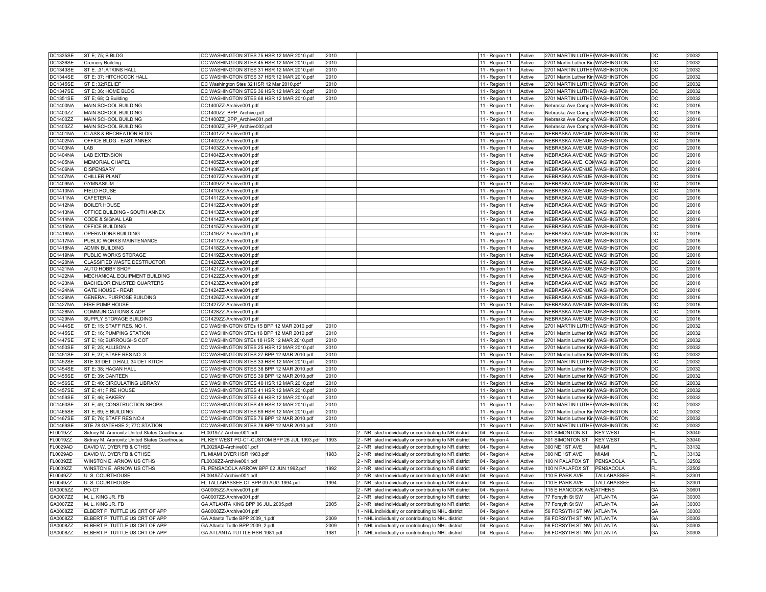| | | | | | | | | | | |
|---|---|---|---|---|---|---|---|---|---|---|
| DC1335SE | ST E; 75; B BLDG | DC WASHINGTON STES 75 HSR 12 MAR 2010.pdf | 2010 | | 11 - Region 11 | Active | 2701 MARTIN LUTHER | WASHINGTON | DC | 20032 |
| DC1336SE | Cremery Building | DC WASHINGTON STES 45 HSR 12 MAR 2010.pdf | 2010 | | 11 - Region 11 | Active | 2701 Martin Luther Kin | WASHINGTON | DC | 20032 |
| DC1343SE | ST E. ;31;ATKINS HALL | DC WASHINGTON STES 31 HSR 12 MAR 2010.pdf | 2010 | | 11 - Region 11 | Active | 2701 MARTIN LUTHER | WASHINGTON | DC | 20032 |
| DC1344SE | ST E; 37; HITCHCOCK HALL | DC WASHINGTON STES 37 HSR 12 MAR 2010.pdf | 2010 | | 11 - Region 11 | Active | 2701 Martin Luther Kin | WASHINGTON | DC | 20032 |
| DC1345SE | ST E ;32;RELIEF | DC Washington Stes 32 HSR 12 Mar 2010.pdf | 2010 | | 11 - Region 11 | Active | 2701 MARTIN LUTHER | WASHINGTON | DC | 20032 |
| DC1347SE | ST E; 36; HOME BLDG | DC WASHINGTON STES 36 HSR 12 MAR 2010.pdf | 2010 | | 11 - Region 11 | Active | 2701 MARTIN LUTHER | WASHINGTON | DC | 20032 |
| DC1351SE | ST E; 68; Q Building | DC WASHINGTON STES 68 HSR 12 MAR 2010.pdf | 2010 | | 11 - Region 11 | Active | 2701 MARTIN LUTHER | WASHINGTON | DC | 20032 |
| DC1400NA | MAIN SCHOOL BUILDING | DC1400ZZ-Archive001.pdf | | | 11 - Region 11 | Active | Nebraska Ave Comple | WASHINGTON | DC | 20016 |
| DC1400ZZ | MAIN SCHOOL BUILDING | DC1400ZZ_BPP_Archive.pdf | | | 11 - Region 11 | Active | Nebraska Ave Comple | WASHINGTON | DC | 20016 |
| DC1400ZZ | MAIN SCHOOL BUILDING | DC1400ZZ_BPP_Archive001.pdf | | | 11 - Region 11 | Active | Nebraska Ave Comple | WASHINGTON | DC | 20016 |
| DC1400ZZ | MAIN SCHOOL BUILDING | DC1400ZZ_BPP_Archive002.pdf | | | 11 - Region 11 | Active | Nebraska Ave Comple | WASHINGTON | DC | 20016 |
| DC1401NA | CLASS & RECREATION BLDG | DC1401ZZ-Archive001.pdf | | | 11 - Region 11 | Active | NEBRASKA AVENUE | WASHINGTON | DC | 20016 |
| DC1402NA | OFFICE BLDG - EAST ANNEX | DC1402ZZ-Archive001.pdf | | | 11 - Region 11 | Active | NEBRASKA AVENUE | WASHINGTON | DC | 20016 |
| DC1403NA | LAB | DC1403ZZ-Archive001.pdf | | | 11 - Region 11 | Active | NEBRASKA AVENUE | WASHINGTON | DC | 20016 |
| DC1404NA | LAB EXTENSION | DC1404ZZ-Archive001.pdf | | | 11 - Region 11 | Active | NEBRASKA AVENUE | WASHINGTON | DC | 20016 |
| DC1405NA | MEMORIAL CHAPEL | DC1405ZZ-Archive001.pdf | | | 11 - Region 11 | Active | NEBRASKA AVE. CON | WASHINGTON | DC | 20016 |
| DC1406NA | DISPENSARY | DC1406ZZ-Archive001.pdf | | | 11 - Region 11 | Active | NEBRASKA AVENUE | WASHINGTON | DC | 20016 |
| DC1407NA | CHILLER PLANT | DC1407ZZ-Archive001.pdf | | | 11 - Region 11 | Active | NEBRASKA AVENUE | WASHINGTON | DC | 20016 |
| DC1409NA | GYMNASIUM | DC1409ZZ-Archive001.pdf | | | 11 - Region 11 | Active | NEBRASKA AVENUE | WASHINGTON | DC | 20016 |
| DC1410NA | FIELD HOUSE | DC1410ZZ-Archive001.pdf | | | 11 - Region 11 | Active | NEBRASKA AVENUE | WASHINGTON | DC | 20016 |
| DC1411NA | CAFETERIA | DC1411ZZ-Archive001.pdf | | | 11 - Region 11 | Active | NEBRASKA AVENUE | WASHINGTON | DC | 20016 |
| DC1412NA | BOILER HOUSE | DC1412ZZ-Archive001.pdf | | | 11 - Region 11 | Active | NEBRASKA AVENUE | WASHINGTON | DC | 20016 |
| DC1413NA | OFFICE BUILDING - SOUTH ANNEX | DC1413ZZ-Archive001.pdf | | | 11 - Region 11 | Active | NEBRASKA AVENUE | WASHINGTON | DC | 20016 |
| DC1414NA | CODE & SIGNAL LAB | DC1414ZZ-Archive001.pdf | | | 11 - Region 11 | Active | NEBRASKA AVENUE | WASHINGTON | DC | 20016 |
| DC1415NA | OFFICE BUILDING | DC1415ZZ-Archive001.pdf | | | 11 - Region 11 | Active | NEBRASKA AVENUE | WASHINGTON | DC | 20016 |
| DC1416NA | OPERATIONS BUILDING | DC1416ZZ-Archive001.pdf | | | 11 - Region 11 | Active | NEBRASKA AVENUE | WASHINGTON | DC | 20016 |
| DC1417NA | PUBLIC WORKS MAINTENANCE | DC1417ZZ-Archive001.pdf | | | 11 - Region 11 | Active | NEBRASKA AVENUE | WASHINGTON | DC | 20016 |
| DC1418NA | ADMIN BUILDING | DC1418ZZ-Archive001.pdf | | | 11 - Region 11 | Active | NEBRASKA AVENUE | WASHINGTON | DC | 20016 |
| DC1419NA | PUBLIC WORKS STORAGE | DC1419ZZ-Archive001.pdf | | | 11 - Region 11 | Active | NEBRASKA AVENUE | WASHINGTON | DC | 20016 |
| DC1420NA | CLASSIFIED WASTE DESTRUCTOR | DC1420ZZ-Archive001.pdf | | | 11 - Region 11 | Active | NEBRASKA AVENUE | WASHINGTON | DC | 20016 |
| DC1421NA | AUTO HOBBY SHOP | DC1421ZZ-Archive001.pdf | | | 11 - Region 11 | Active | NEBRASKA AVENUE | WASHINGTON | DC | 20016 |
| DC1422NA | MECHANICAL EQUIPMENT BUILDING | DC1422ZZ-Archive001.pdf | | | 11 - Region 11 | Active | NEBRASKA AVENUE | WASHINGTON | DC | 20016 |
| DC1423NA | BACHELOR ENLISTED QUARTERS | DC1423ZZ-Archive001.pdf | | | 11 - Region 11 | Active | NEBRASKA AVENUE | WASHINGTON | DC | 20016 |
| DC1424NA | GATE HOUSE - REAR | DC1424ZZ-Archive001.pdf | | | 11 - Region 11 | Active | NEBRASKA AVENUE | WASHINGTON | DC | 20016 |
| DC1426NA | GENERAL PURPOSE BUILDING | DC1426ZZ-Archive001.pdf | | | 11 - Region 11 | Active | NEBRASKA AVENUE | WASHINGTON | DC | 20016 |
| DC1427NA | FIRE PUMP HOUSE | DC1427ZZ-Archive001.pdf | | | 11 - Region 11 | Active | NEBRASKA AVENUE | WASHINGTON | DC | 20016 |
| DC1428NA | COMMUNICATIONS & ADP | DC1428ZZ-Archive001.pdf | | | 11 - Region 11 | Active | NEBRASKA AVENUE | WASHINGTON | DC | 20016 |
| DC1429NA | SUPPLY STORAGE BUILDING | DC1429ZZ-Archive001.pdf | | | 11 - Region 11 | Active | NEBRASKA AVENUE | WASHINGTON | DC | 20016 |
| DC1444SE | ST E; 15; STAFF RES. NO 1. | DC WASHINGTON STEs 15 BPP 12 MAR 2010.pdf | 2010 | | 11 - Region 11 | Active | 2701 MARTIN LUTHER | WASHINGTON | DC | 20032 |
| DC1445SE | ST E; 16; PUMPING STATION | DC WASHINGTON STEs 16 BPP 12 MAR 2010.pdf | 2010 | | 11 - Region 11 | Active | 2701 Martin Luther Kin | WASHINGTON | DC | 20032 |
| DC1447SE | ST E; 18; BURROUGHS COT | DC WASHINGTON STEs 18 HSR 12 MAR 2010.pdf | 2010 | | 11 - Region 11 | Active | 2701 Martin Luther Kin | WASHINGTON | DC | 20032 |
| DC1450SE | ST E; 25; ALLISON A | DC WASHINGTON STES 25 HSR 12 MAR 2010.pdf | 2010 | | 11 - Region 11 | Active | 2701 Martin Luther Kin | WASHINGTON | DC | 20032 |
| DC1451SE | ST E; 27; STAFF RES NO. 3 | DC WASHINGTON STES 27 BPP 12 MAR 2010.pdf | 2010 | | 11 - Region 11 | Active | 2701 Martin Luther Kin | WASHINGTON | DC | 20032 |
| DC1452SE | STE 33 DET D HALL 34 DET KITCH | DC WASHINGTON STES 33 HSR 12 MAR 2010.pdf | 2010 | | 11 - Region 11 | Active | 2701 MARTIN LUTHER | WASHINGTON | DC | 20032 |
| DC1454SE | ST E; 38; HAGAN HALL | DC WASHINGTON STES 38 BPP 12 MAR 2010.pdf | 2010 | | 11 - Region 11 | Active | 2701 Martin Luther Kin | WASHINGTON | DC | 20032 |
| DC1455SE | ST E; 39; CANTEEN | DC WASHINGTON STES 39 BPP 12 MAR 2010.pdf | 2010 | | 11 - Region 11 | Active | 2701 Martin Luther Kin | WASHINGTON | DC | 20032 |
| DC1456SE | ST E; 40; CIRCULATING LIBRARY | DC WASHINGTON STES 40 HSR 12 MAR 2010.pdf | 2010 | | 11 - Region 11 | Active | 2701 Martin Luther Kin | WASHINGTON | DC | 20032 |
| DC1457SE | ST E; 41; FIRE HOUSE | DC WASHINGTON STES 41 HSR 12 MAR 2010.pdf | 2010 | | 11 - Region 11 | Active | 2701 Martin Luther Kin | WASHINGTON | DC | 20032 |
| DC1459SE | ST E; 46; BAKERY | DC WASHINGTON STES 46 HSR 12 MAR 2010.pdf | 2010 | | 11 - Region 11 | Active | 2701 Martin Luther Kin | WASHINGTON | DC | 20032 |
| DC1460SE | ST E; 49; CONSTRUCTION SHOPS | DC WASHINGTON STES 49 HSR 12 MAR 2010.pdf | 2010 | | 11 - Region 11 | Active | 2701 MARTIN LUTHER | WASHINGTON | DC | 20032 |
| DC1465SE | ST E; 69; E BUILDING | DC WASHINGTON STES 69 HSR 12 MAR 2010.pdf | 2010 | | 11 - Region 11 | Active | 2701 Martin Luther Kin | WASHINGTON | DC | 20032 |
| DC1467SE | ST E; 76; STAFF RES NO.4 | DC WASHINGTON STES 76 BPP 12 MAR 2010.pdf | 2010 | | 11 - Region 11 | Active | 2701 Martin Luther Kin | WASHINGTON | DC | 20032 |
| DC1469SE | STE 78 GATEHSE 2; 77C STATION | DC WASHINGTON STES 78 BPP 12 MAR 2010.pdf | 2010 | | 11 - Region 11 | Active | 2701 MARTIN LUTHER | WASHINGTON | DC | 20032 |
| FL0019ZZ | Sidney M. Aronovitz United States Courthouse | FL0019ZZ-Archive001.pdf | | 2 - NR listed individually or contributing to NR district | 04 - Region 4 | Active | 301 SIMONTON ST | KEY WEST | FL | 33040 |
| FL0019ZZ | Sidney M. Aronovitz United States Courthouse | FL KEY WEST PO-CT-CUSTOM BPP 26 JUL 1993.pdf | 1993 | 2 - NR listed individually or contributing to NR district | 04 - Region 4 | Active | 301 SIMONTON ST | KEY WEST | FL | 33040 |
| FL0029AD | DAVID W. DYER FB & CTHSE | FL0029AD-Archive001.pdf | | 2 - NR listed individually or contributing to NR district | 04 - Region 4 | Active | 300 NE 1ST AVE | MIAMI | FL | 33132 |
| FL0029AD | DAVID W. DYER FB & CTHSE | FL MIAMI DYER HSR 1983.pdf | 1983 | 2 - NR listed individually or contributing to NR district | 04 - Region 4 | Active | 300 NE 1ST AVE | MIAMI | FL | 33132 |
| FL0039ZZ | WINSTON E. ARNOW US CTHS | FL0039ZZ-Archive001.pdf | | 2 - NR listed individually or contributing to NR district | 04 - Region 4 | Active | 100 N PALAFOX ST | PENSACOLA | FL | 32502 |
| FL0039ZZ | WINSTON E. ARNOW US CTHS | FL PENSACOLA ARROW BPP 02 JUN 1992.pdf | 1992 | 2 - NR listed individually or contributing to NR district | 04 - Region 4 | Active | 100 N PALAFOX ST | PENSACOLA | FL | 32502 |
| FL0049ZZ | U. S. COURTHOUSE | FL0049ZZ-Archive001.pdf | | 2 - NR listed individually or contributing to NR district | 04 - Region 4 | Active | 110 E PARK AVE | TALLAHASSEE | FL | 32301 |
| FL0049ZZ | U. S. COURTHOUSE | FL TALLAHASSEE CT BPP 09 AUG 1994.pdf | 1994 | 2 - NR listed individually or contributing to NR district | 04 - Region 4 | Active | 110 E PARK AVE | TALLAHASSEE | FL | 32301 |
| GA0005ZZ | PO-CT | GA0005ZZ-Archive001.pdf | | 2 - NR listed individually or contributing to NR district | 04 - Region 4 | Active | 115 E HANCOCK AVE | ATHENS | GA | 30601 |
| GA0007ZZ | M. L. KING JR. FB | GA0007ZZ-Archive001.pdf | | 2 - NR listed individually or contributing to NR district | 04 - Region 4 | Active | 77 Forsyth St SW | ATLANTA | GA | 30303 |
| GA0007ZZ | M. L. KING JR. FB | GA ATLANTA KING BPP 06 JUL 2005.pdf | 2005 | 2 - NR listed individually or contributing to NR district | 04 - Region 4 | Active | 77 Forsyth St SW | ATLANTA | GA | 30303 |
| GA0008ZZ | ELBERT P. TUTTLE US CRT OF APP | GA0008ZZ-Archive001.pdf | | 1 - NHL individually or contributing to NHL district | 04 - Region 4 | Active | 56 FORSYTH ST NW | ATLANTA | GA | 30303 |
| GA0008ZZ | ELBERT P. TUTTLE US CRT OF APP | GA Atlanta Tuttle BPP 2009_1.pdf | 2009 | 1 - NHL individually or contributing to NHL district | 04 - Region 4 | Active | 56 FORSYTH ST NW | ATLANTA | GA | 30303 |
| GA0008ZZ | ELBERT P. TUTTLE US CRT OF APP | GA Atlanta Tuttle BPP 2009_2.pdf | 2009 | 1 - NHL individually or contributing to NHL district | 04 - Region 4 | Active | 56 FORSYTH ST NW | ATLANTA | GA | 30303 |
| GA0008ZZ | ELBERT P. TUTTLE US CRT OF APP | GA ATLANTA TUTTLE HSR 1981.pdf | 1981 | 1 - NHL individually or contributing to NHL district | 04 - Region 4 | Active | 56 FORSYTH ST NW | ATLANTA | GA | 30303 |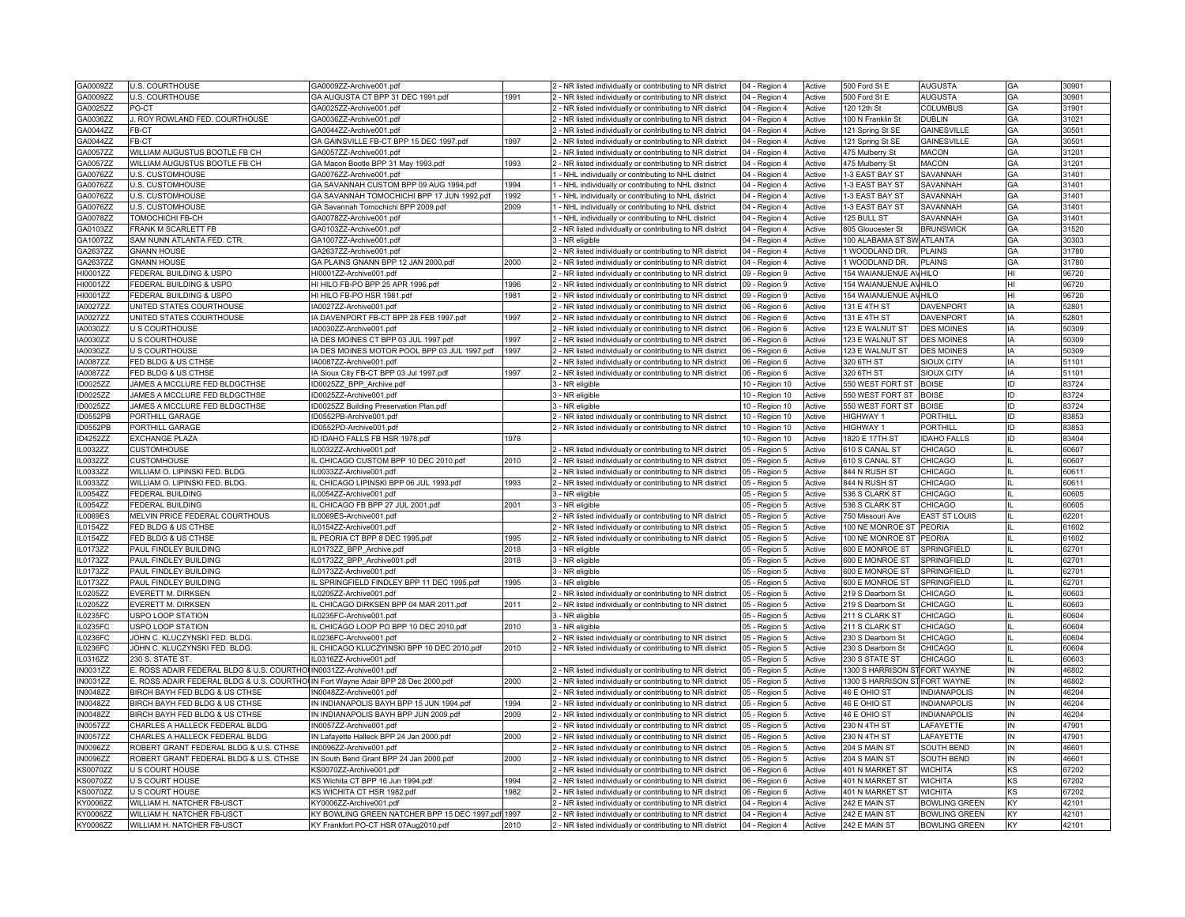| | | | | | | | | | | |
|---|---|---|---|---|---|---|---|---|---|---|
| GA0009ZZ | U.S. COURTHOUSE | GA0009ZZ-Archive001.pdf | | 2 - NR listed individually or contributing to NR district | 04 - Region 4 | Active | 500 Ford St E | AUGUSTA | GA | 30901 |
| GA0009ZZ | U.S. COURTHOUSE | GA AUGUSTA CT BPP 31 DEC 1991.pdf | 1991 | 2 - NR listed individually or contributing to NR district | 04 - Region 4 | Active | 500 Ford St E | AUGUSTA | GA | 30901 |
| GA0025ZZ | PO-CT | GA0025ZZ-Archive001.pdf | | 2 - NR listed individually or contributing to NR district | 04 - Region 4 | Active | 120 12th St | COLUMBUS | GA | 31901 |
| GA0036ZZ | J. ROY ROWLAND FED. COURTHOUSE | GA0036ZZ-Archive001.pdf | | 2 - NR listed individually or contributing to NR district | 04 - Region 4 | Active | 100 N Franklin St | DUBLIN | GA | 31021 |
| GA0044ZZ | FB-CT | GA0044ZZ-Archive001.pdf | | 2 - NR listed individually or contributing to NR district | 04 - Region 4 | Active | 121 Spring St SE | GAINESVILLE | GA | 30501 |
| GA0044ZZ | FB-CT | GA GAINSVILLE FB-CT BPP 15 DEC 1997.pdf | 1997 | 2 - NR listed individually or contributing to NR district | 04 - Region 4 | Active | 121 Spring St SE | GAINESVILLE | GA | 30501 |
| GA0057ZZ | WILLIAM AUGUSTUS BOOTLE FB CH | GA0057ZZ-Archive001.pdf | | 2 - NR listed individually or contributing to NR district | 04 - Region 4 | Active | 475 Mulberry St | MACON | GA | 31201 |
| GA0057ZZ | WILLIAM AUGUSTUS BOOTLE FB CH | GA Macon Bootle BPP 31 May 1993.pdf | 1993 | 2 - NR listed individually or contributing to NR district | 04 - Region 4 | Active | 475 Mulberry St | MACON | GA | 31201 |
| GA0076ZZ | U.S. CUSTOMHOUSE | GA0076ZZ-Archive001.pdf | | 1 - NHL individually or contributing to NHL district | 04 - Region 4 | Active | 1-3 EAST BAY ST | SAVANNAH | GA | 31401 |
| GA0076ZZ | U.S. CUSTOMHOUSE | GA SAVANNAH CUSTOM BPP 09 AUG 1994.pdf | 1994 | 1 - NHL individually or contributing to NHL district | 04 - Region 4 | Active | 1-3 EAST BAY ST | SAVANNAH | GA | 31401 |
| GA0076ZZ | U.S. CUSTOMHOUSE | GA SAVANNAH TOMOCHICHI BPP 17 JUN 1992.pdf | 1992 | 1 - NHL individually or contributing to NHL district | 04 - Region 4 | Active | 1-3 EAST BAY ST | SAVANNAH | GA | 31401 |
| GA0076ZZ | U.S. CUSTOMHOUSE | GA Savannah Tomochichi BPP 2009.pdf | 2009 | 1 - NHL individually or contributing to NHL district | 04 - Region 4 | Active | 1-3 EAST BAY ST | SAVANNAH | GA | 31401 |
| GA0078ZZ | TOMOCHICHI FB-CH | GA0078ZZ-Archive001.pdf | | 1 - NHL individually or contributing to NHL district | 04 - Region 4 | Active | 125 BULL ST | SAVANNAH | GA | 31401 |
| GA0103ZZ | FRANK M SCARLETT FB | GA0103ZZ-Archive001.pdf | | 2 - NR listed individually or contributing to NR district | 04 - Region 4 | Active | 805 Gloucester St | BRUNSWICK | GA | 31520 |
| GA1007ZZ | SAM NUNN ATLANTA FED. CTR. | GA1007ZZ-Archive001.pdf | | 3 - NR eligible | 04 - Region 4 | Active | 100 ALABAMA ST SW | ATLANTA | GA | 30303 |
| GA2637ZZ | GNANN HOUSE | GA2637ZZ-Archive001.pdf | | 2 - NR listed individually or contributing to NR district | 04 - Region 4 | Active | 1 WOODLAND DR. | PLAINS | GA | 31780 |
| GA2637ZZ | GNANN HOUSE | GA PLAINS GNANN BPP 12 JAN 2000.pdf | 2000 | 2 - NR listed individually or contributing to NR district | 04 - Region 4 | Active | 1 WOODLAND DR. | PLAINS | GA | 31780 |
| HI0001ZZ | FEDERAL BUILDING & USPO | HI0001ZZ-Archive001.pdf | | 2 - NR listed individually or contributing to NR district | 09 - Region 9 | Active | 154 WAIANUENUE AV | HILO | HI | 96720 |
| HI0001ZZ | FEDERAL BUILDING & USPO | HI HILO FB-PO BPP 25 APR 1996.pdf | 1996 | 2 - NR listed individually or contributing to NR district | 09 - Region 9 | Active | 154 WAIANUENUE AV | HILO | HI | 96720 |
| HI0001ZZ | FEDERAL BUILDING & USPO | HI HILO FB-PO HSR 1981.pdf | 1981 | 2 - NR listed individually or contributing to NR district | 09 - Region 9 | Active | 154 WAIANUENUE AV | HILO | HI | 96720 |
| IA0027ZZ | UNITED STATES COURTHOUSE | IA0027ZZ-Archive001.pdf | | 2 - NR listed individually or contributing to NR district | 06 - Region 6 | Active | 131 E 4TH ST | DAVENPORT | IA | 52801 |
| IA0027ZZ | UNITED STATES COURTHOUSE | IA DAVENPORT FB-CT BPP 28 FEB 1997.pdf | 1997 | 2 - NR listed individually or contributing to NR district | 06 - Region 6 | Active | 131 E 4TH ST | DAVENPORT | IA | 52801 |
| IA0030ZZ | U S COURTHOUSE | IA0030ZZ-Archive001.pdf | | 2 - NR listed individually or contributing to NR district | 06 - Region 6 | Active | 123 E WALNUT ST | DES MOINES | IA | 50309 |
| IA0030ZZ | U S COURTHOUSE | IA DES MOINES CT BPP 03 JUL 1997.pdf | 1997 | 2 - NR listed individually or contributing to NR district | 06 - Region 6 | Active | 123 E WALNUT ST | DES MOINES | IA | 50309 |
| IA0030ZZ | U S COURTHOUSE | IA DES MOINES MOTOR POOL BPP 03 JUL 1997.pdf | 1997 | 2 - NR listed individually or contributing to NR district | 06 - Region 6 | Active | 123 E WALNUT ST | DES MOINES | IA | 50309 |
| IA0087ZZ | FED BLDG & US CTHSE | IA0087ZZ-Archive001.pdf | | 2 - NR listed individually or contributing to NR district | 06 - Region 6 | Active | 320 6TH ST | SIOUX CITY | IA | 51101 |
| IA0087ZZ | FED BLDG & US CTHSE | IA Sioux City FB-CT BPP 03 Jul 1997.pdf | 1997 | 2 - NR listed individually or contributing to NR district | 06 - Region 6 | Active | 320 6TH ST | SIOUX CITY | IA | 51101 |
| ID0025ZZ | JAMES A MCCLURE FED BLDGCTHSE | ID0025ZZ_BPP_Archive.pdf | | 3 - NR eligible | 10 - Region 10 | Active | 550 WEST FORT ST | BOISE | ID | 83724 |
| ID0025ZZ | JAMES A MCCLURE FED BLDGCTHSE | ID0025ZZ-Archive001.pdf | | 3 - NR eligible | 10 - Region 10 | Active | 550 WEST FORT ST | BOISE | ID | 83724 |
| ID0025ZZ | JAMES A MCCLURE FED BLDGCTHSE | ID0025ZZ Building Preservation Plan.pdf | | 3 - NR eligible | 10 - Region 10 | Active | 550 WEST FORT ST | BOISE | ID | 83724 |
| ID0552PB | PORTHILL GARAGE | ID0552PB-Archive001.pdf | | 2 - NR listed individually or contributing to NR district | 10 - Region 10 | Active | HIGHWAY 1 | PORTHILL | ID | 83853 |
| ID0552PB | PORTHILL GARAGE | ID0552PD-Archive001.pdf | | 2 - NR listed individually or contributing to NR district | 10 - Region 10 | Active | HIGHWAY 1 | PORTHILL | ID | 83853 |
| ID4252ZZ | EXCHANGE PLAZA | ID IDAHO FALLS FB HSR 1978.pdf | 1978 | | 10 - Region 10 | Active | 1820 E 17TH ST | IDAHO FALLS | ID | 83404 |
| IL0032ZZ | CUSTOMHOUSE | IL0032ZZ-Archive001.pdf | | 2 - NR listed individually or contributing to NR district | 05 - Region 5 | Active | 610 S CANAL ST | CHICAGO | IL | 60607 |
| IL0032ZZ | CUSTOMHOUSE | IL CHICAGO CUSTOM BPP 10 DEC 2010.pdf | 2010 | 2 - NR listed individually or contributing to NR district | 05 - Region 5 | Active | 610 S CANAL ST | CHICAGO | IL | 60607 |
| IL0033ZZ | WILLIAM O. LIPINSKI FED. BLDG. | IL0033ZZ-Archive001.pdf | | 2 - NR listed individually or contributing to NR district | 05 - Region 5 | Active | 844 N RUSH ST | CHICAGO | IL | 60611 |
| IL0033ZZ | WILLIAM O. LIPINSKI FED. BLDG. | IL CHICAGO LIPINSKI BPP 06 JUL 1993.pdf | 1993 | 2 - NR listed individually or contributing to NR district | 05 - Region 5 | Active | 844 N RUSH ST | CHICAGO | IL | 60611 |
| IL0054ZZ | FEDERAL BUILDING | IL0054ZZ-Archive001.pdf | | 3 - NR eligible | 05 - Region 5 | Active | 536 S CLARK ST | CHICAGO | IL | 60605 |
| IL0054ZZ | FEDERAL BUILDING | IL CHICAGO FB BPP 27 JUL 2001.pdf | 2001 | 3 - NR eligible | 05 - Region 5 | Active | 536 S CLARK ST | CHICAGO | IL | 60605 |
| IL0069ES | MELVIN PRICE FEDERAL COURTHOUS | IL0069ES-Archive001.pdf | | 2 - NR listed individually or contributing to NR district | 05 - Region 5 | Active | 750 Missouri Ave | EAST ST LOUIS | IL | 62201 |
| IL0154ZZ | FED BLDG & US CTHSE | IL0154ZZ-Archive001.pdf | | 2 - NR listed individually or contributing to NR district | 05 - Region 5 | Active | 100 NE MONROE ST | PEORIA | IL | 61602 |
| IL0154ZZ | FED BLDG & US CTHSE | IL PEORIA CT BPP 8 DEC 1995.pdf | 1995 | 2 - NR listed individually or contributing to NR district | 05 - Region 5 | Active | 100 NE MONROE ST | PEORIA | IL | 61602 |
| IL0173ZZ | PAUL FINDLEY BUILDING | IL0173ZZ_BPP_Archive.pdf | 2018 | 3 - NR eligible | 05 - Region 5 | Active | 600 E MONROE ST | SPRINGFIELD | IL | 62701 |
| IL0173ZZ | PAUL FINDLEY BUILDING | IL0173ZZ_BPP_Archive001.pdf | 2018 | 3 - NR eligible | 05 - Region 5 | Active | 600 E MONROE ST | SPRINGFIELD | IL | 62701 |
| IL0173ZZ | PAUL FINDLEY BUILDING | IL0173ZZ-Archive001.pdf | | 3 - NR eligible | 05 - Region 5 | Active | 600 E MONROE ST | SPRINGFIELD | IL | 62701 |
| IL0173ZZ | PAUL FINDLEY BUILDING | IL SPRINGFIELD FINDLEY BPP 11 DEC 1995.pdf | 1995 | 3 - NR eligible | 05 - Region 5 | Active | 600 E MONROE ST | SPRINGFIELD | IL | 62701 |
| IL0205ZZ | EVERETT M. DIRKSEN | IL0205ZZ-Archive001.pdf | | 2 - NR listed individually or contributing to NR district | 05 - Region 5 | Active | 219 S Dearborn St | CHICAGO | IL | 60603 |
| IL0205ZZ | EVERETT M. DIRKSEN | IL CHICAGO DIRKSEN BPP 04 MAR 2011.pdf | 2011 | 2 - NR listed individually or contributing to NR district | 05 - Region 5 | Active | 219 S Dearborn St | CHICAGO | IL | 60603 |
| IL0235FC | USPO LOOP STATION | IL0235FC-Archive001.pdf | | 3 - NR eligible | 05 - Region 5 | Active | 211 S CLARK ST | CHICAGO | IL | 60604 |
| IL0235FC | USPO LOOP STATION | IL CHICAGO LOOP PO BPP 10 DEC 2010.pdf | 2010 | 3 - NR eligible | 05 - Region 5 | Active | 211 S CLARK ST | CHICAGO | IL | 60604 |
| IL0236FC | JOHN C. KLUCZYNSKI FED. BLDG. | IL0236FC-Archive001.pdf | | 2 - NR listed individually or contributing to NR district | 05 - Region 5 | Active | 230 S Dearborn St | CHICAGO | IL | 60604 |
| IL0236FC | JOHN C. KLUCZYNSKI FED. BLDG. | IL CHICAGO KLUCZYINSKI BPP 10 DEC 2010.pdf | 2010 | 2 - NR listed individually or contributing to NR district | 05 - Region 5 | Active | 230 S Dearborn St | CHICAGO | IL | 60604 |
| IL0316ZZ | 230 S. STATE ST. | IL0316ZZ-Archive001.pdf | | | 05 - Region 5 | Active | 230 S STATE ST | CHICAGO | IL | 60603 |
| IN0031ZZ | E. ROSS ADAIR FEDERAL BLDG & U.S. COURTHO | IN0031ZZ-Archive001.pdf | | 2 - NR listed individually or contributing to NR district | 05 - Region 5 | Active | 1300 S HARRISON ST | FORT WAYNE | IN | 46802 |
| IN0031ZZ | E. ROSS ADAIR FEDERAL BLDG & U.S. COURTHO | IN Fort Wayne Adair BPP 28 Dec 2000.pdf | 2000 | 2 - NR listed individually or contributing to NR district | 05 - Region 5 | Active | 1300 S HARRISON ST | FORT WAYNE | IN | 46802 |
| IN0048ZZ | BIRCH BAYH FED BLDG & US CTHSE | IN0048ZZ-Archive001.pdf | | 2 - NR listed individually or contributing to NR district | 05 - Region 5 | Active | 46 E OHIO ST | INDIANAPOLIS | IN | 46204 |
| IN0048ZZ | BIRCH BAYH FED BLDG & US CTHSE | IN INDIANAPOLIS BAYH BPP 15 JUN 1994.pdf | 1994 | 2 - NR listed individually or contributing to NR district | 05 - Region 5 | Active | 46 E OHIO ST | INDIANAPOLIS | IN | 46204 |
| IN0048ZZ | BIRCH BAYH FED BLDG & US CTHSE | IN INDIANAPOLIS BAYH BPP JUN 2009.pdf | 2009 | 2 - NR listed individually or contributing to NR district | 05 - Region 5 | Active | 46 E OHIO ST | INDIANAPOLIS | IN | 46204 |
| IN0057ZZ | CHARLES A HALLECK FEDERAL BLDG | IN0057ZZ-Archive001.pdf | | 2 - NR listed individually or contributing to NR district | 05 - Region 5 | Active | 230 N 4TH ST | LAFAYETTE | IN | 47901 |
| IN0057ZZ | CHARLES A HALLECK FEDERAL BLDG | IN Lafayette Halleck BPP 24 Jan 2000.pdf | 2000 | 2 - NR listed individually or contributing to NR district | 05 - Region 5 | Active | 230 N 4TH ST | LAFAYETTE | IN | 47901 |
| IN0096ZZ | ROBERT GRANT FEDERAL BLDG & U.S. CTHSE | IN0096ZZ-Archive001.pdf | | 2 - NR listed individually or contributing to NR district | 05 - Region 5 | Active | 204 S MAIN ST | SOUTH BEND | IN | 46601 |
| IN0096ZZ | ROBERT GRANT FEDERAL BLDG & U.S. CTHSE | IN South Bend Grant BPP 24 Jan 2000.pdf | 2000 | 2 - NR listed individually or contributing to NR district | 05 - Region 5 | Active | 204 S MAIN ST | SOUTH BEND | IN | 46601 |
| KS0070ZZ | U S COURT HOUSE | KS0070ZZ-Archive001.pdf | | 2 - NR listed individually or contributing to NR district | 06 - Region 6 | Active | 401 N MARKET ST | WICHITA | KS | 67202 |
| KS0070ZZ | U S COURT HOUSE | KS Wichita CT BPP 16 Jun 1994.pdf | 1994 | 2 - NR listed individually or contributing to NR district | 06 - Region 6 | Active | 401 N MARKET ST | WICHITA | KS | 67202 |
| KS0070ZZ | U S COURT HOUSE | KS WICHITA CT HSR 1982.pdf | 1982 | 2 - NR listed individually or contributing to NR district | 06 - Region 6 | Active | 401 N MARKET ST | WICHITA | KS | 67202 |
| KY0006ZZ | WILLIAM H. NATCHER FB-USCT | KY0006ZZ-Archive001.pdf | | 2 - NR listed individually or contributing to NR district | 04 - Region 4 | Active | 242 E MAIN ST | BOWLING GREEN | KY | 42101 |
| KY0006ZZ | WILLIAM H. NATCHER FB-USCT | KY BOWLING GREEN NATCHER BPP 15 DEC 1997.pdf | 1997 | 2 - NR listed individually or contributing to NR district | 04 - Region 4 | Active | 242 E MAIN ST | BOWLING GREEN | KY | 42101 |
| KY0006ZZ | WILLIAM H. NATCHER FB-USCT | KY Frankfort PO-CT HSR 07Aug2010.pdf | 2010 | 2 - NR listed individually or contributing to NR district | 04 - Region 4 | Active | 242 E MAIN ST | BOWLING GREEN | KY | 42101 |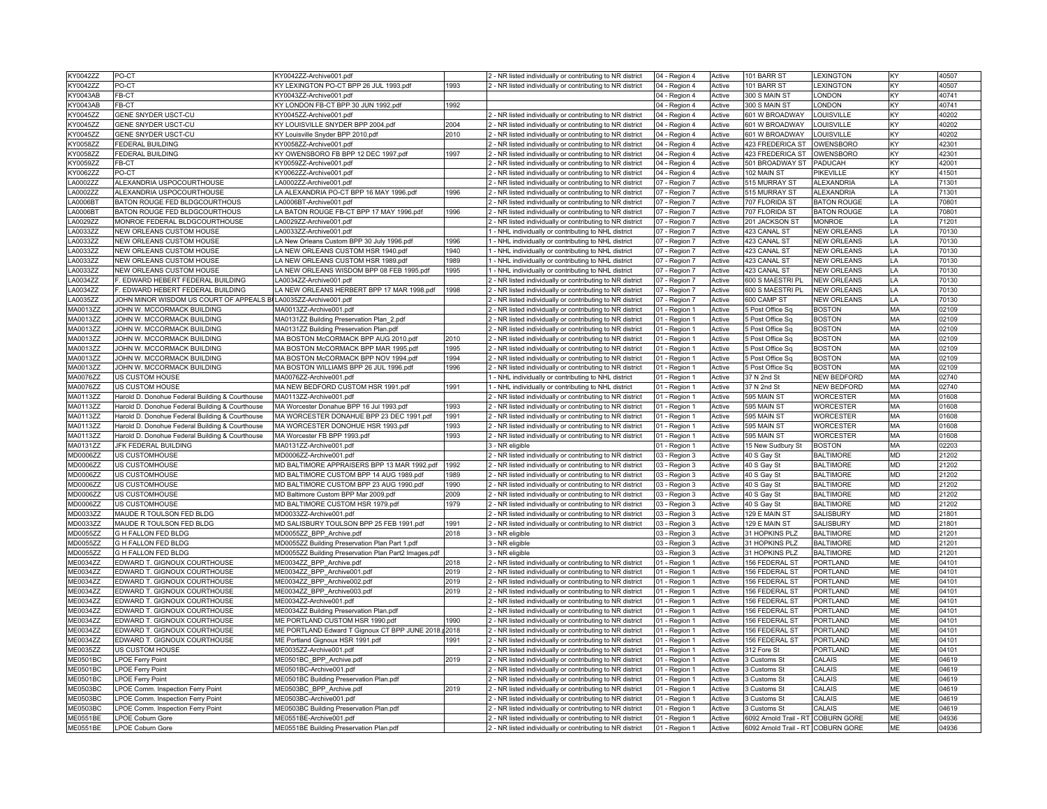| | | | | | | | | | | | |
|---|---|---|---|---|---|---|---|---|---|---|---|
| KY0042ZZ | PO-CT | KY0042ZZ-Archive001.pdf | | 2 - NR listed individually or contributing to NR district | 04 - Region 4 | Active | 101 BARR ST | LEXINGTON | KY | 40507 |
| KY0042ZZ | PO-CT | KY LEXINGTON PO-CT BPP 26 JUL 1993.pdf | 1993 | 2 - NR listed individually or contributing to NR district | 04 - Region 4 | Active | 101 BARR ST | LEXINGTON | KY | 40507 |
| KY0043AB | FB-CT | KY0043ZZ-Archive001.pdf | | | 04 - Region 4 | Active | 300 S MAIN ST | LONDON | KY | 40741 |
| KY0043AB | FB-CT | KY LONDON FB-CT BPP 30 JUN 1992.pdf | 1992 | | 04 - Region 4 | Active | 300 S MAIN ST | LONDON | KY | 40741 |
| KY0045ZZ | GENE SNYDER USCT-CU | KY0045ZZ-Archive001.pdf | | 2 - NR listed individually or contributing to NR district | 04 - Region 4 | Active | 601 W BROADWAY | LOUISVILLE | KY | 40202 |
| KY0045ZZ | GENE SNYDER USCT-CU | KY LOUISVILLE SNYDER BPP 2004.pdf | 2004 | 2 - NR listed individually or contributing to NR district | 04 - Region 4 | Active | 601 W BROADWAY | LOUISVILLE | KY | 40202 |
| KY0045ZZ | GENE SNYDER USCT-CU | KY Louisville Snyder BPP 2010.pdf | 2010 | 2 - NR listed individually or contributing to NR district | 04 - Region 4 | Active | 601 W BROADWAY | LOUISVILLE | KY | 40202 |
| KY0058ZZ | FEDERAL BUILDING | KY0058ZZ-Archive001.pdf | | 2 - NR listed individually or contributing to NR district | 04 - Region 4 | Active | 423 FREDERICA ST | OWENSBORO | KY | 42301 |
| KY0058ZZ | FEDERAL BUILDING | KY OWENSBORO FB BPP 12 DEC 1997.pdf | 1997 | 2 - NR listed individually or contributing to NR district | 04 - Region 4 | Active | 423 FREDERICA ST | OWENSBORO | KY | 42301 |
| KY0059ZZ | FB-CT | KY0059ZZ-Archive001.pdf | | 2 - NR listed individually or contributing to NR district | 04 - Region 4 | Active | 501 BROADWAY ST | PADUCAH | KY | 42001 |
| KY0062ZZ | PO-CT | KY0062ZZ-Archive001.pdf | | 2 - NR listed individually or contributing to NR district | 04 - Region 4 | Active | 102 MAIN ST | PIKEVILLE | KY | 41501 |
| LA0002ZZ | ALEXANDRIA USPOCOURTHOUSE | LA0002ZZ-Archive001.pdf | | 2 - NR listed individually or contributing to NR district | 07 - Region 7 | Active | 515 MURRAY ST | ALEXANDRIA | LA | 71301 |
| LA0002ZZ | ALEXANDRIA USPOCOURTHOUSE | LA ALEXANDRIA PO-CT BPP 16 MAY 1996.pdf | 1996 | 2 - NR listed individually or contributing to NR district | 07 - Region 7 | Active | 515 MURRAY ST | ALEXANDRIA | LA | 71301 |
| LA0006BT | BATON ROUGE FED BLDGCOURTHOUS | LA0006BT-Archive001.pdf | | 2 - NR listed individually or contributing to NR district | 07 - Region 7 | Active | 707 FLORIDA ST | BATON ROUGE | LA | 70801 |
| LA0006BT | BATON ROUGE FED BLDGCOURTHOUS | LA BATON ROUGE FB-CT BPP 17 MAY 1996.pdf | 1996 | 2 - NR listed individually or contributing to NR district | 07 - Region 7 | Active | 707 FLORIDA ST | BATON ROUGE | LA | 70801 |
| LA0029ZZ | MONROE FEDERAL BLDGCOURTHOUSE | LA0029ZZ-Archive001.pdf | | 2 - NR listed individually or contributing to NR district | 07 - Region 7 | Active | 201 JACKSON ST | MONROE | LA | 71201 |
| LA0033ZZ | NEW ORLEANS CUSTOM HOUSE | LA0033ZZ-Archive001.pdf | | 1 - NHL individually or contributing to NHL district | 07 - Region 7 | Active | 423 CANAL ST | NEW ORLEANS | LA | 70130 |
| LA0033ZZ | NEW ORLEANS CUSTOM HOUSE | LA New Orleans Custom BPP 30 July 1996.pdf | 1996 | 1 - NHL individually or contributing to NHL district | 07 - Region 7 | Active | 423 CANAL ST | NEW ORLEANS | LA | 70130 |
| LA0033ZZ | NEW ORLEANS CUSTOM HOUSE | LA NEW ORLEANS CUSTOM HSR 1940.pdf | 1940 | 1 - NHL individually or contributing to NHL district | 07 - Region 7 | Active | 423 CANAL ST | NEW ORLEANS | LA | 70130 |
| LA0033ZZ | NEW ORLEANS CUSTOM HOUSE | LA NEW ORLEANS CUSTOM HSR 1989.pdf | 1989 | 1 - NHL individually or contributing to NHL district | 07 - Region 7 | Active | 423 CANAL ST | NEW ORLEANS | LA | 70130 |
| LA0033ZZ | NEW ORLEANS CUSTOM HOUSE | LA NEW ORLEANS WISDOM BPP 08 FEB 1995.pdf | 1995 | 1 - NHL individually or contributing to NHL district | 07 - Region 7 | Active | 423 CANAL ST | NEW ORLEANS | LA | 70130 |
| LA0034ZZ | F. EDWARD HEBERT FEDERAL BUILDING | LA0034ZZ-Archive001.pdf | | 2 - NR listed individually or contributing to NR district | 07 - Region 7 | Active | 600 S MAESTRI PL | NEW ORLEANS | LA | 70130 |
| LA0034ZZ | F. EDWARD HEBERT FEDERAL BUILDING | LA NEW ORLEANS HERBERT BPP 17 MAR 1998.pdf | 1998 | 2 - NR listed individually or contributing to NR district | 07 - Region 7 | Active | 600 S MAESTRI PL | NEW ORLEANS | LA | 70130 |
| LA0035ZZ | JOHN MINOR WISDOM US COURT OF APPEALS B | LA0035ZZ-Archive001.pdf | | 2 - NR listed individually or contributing to NR district | 07 - Region 7 | Active | 600 CAMP ST | NEW ORLEANS | LA | 70130 |
| MA0013ZZ | JOHN W. MCCORMACK BUILDING | MA0013ZZ-Archive001.pdf | | 2 - NR listed individually or contributing to NR district | 01 - Region 1 | Active | 5 Post Office Sq | BOSTON | MA | 02109 |
| MA0013ZZ | JOHN W. MCCORMACK BUILDING | MA0131ZZ Building Preservation Plan_2.pdf | | 2 - NR listed individually or contributing to NR district | 01 - Region 1 | Active | 5 Post Office Sq | BOSTON | MA | 02109 |
| MA0013ZZ | JOHN W. MCCORMACK BUILDING | MA0131ZZ Building Preservation Plan.pdf | | 2 - NR listed individually or contributing to NR district | 01 - Region 1 | Active | 5 Post Office Sq | BOSTON | MA | 02109 |
| MA0013ZZ | JOHN W. MCCORMACK BUILDING | MA BOSTON McCORMACK BPP AUG 2010.pdf | 2010 | 2 - NR listed individually or contributing to NR district | 01 - Region 1 | Active | 5 Post Office Sq | BOSTON | MA | 02109 |
| MA0013ZZ | JOHN W. MCCORMACK BUILDING | MA BOSTON McCORMACK BPP MAR 1995.pdf | 1995 | 2 - NR listed individually or contributing to NR district | 01 - Region 1 | Active | 5 Post Office Sq | BOSTON | MA | 02109 |
| MA0013ZZ | JOHN W. MCCORMACK BUILDING | MA BOSTON McCORMACK BPP NOV 1994.pdf | 1994 | 2 - NR listed individually or contributing to NR district | 01 - Region 1 | Active | 5 Post Office Sq | BOSTON | MA | 02109 |
| MA0013ZZ | JOHN W. MCCORMACK BUILDING | MA BOSTON WILLIAMS BPP 26 JUL 1996.pdf | 1996 | 2 - NR listed individually or contributing to NR district | 01 - Region 1 | Active | 5 Post Office Sq | BOSTON | MA | 02109 |
| MA0076ZZ | US CUSTOM HOUSE | MA0076ZZ-Archive001.pdf | | 1 - NHL individually or contributing to NHL district | 01 - Region 1 | Active | 37 N 2nd St | NEW BEDFORD | MA | 02740 |
| MA0076ZZ | US CUSTOM HOUSE | MA NEW BEDFORD CUSTOM HSR 1991.pdf | 1991 | 1 - NHL individually or contributing to NHL district | 01 - Region 1 | Active | 37 N 2nd St | NEW BEDFORD | MA | 02740 |
| MA0113ZZ | Harold D. Donohue Federal Building & Courthouse | MA0113ZZ-Archive001.pdf | | 2 - NR listed individually or contributing to NR district | 01 - Region 1 | Active | 595 MAIN ST | WORCESTER | MA | 01608 |
| MA0113ZZ | Harold D. Donohue Federal Building & Courthouse | MA Worcester Donahue BPP 16 Jul 1993.pdf | 1993 | 2 - NR listed individually or contributing to NR district | 01 - Region 1 | Active | 595 MAIN ST | WORCESTER | MA | 01608 |
| MA0113ZZ | Harold D. Donohue Federal Building & Courthouse | MA WORCESTER DONAHUE BPP 23 DEC 1991.pdf | 1991 | 2 - NR listed individually or contributing to NR district | 01 - Region 1 | Active | 595 MAIN ST | WORCESTER | MA | 01608 |
| MA0113ZZ | Harold D. Donohue Federal Building & Courthouse | MA WORCESTER DONOHUE HSR 1993.pdf | 1993 | 2 - NR listed individually or contributing to NR district | 01 - Region 1 | Active | 595 MAIN ST | WORCESTER | MA | 01608 |
| MA0113ZZ | Harold D. Donohue Federal Building & Courthouse | MA Worcester FB BPP 1993.pdf | 1993 | 2 - NR listed individually or contributing to NR district | 01 - Region 1 | Active | 595 MAIN ST | WORCESTER | MA | 01608 |
| MA0131ZZ | JFK FEDERAL BUILDING | MA0131ZZ-Archive001.pdf | | 3 - NR eligible | 01 - Region 1 | Active | 15 New Sudbury St | BOSTON | MA | 02203 |
| MD0006ZZ | US CUSTOMHOUSE | MD0006ZZ-Archive001.pdf | | 2 - NR listed individually or contributing to NR district | 03 - Region 3 | Active | 40 S Gay St | BALTIMORE | MD | 21202 |
| MD0006ZZ | US CUSTOMHOUSE | MD BALTIMORE APPRAISERS BPP 13 MAR 1992.pdf | 1992 | 2 - NR listed individually or contributing to NR district | 03 - Region 3 | Active | 40 S Gay St | BALTIMORE | MD | 21202 |
| MD0006ZZ | US CUSTOMHOUSE | MD BALTIMORE CUSTOM BPP 14 AUG 1989.pdf | 1989 | 2 - NR listed individually or contributing to NR district | 03 - Region 3 | Active | 40 S Gay St | BALTIMORE | MD | 21202 |
| MD0006ZZ | US CUSTOMHOUSE | MD BALTIMORE CUSTOM BPP 23 AUG 1990.pdf | 1990 | 2 - NR listed individually or contributing to NR district | 03 - Region 3 | Active | 40 S Gay St | BALTIMORE | MD | 21202 |
| MD0006ZZ | US CUSTOMHOUSE | MD Baltimore Custom BPP Mar 2009.pdf | 2009 | 2 - NR listed individually or contributing to NR district | 03 - Region 3 | Active | 40 S Gay St | BALTIMORE | MD | 21202 |
| MD0006ZZ | US CUSTOMHOUSE | MD BALTIMORE CUSTOM HSR 1979.pdf | 1979 | 2 - NR listed individually or contributing to NR district | 03 - Region 3 | Active | 40 S Gay St | BALTIMORE | MD | 21202 |
| MD0033ZZ | MAUDE R TOULSON FED BLDG | MD0033ZZ-Archive001.pdf | | 2 - NR listed individually or contributing to NR district | 03 - Region 3 | Active | 129 E MAIN ST | SALISBURY | MD | 21801 |
| MD0033ZZ | MAUDE R TOULSON FED BLDG | MD SALISBURY TOULSON BPP 25 FEB 1991.pdf | 1991 | 2 - NR listed individually or contributing to NR district | 03 - Region 3 | Active | 129 E MAIN ST | SALISBURY | MD | 21801 |
| MD0055ZZ | G H FALLON FED BLDG | MD0055ZZ_BPP_Archive.pdf | 2018 | 3 - NR eligible | 03 - Region 3 | Active | 31 HOPKINS PLZ | BALTIMORE | MD | 21201 |
| MD0055ZZ | G H FALLON FED BLDG | MD0055ZZ Building Preservation Plan Part 1.pdf | | 3 - NR eligible | 03 - Region 3 | Active | 31 HOPKINS PLZ | BALTIMORE | MD | 21201 |
| MD0055ZZ | G H FALLON FED BLDG | MD0055ZZ Building Preservation Plan Part2 Images.pdf | | 3 - NR eligible | 03 - Region 3 | Active | 31 HOPKINS PLZ | BALTIMORE | MD | 21201 |
| ME0034ZZ | EDWARD T. GIGNOUX COURTHOUSE | ME0034ZZ_BPP_Archive.pdf | 2018 | 2 - NR listed individually or contributing to NR district | 01 - Region 1 | Active | 156 FEDERAL ST | PORTLAND | ME | 04101 |
| ME0034ZZ | EDWARD T. GIGNOUX COURTHOUSE | ME0034ZZ_BPP_Archive001.pdf | 2019 | 2 - NR listed individually or contributing to NR district | 01 - Region 1 | Active | 156 FEDERAL ST | PORTLAND | ME | 04101 |
| ME0034ZZ | EDWARD T. GIGNOUX COURTHOUSE | ME0034ZZ_BPP_Archive002.pdf | 2019 | 2 - NR listed individually or contributing to NR district | 01 - Region 1 | Active | 156 FEDERAL ST | PORTLAND | ME | 04101 |
| ME0034ZZ | EDWARD T. GIGNOUX COURTHOUSE | ME0034ZZ_BPP_Archive003.pdf | 2019 | 2 - NR listed individually or contributing to NR district | 01 - Region 1 | Active | 156 FEDERAL ST | PORTLAND | ME | 04101 |
| ME0034ZZ | EDWARD T. GIGNOUX COURTHOUSE | ME0034ZZ-Archive001.pdf | | 2 - NR listed individually or contributing to NR district | 01 - Region 1 | Active | 156 FEDERAL ST | PORTLAND | ME | 04101 |
| ME0034ZZ | EDWARD T. GIGNOUX COURTHOUSE | ME0034ZZ Building Preservation Plan.pdf | | 2 - NR listed individually or contributing to NR district | 01 - Region 1 | Active | 156 FEDERAL ST | PORTLAND | ME | 04101 |
| ME0034ZZ | EDWARD T. GIGNOUX COURTHOUSE | ME PORTLAND CUSTOM HSR 1990.pdf | 1990 | 2 - NR listed individually or contributing to NR district | 01 - Region 1 | Active | 156 FEDERAL ST | PORTLAND | ME | 04101 |
| ME0034ZZ | EDWARD T. GIGNOUX COURTHOUSE | ME PORTLAND Edward T Gignoux CT BPP JUNE 2018.p | 2018 | 2 - NR listed individually or contributing to NR district | 01 - Region 1 | Active | 156 FEDERAL ST | PORTLAND | ME | 04101 |
| ME0034ZZ | EDWARD T. GIGNOUX COURTHOUSE | ME Portland Gignoux HSR 1991.pdf | 1991 | 2 - NR listed individually or contributing to NR district | 01 - Region 1 | Active | 156 FEDERAL ST | PORTLAND | ME | 04101 |
| ME0035ZZ | US CUSTOM HOUSE | ME0035ZZ-Archive001.pdf | | 2 - NR listed individually or contributing to NR district | 01 - Region 1 | Active | 312 Fore St | PORTLAND | ME | 04101 |
| ME0501BC | LPOE Ferry Point | ME0501BC_BPP_Archive.pdf | 2019 | 2 - NR listed individually or contributing to NR district | 01 - Region 1 | Active | 3 Customs St | CALAIS | ME | 04619 |
| ME0501BC | LPOE Ferry Point | ME0501BC-Archive001.pdf | | 2 - NR listed individually or contributing to NR district | 01 - Region 1 | Active | 3 Customs St | CALAIS | ME | 04619 |
| ME0501BC | LPOE Ferry Point | ME0501BC Building Preservation Plan.pdf | | 2 - NR listed individually or contributing to NR district | 01 - Region 1 | Active | 3 Customs St | CALAIS | ME | 04619 |
| ME0503BC | LPOE Comm. Inspection Ferry Point | ME0503BC_BPP_Archive.pdf | 2019 | 2 - NR listed individually or contributing to NR district | 01 - Region 1 | Active | 3 Customs St | CALAIS | ME | 04619 |
| ME0503BC | LPOE Comm. Inspection Ferry Point | ME0503BC-Archive001.pdf | | 2 - NR listed individually or contributing to NR district | 01 - Region 1 | Active | 3 Customs St | CALAIS | ME | 04619 |
| ME0503BC | LPOE Comm. Inspection Ferry Point | ME0503BC Building Preservation Plan.pdf | | 2 - NR listed individually or contributing to NR district | 01 - Region 1 | Active | 3 Customs St | CALAIS | ME | 04619 |
| ME0551BE | LPOE Coburn Gore | ME0551BE-Archive001.pdf | | 2 - NR listed individually or contributing to NR district | 01 - Region 1 | Active | 6092 Arnold Trail - RT | COBURN GORE | ME | 04936 |
| ME0551BE | LPOE Coburn Gore | ME0551BE Building Preservation Plan.pdf | | 2 - NR listed individually or contributing to NR district | 01 - Region 1 | Active | 6092 Arnold Trail - RT | COBURN GORE | ME | 04936 |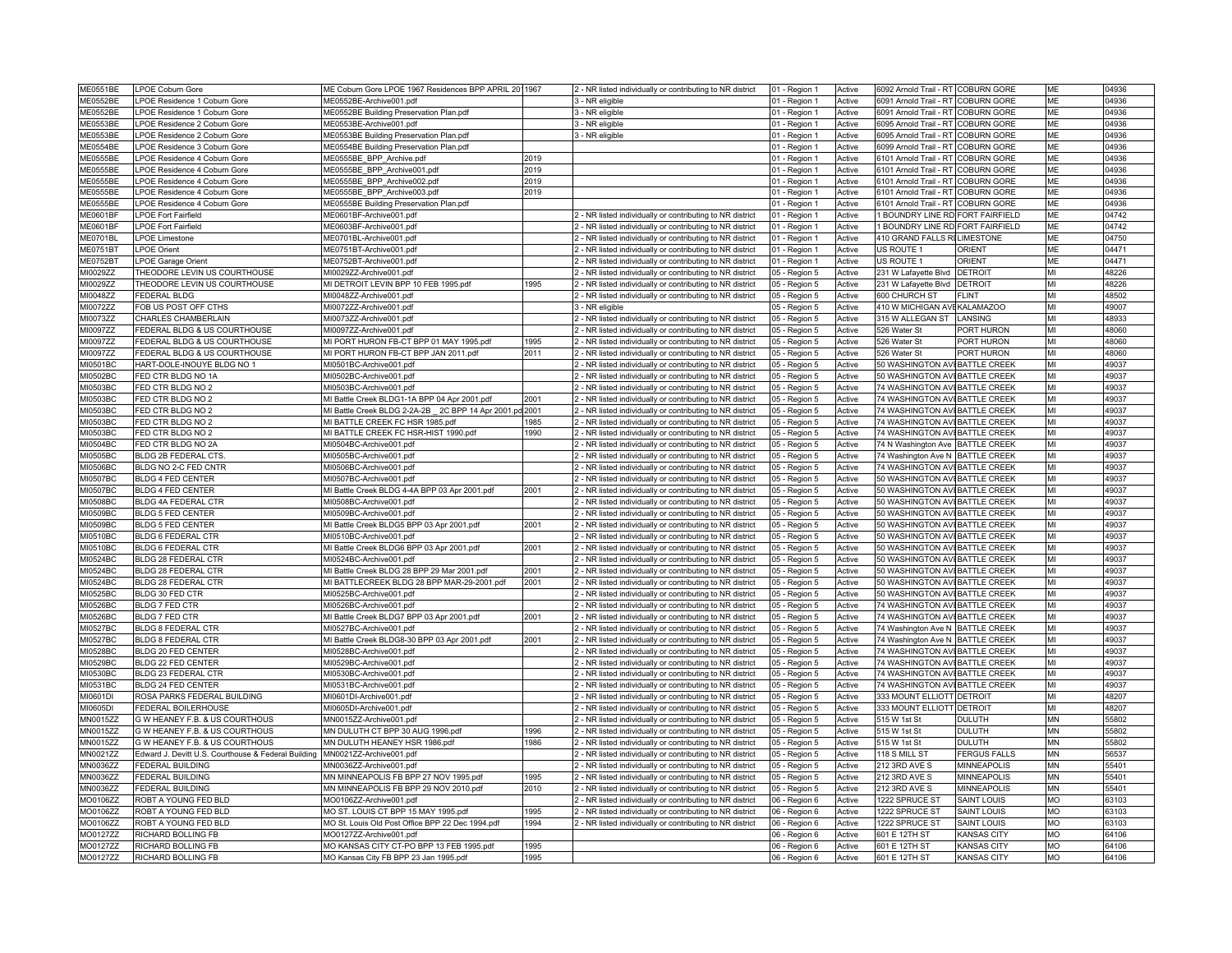| | | | | | | | | | | |
|---|---|---|---|---|---|---|---|---|---|---|
| ME0551BE | LPOE Coburn Gore | ME Coburn Gore LPOE 1967 Residences BPP APRIL 20 | 1967 | 2 - NR listed individually or contributing to NR district | 01 - Region 1 | Active | 6092 Arnold Trail - RT | COBURN GORE | ME | 04936 |
| ME0552BE | LPOE Residence 1 Coburn Gore | ME0552BE-Archive001.pdf | | 3 - NR eligible | 01 - Region 1 | Active | 6091 Arnold Trail - RT | COBURN GORE | ME | 04936 |
| ME0552BE | LPOE Residence 1 Coburn Gore | ME0552BE Building Preservation Plan.pdf | | 3 - NR eligible | 01 - Region 1 | Active | 6091 Arnold Trail - RT | COBURN GORE | ME | 04936 |
| ME0553BE | LPOE Residence 2 Coburn Gore | ME0553BE-Archive001.pdf | | 3 - NR eligible | 01 - Region 1 | Active | 6095 Arnold Trail - RT | COBURN GORE | ME | 04936 |
| ME0553BE | LPOE Residence 2 Coburn Gore | ME0553BE Building Preservation Plan.pdf | | 3 - NR eligible | 01 - Region 1 | Active | 6095 Arnold Trail - RT | COBURN GORE | ME | 04936 |
| ME0554BE | LPOE Residence 3 Coburn Gore | ME0554BE Building Preservation Plan.pdf | | | 01 - Region 1 | Active | 6099 Arnold Trail - RT | COBURN GORE | ME | 04936 |
| ME0555BE | LPOE Residence 4 Coburn Gore | ME0555BE_BPP_Archive.pdf | 2019 | | 01 - Region 1 | Active | 6101 Arnold Trail - RT | COBURN GORE | ME | 04936 |
| ME0555BE | LPOE Residence 4 Coburn Gore | ME0555BE_BPP_Archive001.pdf | 2019 | | 01 - Region 1 | Active | 6101 Arnold Trail - RT | COBURN GORE | ME | 04936 |
| ME0555BE | LPOE Residence 4 Coburn Gore | ME0555BE_BPP_Archive002.pdf | 2019 | | 01 - Region 1 | Active | 6101 Arnold Trail - RT | COBURN GORE | ME | 04936 |
| ME0555BE | LPOE Residence 4 Coburn Gore | ME0555BE_BPP_Archive003.pdf | 2019 | | 01 - Region 1 | Active | 6101 Arnold Trail - RT | COBURN GORE | ME | 04936 |
| ME0555BE | LPOE Residence 4 Coburn Gore | ME0555BE Building Preservation Plan.pdf | | | 01 - Region 1 | Active | 6101 Arnold Trail - RT | COBURN GORE | ME | 04936 |
| ME0601BF | LPOE Fort Fairfield | ME0601BF-Archive001.pdf | | 2 - NR listed individually or contributing to NR district | 01 - Region 1 | Active | 1 BOUNDRY LINE RD | FORT FAIRFIELD | ME | 04742 |
| ME0601BF | LPOE Fort Fairfield | ME0603BF-Archive001.pdf | | 2 - NR listed individually or contributing to NR district | 01 - Region 1 | Active | 1 BOUNDRY LINE RD | FORT FAIRFIELD | ME | 04742 |
| ME0701BL | LPOE Limestone | ME0701BL-Archive001.pdf | | 2 - NR listed individually or contributing to NR district | 01 - Region 1 | Active | 410 GRAND FALLS R | LIMESTONE | ME | 04750 |
| ME0751BT | LPOE Orient | ME0751BT-Archive001.pdf | | 2 - NR listed individually or contributing to NR district | 01 - Region 1 | Active | US ROUTE 1 | ORIENT | ME | 04471 |
| ME0752BT | LPOE Garage Orient | ME0752BT-Archive001.pdf | | 2 - NR listed individually or contributing to NR district | 01 - Region 1 | Active | US ROUTE 1 | ORIENT | ME | 04471 |
| MI0029ZZ | THEODORE LEVIN US COURTHOUSE | MI0029ZZ-Archive001.pdf | | 2 - NR listed individually or contributing to NR district | 05 - Region 5 | Active | 231 W Lafayette Blvd | DETROIT | MI | 48226 |
| MI0029ZZ | THEODORE LEVIN US COURTHOUSE | MI DETROIT LEVIN BPP 10 FEB 1995.pdf | 1995 | 2 - NR listed individually or contributing to NR district | 05 - Region 5 | Active | 231 W Lafayette Blvd | DETROIT | MI | 48226 |
| MI0048ZZ | FEDERAL BLDG | MI0048ZZ-Archive001.pdf | | 2 - NR listed individually or contributing to NR district | 05 - Region 5 | Active | 600 CHURCH ST | FLINT | MI | 48502 |
| MI0072ZZ | FOB US POST OFF CTHS | MI0072ZZ-Archive001.pdf | | 3 - NR eligible | 05 - Region 5 | Active | 410 W MICHIGAN AVE | KALAMAZOO | MI | 49007 |
| MI0073ZZ | CHARLES CHAMBERLAIN | MI0073ZZ-Archive001.pdf | | 2 - NR listed individually or contributing to NR district | 05 - Region 5 | Active | 315 W ALLEGAN ST | LANSING | MI | 48933 |
| MI0097ZZ | FEDERAL BLDG & US COURTHOUSE | MI0097ZZ-Archive001.pdf | | 2 - NR listed individually or contributing to NR district | 05 - Region 5 | Active | 526 Water St | PORT HURON | MI | 48060 |
| MI0097ZZ | FEDERAL BLDG & US COURTHOUSE | MI PORT HURON FB-CT BPP 01 MAY 1995.pdf | 1995 | 2 - NR listed individually or contributing to NR district | 05 - Region 5 | Active | 526 Water St | PORT HURON | MI | 48060 |
| MI0097ZZ | FEDERAL BLDG & US COURTHOUSE | MI PORT HURON FB-CT BPP JAN 2011.pdf | 2011 | 2 - NR listed individually or contributing to NR district | 05 - Region 5 | Active | 526 Water St | PORT HURON | MI | 48060 |
| MI0501BC | HART-DOLE-INOUYE BLDG NO 1 | MI0501BC-Archive001.pdf | | 2 - NR listed individually or contributing to NR district | 05 - Region 5 | Active | 50 WASHINGTON AVE | BATTLE CREEK | MI | 49037 |
| MI0502BC | FED CTR BLDG NO 1A | MI0502BC-Archive001.pdf | | 2 - NR listed individually or contributing to NR district | 05 - Region 5 | Active | 50 WASHINGTON AVE | BATTLE CREEK | MI | 49037 |
| MI0503BC | FED CTR BLDG NO 2 | MI0503BC-Archive001.pdf | | 2 - NR listed individually or contributing to NR district | 05 - Region 5 | Active | 74 WASHINGTON AVE | BATTLE CREEK | MI | 49037 |
| MI0503BC | FED CTR BLDG NO 2 | MI Battle Creek BLDG1-1A BPP 04 Apr 2001.pdf | 2001 | 2 - NR listed individually or contributing to NR district | 05 - Region 5 | Active | 74 WASHINGTON AVE | BATTLE CREEK | MI | 49037 |
| MI0503BC | FED CTR BLDG NO 2 | MI Battle Creek BLDG 2-2A-2B _ 2C BPP 14 Apr 2001.pd | 2001 | 2 - NR listed individually or contributing to NR district | 05 - Region 5 | Active | 74 WASHINGTON AVE | BATTLE CREEK | MI | 49037 |
| MI0503BC | FED CTR BLDG NO 2 | MI BATTLE CREEK FC HSR 1985.pdf | 1985 | 2 - NR listed individually or contributing to NR district | 05 - Region 5 | Active | 74 WASHINGTON AVE | BATTLE CREEK | MI | 49037 |
| MI0503BC | FED CTR BLDG NO 2 | MI BATTLE CREEK FC HSR-HIST 1990.pdf | 1990 | 2 - NR listed individually or contributing to NR district | 05 - Region 5 | Active | 74 WASHINGTON AVE | BATTLE CREEK | MI | 49037 |
| MI0504BC | FED CTR BLDG NO 2A | MI0504BC-Archive001.pdf | | 2 - NR listed individually or contributing to NR district | 05 - Region 5 | Active | 74 N Washington Ave | BATTLE CREEK | MI | 49037 |
| MI0505BC | BLDG 2B FEDERAL CTS. | MI0505BC-Archive001.pdf | | 2 - NR listed individually or contributing to NR district | 05 - Region 5 | Active | 74 Washington Ave N | BATTLE CREEK | MI | 49037 |
| MI0506BC | BLDG NO 2-C FED CNTR | MI0506BC-Archive001.pdf | | 2 - NR listed individually or contributing to NR district | 05 - Region 5 | Active | 74 WASHINGTON AVE | BATTLE CREEK | MI | 49037 |
| MI0507BC | BLDG 4 FED CENTER | MI0507BC-Archive001.pdf | | 2 - NR listed individually or contributing to NR district | 05 - Region 5 | Active | 50 WASHINGTON AVE | BATTLE CREEK | MI | 49037 |
| MI0507BC | BLDG 4 FED CENTER | MI Battle Creek BLDG 4-4A BPP 03 Apr 2001.pdf | 2001 | 2 - NR listed individually or contributing to NR district | 05 - Region 5 | Active | 50 WASHINGTON AVE | BATTLE CREEK | MI | 49037 |
| MI0508BC | BLDG 4A FEDERAL CTR | MI0508BC-Archive001.pdf | | 2 - NR listed individually or contributing to NR district | 05 - Region 5 | Active | 50 WASHINGTON AVE | BATTLE CREEK | MI | 49037 |
| MI0509BC | BLDG 5 FED CENTER | MI0509BC-Archive001.pdf | | 2 - NR listed individually or contributing to NR district | 05 - Region 5 | Active | 50 WASHINGTON AVE | BATTLE CREEK | MI | 49037 |
| MI0509BC | BLDG 5 FED CENTER | MI Battle Creek BLDG5 BPP 03 Apr 2001.pdf | 2001 | 2 - NR listed individually or contributing to NR district | 05 - Region 5 | Active | 50 WASHINGTON AVE | BATTLE CREEK | MI | 49037 |
| MI0510BC | BLDG 6 FEDERAL CTR | MI0510BC-Archive001.pdf | | 2 - NR listed individually or contributing to NR district | 05 - Region 5 | Active | 50 WASHINGTON AVE | BATTLE CREEK | MI | 49037 |
| MI0510BC | BLDG 6 FEDERAL CTR | MI Battle Creek BLDG6 BPP 03 Apr 2001.pdf | 2001 | 2 - NR listed individually or contributing to NR district | 05 - Region 5 | Active | 50 WASHINGTON AVE | BATTLE CREEK | MI | 49037 |
| MI0524BC | BLDG 28 FEDERAL CTR | MI0524BC-Archive001.pdf | | 2 - NR listed individually or contributing to NR district | 05 - Region 5 | Active | 50 WASHINGTON AVE | BATTLE CREEK | MI | 49037 |
| MI0524BC | BLDG 28 FEDERAL CTR | MI Battle Creek BLDG 28 BPP 29 Mar 2001.pdf | 2001 | 2 - NR listed individually or contributing to NR district | 05 - Region 5 | Active | 50 WASHINGTON AVE | BATTLE CREEK | MI | 49037 |
| MI0524BC | BLDG 28 FEDERAL CTR | MI BATTLECREEK BLDG 28 BPP MAR-29-2001.pdf | 2001 | 2 - NR listed individually or contributing to NR district | 05 - Region 5 | Active | 50 WASHINGTON AVE | BATTLE CREEK | MI | 49037 |
| MI0525BC | BLDG 30 FED CTR | MI0525BC-Archive001.pdf | | 2 - NR listed individually or contributing to NR district | 05 - Region 5 | Active | 50 WASHINGTON AVE | BATTLE CREEK | MI | 49037 |
| MI0526BC | BLDG 7 FED CTR | MI0526BC-Archive001.pdf | | 2 - NR listed individually or contributing to NR district | 05 - Region 5 | Active | 74 WASHINGTON AVE | BATTLE CREEK | MI | 49037 |
| MI0526BC | BLDG 7 FED CTR | MI Battle Creek BLDG7 BPP 03 Apr 2001.pdf | 2001 | 2 - NR listed individually or contributing to NR district | 05 - Region 5 | Active | 74 WASHINGTON AVE | BATTLE CREEK | MI | 49037 |
| MI0527BC | BLDG 8 FEDERAL CTR | MI0527BC-Archive001.pdf | | 2 - NR listed individually or contributing to NR district | 05 - Region 5 | Active | 74 Washington Ave N | BATTLE CREEK | MI | 49037 |
| MI0527BC | BLDG 8 FEDERAL CTR | MI Battle Creek BLDG8-30 BPP 03 Apr 2001.pdf | 2001 | 2 - NR listed individually or contributing to NR district | 05 - Region 5 | Active | 74 Washington Ave N | BATTLE CREEK | MI | 49037 |
| MI0528BC | BLDG 20 FED CENTER | MI0528BC-Archive001.pdf | | 2 - NR listed individually or contributing to NR district | 05 - Region 5 | Active | 74 WASHINGTON AVE | BATTLE CREEK | MI | 49037 |
| MI0529BC | BLDG 22 FED CENTER | MI0529BC-Archive001.pdf | | 2 - NR listed individually or contributing to NR district | 05 - Region 5 | Active | 74 WASHINGTON AVE | BATTLE CREEK | MI | 49037 |
| MI0530BC | BLDG 23 FEDERAL CTR | MI0530BC-Archive001.pdf | | 2 - NR listed individually or contributing to NR district | 05 - Region 5 | Active | 74 WASHINGTON AVE | BATTLE CREEK | MI | 49037 |
| MI0531BC | BLDG 24 FED CENTER | MI0531BC-Archive001.pdf | | 2 - NR listed individually or contributing to NR district | 05 - Region 5 | Active | 74 WASHINGTON AVE | BATTLE CREEK | MI | 49037 |
| MI0601DI | ROSA PARKS FEDERAL BUILDING | MI0601DI-Archive001.pdf | | 2 - NR listed individually or contributing to NR district | 05 - Region 5 | Active | 333 MOUNT ELLIOTT | DETROIT | MI | 48207 |
| MI0605DI | FEDERAL BOILERHOUSE | MI0605DI-Archive001.pdf | | 2 - NR listed individually or contributing to NR district | 05 - Region 5 | Active | 333 MOUNT ELLIOTT | DETROIT | MI | 48207 |
| MN0015ZZ | G W HEANEY F.B. & US COURTHOUSE | MN0015ZZ-Archive001.pdf | | 2 - NR listed individually or contributing to NR district | 05 - Region 5 | Active | 515 W 1st St | DULUTH | MN | 55802 |
| MN0015ZZ | G W HEANEY F.B. & US COURTHOUSE | MN DULUTH CT BPP 30 AUG 1996.pdf | 1996 | 2 - NR listed individually or contributing to NR district | 05 - Region 5 | Active | 515 W 1st St | DULUTH | MN | 55802 |
| MN0015ZZ | G W HEANEY F.B. & US COURTHOUSE | MN DULUTH HEANEY HSR 1986.pdf | 1986 | 2 - NR listed individually or contributing to NR district | 05 - Region 5 | Active | 515 W 1st St | DULUTH | MN | 55802 |
| MN0021ZZ | Edward J. Devitt U.S. Courthouse & Federal Building | MN0021ZZ-Archive001.pdf | | 2 - NR listed individually or contributing to NR district | 05 - Region 5 | Active | 118 S MILL ST | FERGUS FALLS | MN | 56537 |
| MN0036ZZ | FEDERAL BUILDING | MN0036ZZ-Archive001.pdf | | 2 - NR listed individually or contributing to NR district | 05 - Region 5 | Active | 212 3RD AVE S | MINNEAPOLIS | MN | 55401 |
| MN0036ZZ | FEDERAL BUILDING | MN MINNEAPOLIS FB BPP 27 NOV 1995.pdf | 1995 | 2 - NR listed individually or contributing to NR district | 05 - Region 5 | Active | 212 3RD AVE S | MINNEAPOLIS | MN | 55401 |
| MN0036ZZ | FEDERAL BUILDING | MN MINNEAPOLIS FB BPP 29 NOV 2010.pdf | 2010 | 2 - NR listed individually or contributing to NR district | 05 - Region 5 | Active | 212 3RD AVE S | MINNEAPOLIS | MN | 55401 |
| MO0106ZZ | ROBT A YOUNG FED BLD | MO0106ZZ-Archive001.pdf | | 2 - NR listed individually or contributing to NR district | 06 - Region 6 | Active | 1222 SPRUCE ST | SAINT LOUIS | MO | 63103 |
| MO0106ZZ | ROBT A YOUNG FED BLD | MO ST. LOUIS CT BPP 15 MAY 1995.pdf | 1995 | 2 - NR listed individually or contributing to NR district | 06 - Region 6 | Active | 1222 SPRUCE ST | SAINT LOUIS | MO | 63103 |
| MO0106ZZ | ROBT A YOUNG FED BLD | MO St. Louis Old Post Office BPP 22 Dec 1994.pdf | 1994 | 2 - NR listed individually or contributing to NR district | 06 - Region 6 | Active | 1222 SPRUCE ST | SAINT LOUIS | MO | 63103 |
| MO0127ZZ | RICHARD BOLLING FB | MO0127ZZ-Archive001.pdf | | | 06 - Region 6 | Active | 601 E 12TH ST | KANSAS CITY | MO | 64106 |
| MO0127ZZ | RICHARD BOLLING FB | MO KANSAS CITY CT-PO BPP 13 FEB 1995.pdf | 1995 | | 06 - Region 6 | Active | 601 E 12TH ST | KANSAS CITY | MO | 64106 |
| MO0127ZZ | RICHARD BOLLING FB | MO Kansas City FB BPP 23 Jan 1995.pdf | 1995 | | 06 - Region 6 | Active | 601 E 12TH ST | KANSAS CITY | MO | 64106 |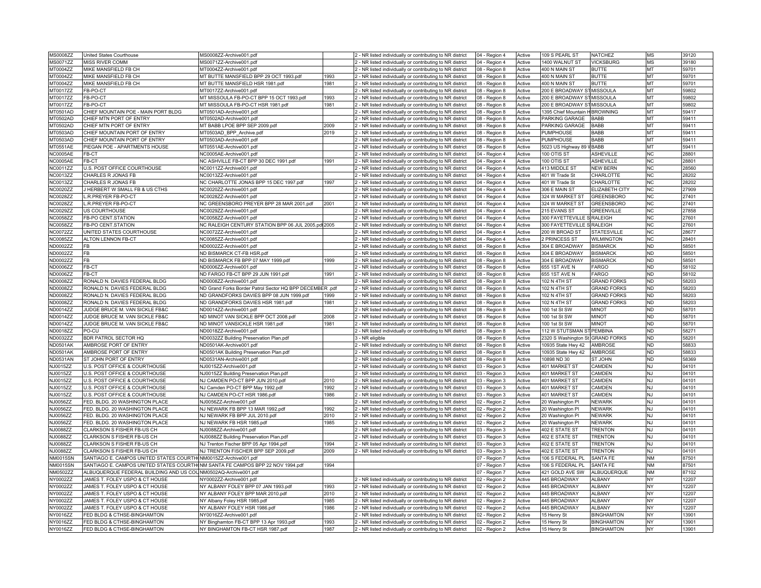| | | | | | | | | | | |
|---|---|---|---|---|---|---|---|---|---|---|
| MS0008ZZ | United States Courthouse | MS0008ZZ-Archive001.pdf | | 2 - NR listed individually or contributing to NR district | 04 - Region 4 | Active | 109 S PEARL ST | NATCHEZ | MS | 39120 |
| MS0071ZZ | MISS RIVER COMM | MS0071ZZ-Archive001.pdf | | 2 - NR listed individually or contributing to NR district | 04 - Region 4 | Active | 1400 WALNUT ST | VICKSBURG | MS | 39180 |
| MT0004ZZ | MIKE MANSFIELD FB CH | MT0004ZZ-Archive001.pdf | | 2 - NR listed individually or contributing to NR district | 08 - Region 8 | Active | 400 N MAIN ST | BUTTE | MT | 59701 |
| MT0004ZZ | MIKE MANSFIELD FB CH | MT BUTTE MANSFIELD BPP 29 OCT 1993.pdf | 1993 | 2 - NR listed individually or contributing to NR district | 08 - Region 8 | Active | 400 N MAIN ST | BUTTE | MT | 59701 |
| MT0004ZZ | MIKE MANSFIELD FB CH | MT BUTTE MANSFIELD HSR 1981.pdf | 1981 | 2 - NR listed individually or contributing to NR district | 08 - Region 8 | Active | 400 N MAIN ST | BUTTE | MT | 59701 |
| MT0017ZZ | FB-PO-CT | MT0017ZZ-Archive001.pdf | | 2 - NR listed individually or contributing to NR district | 08 - Region 8 | Active | 200 E BROADWAY ST | MISSOULA | MT | 59802 |
| MT0017ZZ | FB-PO-CT | MT MISSOULA FB-PO-CT BPP 15 OCT 1993.pdf | 1993 | 2 - NR listed individually or contributing to NR district | 08 - Region 8 | Active | 200 E BROADWAY ST | MISSOULA | MT | 59802 |
| MT0017ZZ | FB-PO-CT | MT MISSOULA FB-PO-CT HSR 1981.pdf | 1981 | 2 - NR listed individually or contributing to NR district | 08 - Region 8 | Active | 200 E BROADWAY ST | MISSOULA | MT | 59802 |
| MT0501AD | CHIEF MOUNTAIN POE - MAIN PORT BLDG | MT0501AD-Archive001.pdf | | 2 - NR listed individually or contributing to NR district | 08 - Region 8 | Active | 1395 Chief Mountain H | BROWNING | MT | 59417 |
| MT0502AD | CHIEF MTN PORT OF ENTRY | MT0502AD-Archive001.pdf | | 2 - NR listed individually or contributing to NR district | 08 - Region 8 | Active | PARKING GARAGE | BABB | MT | 59411 |
| MT0502AD | CHIEF MTN PORT OF ENTRY | MT BABB LPOE BPP SEP 2009.pdf | 2009 | 2 - NR listed individually or contributing to NR district | 08 - Region 8 | Active | PARKING GARAGE | BABB | MT | 59411 |
| MT0503AD | CHIEF MOUNTAIN PORT OF ENTRY | MT0503AD_BPP_Archive.pdf | 2019 | 2 - NR listed individually or contributing to NR district | 08 - Region 8 | Active | PUMPHOUSE | BABB | MT | 59411 |
| MT0503AD | CHIEF MOUNTAIN PORT OF ENTRY | MT0503AD-Archive001.pdf | | 2 - NR listed individually or contributing to NR district | 08 - Region 8 | Active | PUMPHOUSE | BABB | MT | 59411 |
| MT0551AE | PIEGAN POE - APARTMENTS HOUSE | MT0551AE-Archive001.pdf | | 2 - NR listed individually or contributing to NR district | 08 - Region 8 | Active | 5023 US Highway 89 V | BABB | MT | 59411 |
| NC0005AE | FB-CT | NC0005AE-Archive001.pdf | | 2 - NR listed individually or contributing to NR district | 04 - Region 4 | Active | 100 OTIS ST | ASHEVILLE | NC | 28801 |
| NC0005AE | FB-CT | NC ASHVILLE FB-CT BPP 30 DEC 1991.pdf | 1991 | 2 - NR listed individually or contributing to NR district | 04 - Region 4 | Active | 100 OTIS ST | ASHEVILLE | NC | 28801 |
| NC0011ZZ | U.S. POST OFFICE COURTHOUSE | NC0011ZZ-Archive001.pdf | | 2 - NR listed individually or contributing to NR district | 04 - Region 4 | Active | 413 MIDDLE ST | NEW BERN | NC | 28560 |
| NC0013ZZ | CHARLES R JONAS FB | NC0013ZZ-Archive001.pdf | | 2 - NR listed individually or contributing to NR district | 04 - Region 4 | Active | 401 W Trade St | CHARLOTTE | NC | 28202 |
| NC0013ZZ | CHARLES R JONAS FB | NC CHARLOTTE JONAS BPP 15 DEC 1997.pdf | 1997 | 2 - NR listed individually or contributing to NR district | 04 - Region 4 | Active | 401 W Trade St | CHARLOTTE | NC | 28202 |
| NC0020ZZ | J HERBERT W SMALL FB & US CTHS | NC0020ZZ-Archive001.pdf | | 2 - NR listed individually or contributing to NR district | 04 - Region 4 | Active | 306 E MAIN ST | ELIZABETH CITY | NC | 27909 |
| NC0028ZZ | L.R.PREYER FB-PO-CT | NC0028ZZ-Archive001.pdf | | 2 - NR listed individually or contributing to NR district | 04 - Region 4 | Active | 324 W MARKET ST | GREENSBORO | NC | 27401 |
| NC0028ZZ | L.R.PREYER FB-PO-CT | NC GREENSBORO PREYER BPP 28 MAR 2001.pdf | 2001 | 2 - NR listed individually or contributing to NR district | 04 - Region 4 | Active | 324 W MARKET ST | GREENSBORO | NC | 27401 |
| NC0029ZZ | US COURTHOUSE | NC0029ZZ-Archive001.pdf | | 2 - NR listed individually or contributing to NR district | 04 - Region 4 | Active | 215 EVANS ST | GREENVILLE | NC | 27858 |
| NC0058ZZ | FB-PO CENT.STATION | NC0058ZZ-Archive001.pdf | | 2 - NR listed individually or contributing to NR district | 04 - Region 4 | Active | 300 FAYETTEVILLE S | RALEIGH | NC | 27601 |
| NC0058ZZ | FB-PO CENT.STATION | NC RALEIGH CENTURY STATION BPP 06 JUL 2005.pdf | 2005 | 2 - NR listed individually or contributing to NR district | 04 - Region 4 | Active | 300 FAYETTEVILLE S | RALEIGH | NC | 27601 |
| NC0072ZZ | UNITED STATES COURTHOUSE | NC0072ZZ-Archive001.pdf | | 2 - NR listed individually or contributing to NR district | 04 - Region 4 | Active | 200 W BROAD ST | STATESVILLE | NC | 28677 |
| NC0085ZZ | ALTON LENNON FB-CT | NC0085ZZ-Archive001.pdf | | 2 - NR listed individually or contributing to NR district | 04 - Region 4 | Active | 2 PRINCESS ST | WILMINGTON | NC | 28401 |
| ND0002ZZ | FB | ND0002ZZ-Archive001.pdf | | 2 - NR listed individually or contributing to NR district | 08 - Region 8 | Active | 304 E BROADWAY | BISMARCK | ND | 58501 |
| ND0002ZZ | FB | ND BISMARCK CT-FB HSR.pdf | | 2 - NR listed individually or contributing to NR district | 08 - Region 8 | Active | 304 E BROADWAY | BISMARCK | ND | 58501 |
| ND0002ZZ | FB | ND BISMARCK FB BPP 07 MAY 1999.pdf | 1999 | 2 - NR listed individually or contributing to NR district | 08 - Region 8 | Active | 304 E BROADWAY | BISMARCK | ND | 58501 |
| ND0006ZZ | FB-CT | ND0006ZZ-Archive001.pdf | | 2 - NR listed individually or contributing to NR district | 08 - Region 8 | Active | 655 1ST AVE N | FARGO | ND | 58102 |
| ND0006ZZ | FB-CT | ND FARGO FB-CT BPP 29 JUN 1991.pdf | 1991 | 2 - NR listed individually or contributing to NR district | 08 - Region 8 | Active | 655 1ST AVE N | FARGO | ND | 58102 |
| ND0008ZZ | RONALD N. DAVIES FEDERAL BLDG | ND0008ZZ-Archive001.pdf | | 2 - NR listed individually or contributing to NR district | 08 - Region 8 | Active | 102 N 4TH ST | GRAND FORKS | ND | 58203 |
| ND0008ZZ | RONALD N. DAVIES FEDERAL BLDG | ND Grand Forks Border Patrol Sector HQ BPP DECEMBER .pdf | | 2 - NR listed individually or contributing to NR district | 08 - Region 8 | Active | 102 N 4TH ST | GRAND FORKS | ND | 58203 |
| ND0008ZZ | RONALD N. DAVIES FEDERAL BLDG | ND GRANDFORKS DAVIES BPP 08 JUN 1999.pdf | 1999 | 2 - NR listed individually or contributing to NR district | 08 - Region 8 | Active | 102 N 4TH ST | GRAND FORKS | ND | 58203 |
| ND0008ZZ | RONALD N. DAVIES FEDERAL BLDG | ND GRANDFORKS DAVIES HSR 1981.pdf | 1981 | 2 - NR listed individually or contributing to NR district | 08 - Region 8 | Active | 102 N 4TH ST | GRAND FORKS | ND | 58203 |
| ND0014ZZ | JUDGE BRUCE M. VAN SICKLE FB&C | ND0014ZZ-Archive001.pdf | | 2 - NR listed individually or contributing to NR district | 08 - Region 8 | Active | 100 1st St SW | MINOT | ND | 58701 |
| ND0014ZZ | JUDGE BRUCE M. VAN SICKLE FB&C | ND MINOT VAN SICKLE BPP OCT 2008.pdf | 2008 | 2 - NR listed individually or contributing to NR district | 08 - Region 8 | Active | 100 1st St SW | MINOT | ND | 58701 |
| ND0014ZZ | JUDGE BRUCE M. VAN SICKLE FB&C | ND MINOT VANSICKLE HSR 1981.pdf | 1981 | 2 - NR listed individually or contributing to NR district | 08 - Region 8 | Active | 100 1st St SW | MINOT | ND | 58701 |
| ND0018ZZ | PO-CU | ND0018ZZ-Archive001.pdf | | 2 - NR listed individually or contributing to NR district | 08 - Region 8 | Active | 112 W STUTSMAN ST | PEMBINA | ND | 58271 |
| ND0032ZZ | BDR PATROL SECTOR HQ | ND0032ZZ Building Preservation Plan.pdf | | 3 - NR eligible | 08 - Region 8 | Active | 2320 S Washington St | GRAND FORKS | ND | 58201 |
| ND0501AK | AMBROSE PORT OF ENTRY | ND0501AK-Archive001.pdf | | 2 - NR listed individually or contributing to NR district | 08 - Region 8 | Active | 10935 State Hwy 42 | AMBROSE | ND | 58833 |
| ND0501AK | AMBROSE PORT OF ENTRY | ND0501AK Building Preservation Plan.pdf | | 2 - NR listed individually or contributing to NR district | 08 - Region 8 | Active | 10935 State Hwy 42 | AMBROSE | ND | 58833 |
| ND0531AN | ST JOHN PORT OF ENTRY | ND0531AN-Archive001.pdf | | 2 - NR listed individually or contributing to NR district | 08 - Region 8 | Active | 10898 ND 30 | ST JOHN | ND | 58369 |
| NJ0015ZZ | U.S. POST OFFICE & COURTHOUSE | NJ0015ZZ-Archive001.pdf | | 2 - NR listed individually or contributing to NR district | 03 - Region 3 | Active | 401 MARKET ST | CAMDEN | NJ | 04101 |
| NJ0015ZZ | U.S. POST OFFICE & COURTHOUSE | NJ0015ZZ Building Preservation Plan.pdf | | 2 - NR listed individually or contributing to NR district | 03 - Region 3 | Active | 401 MARKET ST | CAMDEN | NJ | 04101 |
| NJ0015ZZ | U.S. POST OFFICE & COURTHOUSE | NJ CAMDEN PO-CT BPP JUN 2010.pdf | 2010 | 2 - NR listed individually or contributing to NR district | 03 - Region 3 | Active | 401 MARKET ST | CAMDEN | NJ | 04101 |
| NJ0015ZZ | U.S. POST OFFICE & COURTHOUSE | NJ Camden PO-CT BPP May 1992.pdf | 1992 | 2 - NR listed individually or contributing to NR district | 03 - Region 3 | Active | 401 MARKET ST | CAMDEN | NJ | 04101 |
| NJ0015ZZ | U.S. POST OFFICE & COURTHOUSE | NJ CAMDEN PO-CT HSR 1986.pdf | 1986 | 2 - NR listed individually or contributing to NR district | 03 - Region 3 | Active | 401 MARKET ST | CAMDEN | NJ | 04101 |
| NJ0056ZZ | FED. BLDG. 20 WASHINGTON PLACE | NJ0056ZZ-Archive001.pdf | | 2 - NR listed individually or contributing to NR district | 02 - Region 2 | Active | 20 Washington Pl | NEWARK | NJ | 04101 |
| NJ0056ZZ | FED. BLDG. 20 WASHINGTON PLACE | NJ NEWARK FB BPP 13 MAR 1992.pdf | 1992 | 2 - NR listed individually or contributing to NR district | 02 - Region 2 | Active | 20 Washington Pl | NEWARK | NJ | 04101 |
| NJ0056ZZ | FED. BLDG. 20 WASHINGTON PLACE | NJ NEWARK FB BPP JUL 2010.pdf | 2010 | 2 - NR listed individually or contributing to NR district | 02 - Region 2 | Active | 20 Washington Pl | NEWARK | NJ | 04101 |
| NJ0056ZZ | FED. BLDG. 20 WASHINGTON PLACE | NJ NEWARK FB HSR 1985.pdf | 1985 | 2 - NR listed individually or contributing to NR district | 02 - Region 2 | Active | 20 Washington Pl | NEWARK | NJ | 04101 |
| NJ0088ZZ | CLARKSON S FISHER FB-US CH | NJ0088ZZ-Archive001.pdf | | 2 - NR listed individually or contributing to NR district | 03 - Region 3 | Active | 402 E STATE ST | TRENTON | NJ | 04101 |
| NJ0088ZZ | CLARKSON S FISHER FB-US CH | NJ0088ZZ Building Preservation Plan.pdf | | 2 - NR listed individually or contributing to NR district | 03 - Region 3 | Active | 402 E STATE ST | TRENTON | NJ | 04101 |
| NJ0088ZZ | CLARKSON S FISHER FB-US CH | NJ Trenton Fischer BPP 05 Apr 1994.pdf | 1994 | 2 - NR listed individually or contributing to NR district | 03 - Region 3 | Active | 402 E STATE ST | TRENTON | NJ | 04101 |
| NJ0088ZZ | CLARKSON S FISHER FB-US CH | NJ TRENTON FISCHER BPP SEP 2009.pdf | 2009 | 2 - NR listed individually or contributing to NR district | 03 - Region 3 | Active | 402 E STATE ST | TRENTON | NJ | 04101 |
| NM0015SN | SANTIAGO E. CAMPOS UNITED STATES COURTH | NM0015ZZ-Archive001.pdf | | | 07 - Region 7 | Active | 106 S FEDERAL PL | SANTA FE | NM | 87501 |
| NM0015SN | SANTIAGO E. CAMPOS UNITED STATES COURTH | NM SANTA FE CAMPOS BPP 22 NOV 1994.pdf | 1994 | | 07 - Region 7 | Active | 106 S FEDERAL PL | SANTA FE | NM | 87501 |
| NM0502ZZ | ALBUQUERQUE FEDERAL BUILDING AND US COU | NM0502AQ-Archive001.pdf | | | 07 - Region 7 | Active | 421 GOLD AVE SW | ALBUQUERQUE | NM | 87102 |
| NY0002ZZ | JAMES T. FOLEY USPO & CT HOUSE | NY0002ZZ-Archive001.pdf | | 2 - NR listed individually or contributing to NR district | 02 - Region 2 | Active | 445 BROADWAY | ALBANY | NY | 12207 |
| NY0002ZZ | JAMES T. FOLEY USPO & CT HOUSE | NY ALBANY FOLEY BPP 07 JAN 1993.pdf | 1993 | 2 - NR listed individually or contributing to NR district | 02 - Region 2 | Active | 445 BROADWAY | ALBANY | NY | 12207 |
| NY0002ZZ | JAMES T. FOLEY USPO & CT HOUSE | NY ALBANY FOLEY BPP MAR 2010.pdf | 2010 | 2 - NR listed individually or contributing to NR district | 02 - Region 2 | Active | 445 BROADWAY | ALBANY | NY | 12207 |
| NY0002ZZ | JAMES T. FOLEY USPO & CT HOUSE | NY Albany Foley HSR 1985.pdf | 1985 | 2 - NR listed individually or contributing to NR district | 02 - Region 2 | Active | 445 BROADWAY | ALBANY | NY | 12207 |
| NY0002ZZ | JAMES T. FOLEY USPO & CT HOUSE | NY ALBANY FOLEY HSR 1986.pdf | 1986 | 2 - NR listed individually or contributing to NR district | 02 - Region 2 | Active | 445 BROADWAY | ALBANY | NY | 12207 |
| NY0016ZZ | FED BLDG & CTHSE-BINGHAMTON | NY0016ZZ-Archive001.pdf | | 2 - NR listed individually or contributing to NR district | 02 - Region 2 | Active | 15 Henry St | BINGHAMTON | NY | 13901 |
| NY0016ZZ | FED BLDG & CTHSE-BINGHAMTON | NY Binghamton FB-CT BPP 13 Apr 1993.pdf | 1993 | 2 - NR listed individually or contributing to NR district | 02 - Region 2 | Active | 15 Henry St | BINGHAMTON | NY | 13901 |
| NY0016ZZ | FED BLDG & CTHSE-BINGHAMTON | NY BINGHAMTON FB-CT HSR 1987.pdf | 1987 | 2 - NR listed individually or contributing to NR district | 02 - Region 2 | Active | 15 Henry St | BINGHAMTON | NY | 13901 |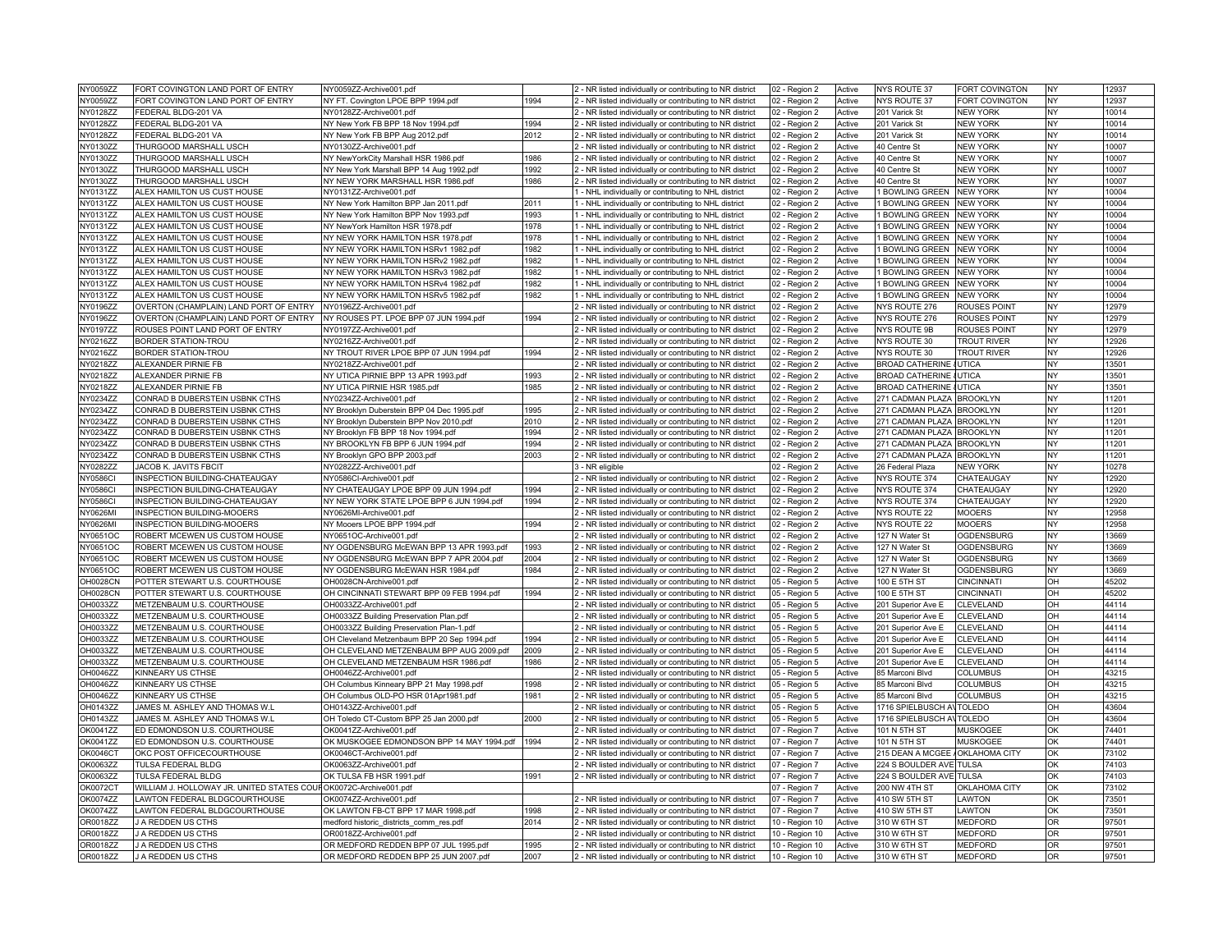| | | | | | | | | | | |
|---|---|---|---|---|---|---|---|---|---|---|
| NY0059ZZ | FORT COVINGTON LAND PORT OF ENTRY | NY0059ZZ-Archive001.pdf | | 2 - NR listed individually or contributing to NR district | 02 - Region 2 | Active | NYS ROUTE 37 | FORT COVINGTON | NY | 12937 |
| NY0059ZZ | FORT COVINGTON LAND PORT OF ENTRY | NY FT. Covington LPOE BPP 1994.pdf | 1994 | 2 - NR listed individually or contributing to NR district | 02 - Region 2 | Active | NYS ROUTE 37 | FORT COVINGTON | NY | 12937 |
| NY0128ZZ | FEDERAL BLDG-201 VA | NY0128ZZ-Archive001.pdf | | 2 - NR listed individually or contributing to NR district | 02 - Region 2 | Active | 201 Varick St | NEW YORK | NY | 10014 |
| NY0128ZZ | FEDERAL BLDG-201 VA | NY New York FB BPP 18 Nov 1994.pdf | 1994 | 2 - NR listed individually or contributing to NR district | 02 - Region 2 | Active | 201 Varick St | NEW YORK | NY | 10014 |
| NY0128ZZ | FEDERAL BLDG-201 VA | NY New York FB BPP Aug 2012.pdf | 2012 | 2 - NR listed individually or contributing to NR district | 02 - Region 2 | Active | 201 Varick St | NEW YORK | NY | 10014 |
| NY0130ZZ | THURGOOD MARSHALL USCH | NY0130ZZ-Archive001.pdf | | 2 - NR listed individually or contributing to NR district | 02 - Region 2 | Active | 40 Centre St | NEW YORK | NY | 10007 |
| NY0130ZZ | THURGOOD MARSHALL USCH | NY NewYorkCity Marshall HSR 1986.pdf | 1986 | 2 - NR listed individually or contributing to NR district | 02 - Region 2 | Active | 40 Centre St | NEW YORK | NY | 10007 |
| NY0130ZZ | THURGOOD MARSHALL USCH | NY New York Marshall BPP 14 Aug 1992.pdf | 1992 | 2 - NR listed individually or contributing to NR district | 02 - Region 2 | Active | 40 Centre St | NEW YORK | NY | 10007 |
| NY0130ZZ | THURGOOD MARSHALL USCH | NY NEW YORK MARSHALL HSR 1986.pdf | 1986 | 2 - NR listed individually or contributing to NR district | 02 - Region 2 | Active | 40 Centre St | NEW YORK | NY | 10007 |
| NY0131ZZ | ALEX HAMILTON US CUST HOUSE | NY0131ZZ-Archive001.pdf | | 1 - NHL individually or contributing to NHL district | 02 - Region 2 | Active | 1 BOWLING GREEN | NEW YORK | NY | 10004 |
| NY0131ZZ | ALEX HAMILTON US CUST HOUSE | NY New York Hamilton BPP Jan 2011.pdf | 2011 | 1 - NHL individually or contributing to NHL district | 02 - Region 2 | Active | 1 BOWLING GREEN | NEW YORK | NY | 10004 |
| NY0131ZZ | ALEX HAMILTON US CUST HOUSE | NY New York Hamilton BPP Nov 1993.pdf | 1993 | 1 - NHL individually or contributing to NHL district | 02 - Region 2 | Active | 1 BOWLING GREEN | NEW YORK | NY | 10004 |
| NY0131ZZ | ALEX HAMILTON US CUST HOUSE | NY NewYork Hamilton HSR 1978.pdf | 1978 | 1 - NHL individually or contributing to NHL district | 02 - Region 2 | Active | 1 BOWLING GREEN | NEW YORK | NY | 10004 |
| NY0131ZZ | ALEX HAMILTON US CUST HOUSE | NY NEW YORK HAMILTON HSR 1978.pdf | 1978 | 1 - NHL individually or contributing to NHL district | 02 - Region 2 | Active | 1 BOWLING GREEN | NEW YORK | NY | 10004 |
| NY0131ZZ | ALEX HAMILTON US CUST HOUSE | NY NEW YORK HAMILTON HSRv1 1982.pdf | 1982 | 1 - NHL individually or contributing to NHL district | 02 - Region 2 | Active | 1 BOWLING GREEN | NEW YORK | NY | 10004 |
| NY0131ZZ | ALEX HAMILTON US CUST HOUSE | NY NEW YORK HAMILTON HSRv2 1982.pdf | 1982 | 1 - NHL individually or contributing to NHL district | 02 - Region 2 | Active | 1 BOWLING GREEN | NEW YORK | NY | 10004 |
| NY0131ZZ | ALEX HAMILTON US CUST HOUSE | NY NEW YORK HAMILTON HSRv3 1982.pdf | 1982 | 1 - NHL individually or contributing to NHL district | 02 - Region 2 | Active | 1 BOWLING GREEN | NEW YORK | NY | 10004 |
| NY0131ZZ | ALEX HAMILTON US CUST HOUSE | NY NEW YORK HAMILTON HSRv4 1982.pdf | 1982 | 1 - NHL individually or contributing to NHL district | 02 - Region 2 | Active | 1 BOWLING GREEN | NEW YORK | NY | 10004 |
| NY0131ZZ | ALEX HAMILTON US CUST HOUSE | NY NEW YORK HAMILTON HSRv5 1982.pdf | 1982 | 1 - NHL individually or contributing to NHL district | 02 - Region 2 | Active | 1 BOWLING GREEN | NEW YORK | NY | 10004 |
| NY0196ZZ | OVERTON (CHAMPLAIN) LAND PORT OF ENTRY | NY0196ZZ-Archive001.pdf | | 2 - NR listed individually or contributing to NR district | 02 - Region 2 | Active | NYS ROUTE 276 | ROUSES POINT | NY | 12979 |
| NY0196ZZ | OVERTON (CHAMPLAIN) LAND PORT OF ENTRY | NY ROUSES PT. LPOE BPP 07 JUN 1994.pdf | 1994 | 2 - NR listed individually or contributing to NR district | 02 - Region 2 | Active | NYS ROUTE 276 | ROUSES POINT | NY | 12979 |
| NY0197ZZ | ROUSES POINT LAND PORT OF ENTRY | NY0197ZZ-Archive001.pdf | | 2 - NR listed individually or contributing to NR district | 02 - Region 2 | Active | NYS ROUTE 9B | ROUSES POINT | NY | 12979 |
| NY0216ZZ | BORDER STATION-TROU | NY0216ZZ-Archive001.pdf | | 2 - NR listed individually or contributing to NR district | 02 - Region 2 | Active | NYS ROUTE 30 | TROUT RIVER | NY | 12926 |
| NY0216ZZ | BORDER STATION-TROU | NY TROUT RIVER LPOE BPP 07 JUN 1994.pdf | 1994 | 2 - NR listed individually or contributing to NR district | 02 - Region 2 | Active | NYS ROUTE 30 | TROUT RIVER | NY | 12926 |
| NY0218ZZ | ALEXANDER PIRNIE FB | NY0218ZZ-Archive001.pdf | | 2 - NR listed individually or contributing to NR district | 02 - Region 2 | Active | BROAD CATHERINE | UTICA | NY | 13501 |
| NY0218ZZ | ALEXANDER PIRNIE FB | NY UTICA PIRNIE BPP 13 APR 1993.pdf | 1993 | 2 - NR listed individually or contributing to NR district | 02 - Region 2 | Active | BROAD CATHERINE | UTICA | NY | 13501 |
| NY0218ZZ | ALEXANDER PIRNIE FB | NY UTICA PIRNIE HSR 1985.pdf | 1985 | 2 - NR listed individually or contributing to NR district | 02 - Region 2 | Active | BROAD CATHERINE | UTICA | NY | 13501 |
| NY0234ZZ | CONRAD B DUBERSTEIN USBNK CTHS | NY0234ZZ-Archive001.pdf | | 2 - NR listed individually or contributing to NR district | 02 - Region 2 | Active | 271 CADMAN PLAZA | BROOKLYN | NY | 11201 |
| NY0234ZZ | CONRAD B DUBERSTEIN USBNK CTHS | NY Brooklyn Duberstein BPP 04 Dec 1995.pdf | 1995 | 2 - NR listed individually or contributing to NR district | 02 - Region 2 | Active | 271 CADMAN PLAZA | BROOKLYN | NY | 11201 |
| NY0234ZZ | CONRAD B DUBERSTEIN USBNK CTHS | NY Brooklyn Duberstein BPP Nov 2010.pdf | 2010 | 2 - NR listed individually or contributing to NR district | 02 - Region 2 | Active | 271 CADMAN PLAZA | BROOKLYN | NY | 11201 |
| NY0234ZZ | CONRAD B DUBERSTEIN USBNK CTHS | NY Brooklyn FB BPP 18 Nov 1994.pdf | 1994 | 2 - NR listed individually or contributing to NR district | 02 - Region 2 | Active | 271 CADMAN PLAZA | BROOKLYN | NY | 11201 |
| NY0234ZZ | CONRAD B DUBERSTEIN USBNK CTHS | NY BROOKLYN FB BPP 6 JUN 1994.pdf | 1994 | 2 - NR listed individually or contributing to NR district | 02 - Region 2 | Active | 271 CADMAN PLAZA | BROOKLYN | NY | 11201 |
| NY0234ZZ | CONRAD B DUBERSTEIN USBNK CTHS | NY Brooklyn GPO BPP 2003.pdf | 2003 | 2 - NR listed individually or contributing to NR district | 02 - Region 2 | Active | 271 CADMAN PLAZA | BROOKLYN | NY | 11201 |
| NY0282ZZ | JACOB K. JAVITS FBCIT | NY0282ZZ-Archive001.pdf | | 3 - NR eligible | 02 - Region 2 | Active | 26 Federal Plaza | NEW YORK | NY | 10278 |
| NY0586CI | INSPECTION BUILDING-CHATEAUGAY | NY0586CI-Archive001.pdf | | 2 - NR listed individually or contributing to NR district | 02 - Region 2 | Active | NYS ROUTE 374 | CHATEAUGAY | NY | 12920 |
| NY0586CI | INSPECTION BUILDING-CHATEAUGAY | NY CHATEAUGAY LPOE BPP 09 JUN 1994.pdf | 1994 | 2 - NR listed individually or contributing to NR district | 02 - Region 2 | Active | NYS ROUTE 374 | CHATEAUGAY | NY | 12920 |
| NY0586CI | INSPECTION BUILDING-CHATEAUGAY | NY NEW YORK STATE LPOE BPP 6 JUN 1994.pdf | 1994 | 2 - NR listed individually or contributing to NR district | 02 - Region 2 | Active | NYS ROUTE 374 | CHATEAUGAY | NY | 12920 |
| NY0626MI | INSPECTION BUILDING-MOOERS | NY0626MI-Archive001.pdf | | 2 - NR listed individually or contributing to NR district | 02 - Region 2 | Active | NYS ROUTE 22 | MOOERS | NY | 12958 |
| NY0626MI | INSPECTION BUILDING-MOOERS | NY Mooers LPOE BPP 1994.pdf | 1994 | 2 - NR listed individually or contributing to NR district | 02 - Region 2 | Active | NYS ROUTE 22 | MOOERS | NY | 12958 |
| NY0651OC | ROBERT MCEWEN US CUSTOM HOUSE | NY0651OC-Archive001.pdf | | 2 - NR listed individually or contributing to NR district | 02 - Region 2 | Active | 127 N Water St | OGDENSBURG | NY | 13669 |
| NY0651OC | ROBERT MCEWEN US CUSTOM HOUSE | NY OGDENSBURG McEWAN BPP 13 APR 1993.pdf | 1993 | 2 - NR listed individually or contributing to NR district | 02 - Region 2 | Active | 127 N Water St | OGDENSBURG | NY | 13669 |
| NY0651OC | ROBERT MCEWEN US CUSTOM HOUSE | NY OGDENSBURG McEWAN BPP 7 APR 2004.pdf | 2004 | 2 - NR listed individually or contributing to NR district | 02 - Region 2 | Active | 127 N Water St | OGDENSBURG | NY | 13669 |
| NY0651OC | ROBERT MCEWEN US CUSTOM HOUSE | NY OGDENSBURG McEWAN HSR 1984.pdf | 1984 | 2 - NR listed individually or contributing to NR district | 02 - Region 2 | Active | 127 N Water St | OGDENSBURG | NY | 13669 |
| OH0028CN | POTTER STEWART U.S. COURTHOUSE | OH0028CN-Archive001.pdf | | 2 - NR listed individually or contributing to NR district | 05 - Region 5 | Active | 100 E 5TH ST | CINCINNATI | OH | 45202 |
| OH0028CN | POTTER STEWART U.S. COURTHOUSE | OH CINCINNATI STEWART BPP 09 FEB 1994.pdf | 1994 | 2 - NR listed individually or contributing to NR district | 05 - Region 5 | Active | 100 E 5TH ST | CINCINNATI | OH | 45202 |
| OH0033ZZ | METZENBAUM U.S. COURTHOUSE | OH0033ZZ-Archive001.pdf | | 2 - NR listed individually or contributing to NR district | 05 - Region 5 | Active | 201 Superior Ave E | CLEVELAND | OH | 44114 |
| OH0033ZZ | METZENBAUM U.S. COURTHOUSE | OH0033ZZ Building Preservation Plan.pdf | | 2 - NR listed individually or contributing to NR district | 05 - Region 5 | Active | 201 Superior Ave E | CLEVELAND | OH | 44114 |
| OH0033ZZ | METZENBAUM U.S. COURTHOUSE | OH0033ZZ Building Preservation Plan-1.pdf | | 2 - NR listed individually or contributing to NR district | 05 - Region 5 | Active | 201 Superior Ave E | CLEVELAND | OH | 44114 |
| OH0033ZZ | METZENBAUM U.S. COURTHOUSE | OH Cleveland Metzenbaum BPP 20 Sep 1994.pdf | 1994 | 2 - NR listed individually or contributing to NR district | 05 - Region 5 | Active | 201 Superior Ave E | CLEVELAND | OH | 44114 |
| OH0033ZZ | METZENBAUM U.S. COURTHOUSE | OH CLEVELAND METZENBAUM BPP AUG 2009.pdf | 2009 | 2 - NR listed individually or contributing to NR district | 05 - Region 5 | Active | 201 Superior Ave E | CLEVELAND | OH | 44114 |
| OH0033ZZ | METZENBAUM U.S. COURTHOUSE | OH CLEVELAND METZENBAUM HSR 1986.pdf | 1986 | 2 - NR listed individually or contributing to NR district | 05 - Region 5 | Active | 201 Superior Ave E | CLEVELAND | OH | 44114 |
| OH0046ZZ | KINNEARY US CTHSE | OH0046ZZ-Archive001.pdf | | 2 - NR listed individually or contributing to NR district | 05 - Region 5 | Active | 85 Marconi Blvd | COLUMBUS | OH | 43215 |
| OH0046ZZ | KINNEARY US CTHSE | OH Columbus Kinneary BPP 21 May 1998.pdf | 1998 | 2 - NR listed individually or contributing to NR district | 05 - Region 5 | Active | 85 Marconi Blvd | COLUMBUS | OH | 43215 |
| OH0046ZZ | KINNEARY US CTHSE | OH Columbus OLD-PO HSR 01Apr1981.pdf | 1981 | 2 - NR listed individually or contributing to NR district | 05 - Region 5 | Active | 85 Marconi Blvd | COLUMBUS | OH | 43215 |
| OH0143ZZ | JAMES M. ASHLEY AND THOMAS W.L | OH0143ZZ-Archive001.pdf | | 2 - NR listed individually or contributing to NR district | 05 - Region 5 | Active | 1716 SPIELBUSCH AV | TOLEDO | OH | 43604 |
| OH0143ZZ | JAMES M. ASHLEY AND THOMAS W.L | OH Toledo CT-Custom BPP 25 Jan 2000.pdf | 2000 | 2 - NR listed individually or contributing to NR district | 05 - Region 5 | Active | 1716 SPIELBUSCH AV | TOLEDO | OH | 43604 |
| OK0041ZZ | ED EDMONDSON U.S. COURTHOUSE | OK0041ZZ-Archive001.pdf | | 2 - NR listed individually or contributing to NR district | 07 - Region 7 | Active | 101 N 5TH ST | MUSKOGEE | OK | 74401 |
| OK0041ZZ | ED EDMONDSON U.S. COURTHOUSE | OK MUSKOGEE EDMONDSON BPP 14 MAY 1994.pdf | 1994 | 2 - NR listed individually or contributing to NR district | 07 - Region 7 | Active | 101 N 5TH ST | MUSKOGEE | OK | 74401 |
| OK0046CT | OKC POST OFFICECOURTHOUSE | OK0046CT-Archive001.pdf | | 2 - NR listed individually or contributing to NR district | 07 - Region 7 | Active | 215 DEAN A MCGEE | OKLAHOMA CITY | OK | 73102 |
| OK0063ZZ | TULSA FEDERAL BLDG | OK0063ZZ-Archive001.pdf | | 2 - NR listed individually or contributing to NR district | 07 - Region 7 | Active | 224 S BOULDER AVE | TULSA | OK | 74103 |
| OK0063ZZ | TULSA FEDERAL BLDG | OK TULSA FB HSR 1991.pdf | 1991 | 2 - NR listed individually or contributing to NR district | 07 - Region 7 | Active | 224 S BOULDER AVE | TULSA | OK | 74103 |
| OK0072CT | WILLIAM J. HOLLOWAY JR. UNITED STATES COUR | OK0072C-Archive001.pdf | | | 07 - Region 7 | Active | 200 NW 4TH ST | OKLAHOMA CITY | OK | 73102 |
| OK0074ZZ | LAWTON FEDERAL BLDGCOURTHOUSE | OK0074ZZ-Archive001.pdf | | 2 - NR listed individually or contributing to NR district | 07 - Region 7 | Active | 410 SW 5TH ST | LAWTON | OK | 73501 |
| OK0074ZZ | LAWTON FEDERAL BLDGCOURTHOUSE | OK LAWTON FB-CT BPP 17 MAR 1998.pdf | 1998 | 2 - NR listed individually or contributing to NR district | 07 - Region 7 | Active | 410 SW 5TH ST | LAWTON | OK | 73501 |
| OR0018ZZ | J A REDDEN US CTHS | medford historic_districts_comm_res.pdf | 2014 | 2 - NR listed individually or contributing to NR district | 10 - Region 10 | Active | 310 W 6TH ST | MEDFORD | OR | 97501 |
| OR0018ZZ | J A REDDEN US CTHS | OR0018ZZ-Archive001.pdf | | 2 - NR listed individually or contributing to NR district | 10 - Region 10 | Active | 310 W 6TH ST | MEDFORD | OR | 97501 |
| OR0018ZZ | J A REDDEN US CTHS | OR MEDFORD REDDEN BPP 07 JUL 1995.pdf | 1995 | 2 - NR listed individually or contributing to NR district | 10 - Region 10 | Active | 310 W 6TH ST | MEDFORD | OR | 97501 |
| OR0018ZZ | J A REDDEN US CTHS | OR MEDFORD REDDEN BPP 25 JUN 2007.pdf | 2007 | 2 - NR listed individually or contributing to NR district | 10 - Region 10 | Active | 310 W 6TH ST | MEDFORD | OR | 97501 |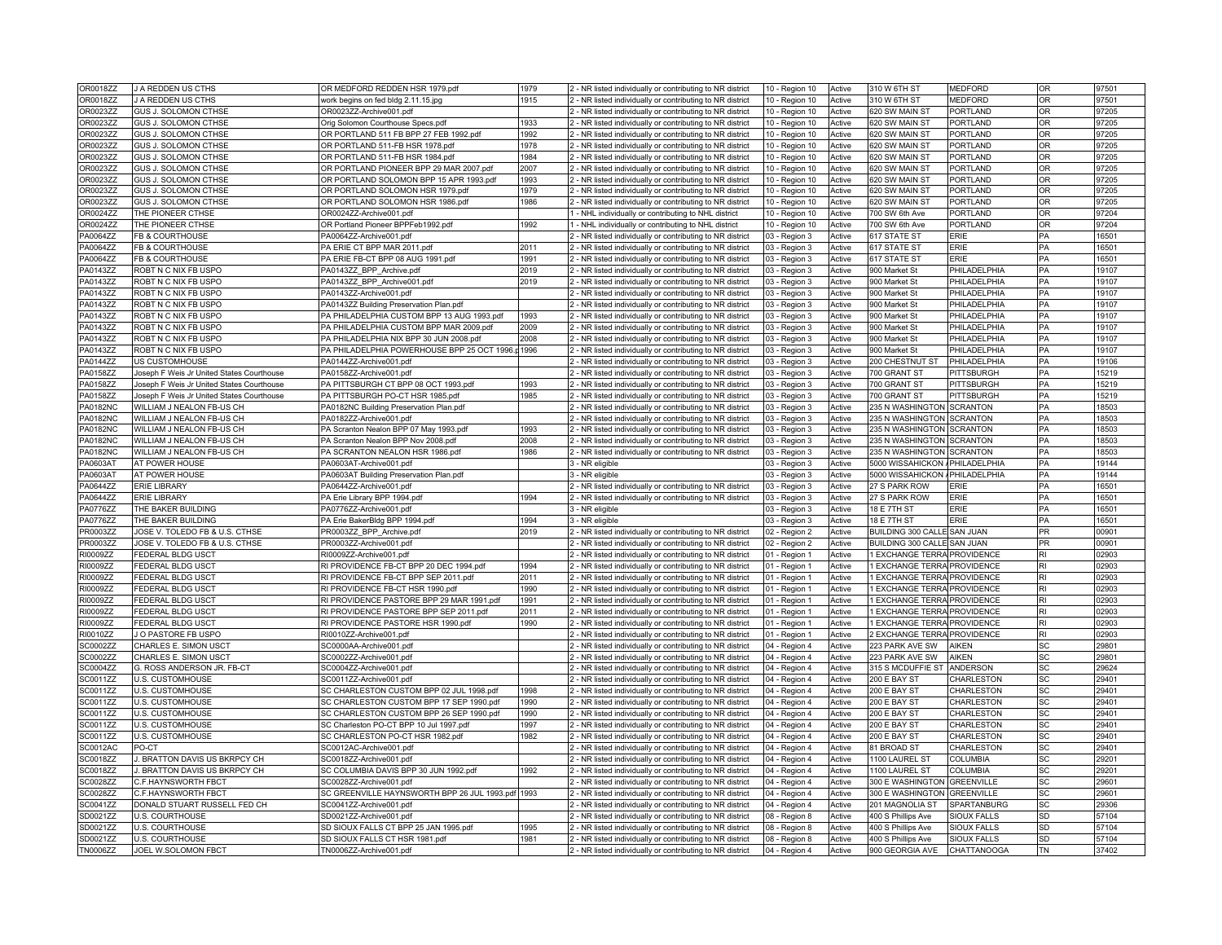| | | | | | | | | | | |
|---|---|---|---|---|---|---|---|---|---|---|
| OR0018ZZ | J A REDDEN US CTHS | OR MEDFORD REDDEN HSR 1979.pdf | 1979 | 2 - NR listed individually or contributing to NR district | 10 - Region 10 | Active | 310 W 6TH ST | MEDFORD | OR | 97501 |
| OR0018ZZ | J A REDDEN US CTHS | work begins on fed bldg 2.11.15.jpg | 1915 | 2 - NR listed individually or contributing to NR district | 10 - Region 10 | Active | 310 W 6TH ST | MEDFORD | OR | 97501 |
| OR0023ZZ | GUS J. SOLOMON CTHSE | OR0023ZZ-Archive001.pdf | | 2 - NR listed individually or contributing to NR district | 10 - Region 10 | Active | 620 SW MAIN ST | PORTLAND | OR | 97205 |
| OR0023ZZ | GUS J. SOLOMON CTHSE | Orig Solomon Courthouse Specs.pdf | 1933 | 2 - NR listed individually or contributing to NR district | 10 - Region 10 | Active | 620 SW MAIN ST | PORTLAND | OR | 97205 |
| OR0023ZZ | GUS J. SOLOMON CTHSE | OR PORTLAND 511 FB BPP 27 FEB 1992.pdf | 1992 | 2 - NR listed individually or contributing to NR district | 10 - Region 10 | Active | 620 SW MAIN ST | PORTLAND | OR | 97205 |
| OR0023ZZ | GUS J. SOLOMON CTHSE | OR PORTLAND 511-FB HSR 1978.pdf | 1978 | 2 - NR listed individually or contributing to NR district | 10 - Region 10 | Active | 620 SW MAIN ST | PORTLAND | OR | 97205 |
| OR0023ZZ | GUS J. SOLOMON CTHSE | OR PORTLAND 511-FB HSR 1984.pdf | 1984 | 2 - NR listed individually or contributing to NR district | 10 - Region 10 | Active | 620 SW MAIN ST | PORTLAND | OR | 97205 |
| OR0023ZZ | GUS J. SOLOMON CTHSE | OR PORTLAND PIONEER BPP 29 MAR 2007.pdf | 2007 | 2 - NR listed individually or contributing to NR district | 10 - Region 10 | Active | 620 SW MAIN ST | PORTLAND | OR | 97205 |
| OR0023ZZ | GUS J. SOLOMON CTHSE | OR PORTLAND SOLOMON BPP 15 APR 1993.pdf | 1993 | 2 - NR listed individually or contributing to NR district | 10 - Region 10 | Active | 620 SW MAIN ST | PORTLAND | OR | 97205 |
| OR0023ZZ | GUS J. SOLOMON CTHSE | OR PORTLAND SOLOMON HSR 1979.pdf | 1979 | 2 - NR listed individually or contributing to NR district | 10 - Region 10 | Active | 620 SW MAIN ST | PORTLAND | OR | 97205 |
| OR0023ZZ | GUS J. SOLOMON CTHSE | OR PORTLAND SOLOMON HSR 1986.pdf | 1986 | 2 - NR listed individually or contributing to NR district | 10 - Region 10 | Active | 620 SW MAIN ST | PORTLAND | OR | 97205 |
| OR0024ZZ | THE PIONEER CTHSE | OR0024ZZ-Archive001.pdf | | 1 - NHL individually or contributing to NHL district | 10 - Region 10 | Active | 700 SW 6th Ave | PORTLAND | OR | 97204 |
| OR0024ZZ | THE PIONEER CTHSE | OR Portland Pioneer BPPFeb1992.pdf | 1992 | 1 - NHL individually or contributing to NHL district | 10 - Region 10 | Active | 700 SW 6th Ave | PORTLAND | OR | 97204 |
| PA0064ZZ | FB & COURTHOUSE | PA0064ZZ-Archive001.pdf | | 2 - NR listed individually or contributing to NR district | 03 - Region 3 | Active | 617 STATE ST | ERIE | PA | 16501 |
| PA0064ZZ | FB & COURTHOUSE | PA ERIE CT BPP MAR 2011.pdf | 2011 | 2 - NR listed individually or contributing to NR district | 03 - Region 3 | Active | 617 STATE ST | ERIE | PA | 16501 |
| PA0064ZZ | FB & COURTHOUSE | PA ERIE FB-CT BPP 08 AUG 1991.pdf | 1991 | 2 - NR listed individually or contributing to NR district | 03 - Region 3 | Active | 617 STATE ST | ERIE | PA | 16501 |
| PA0143ZZ | ROBT N C NIX FB USPO | PA0143ZZ_BPP_Archive.pdf | 2019 | 2 - NR listed individually or contributing to NR district | 03 - Region 3 | Active | 900 Market St | PHILADELPHIA | PA | 19107 |
| PA0143ZZ | ROBT N C NIX FB USPO | PA0143ZZ_BPP_Archive001.pdf | 2019 | 2 - NR listed individually or contributing to NR district | 03 - Region 3 | Active | 900 Market St | PHILADELPHIA | PA | 19107 |
| PA0143ZZ | ROBT N C NIX FB USPO | PA0143ZZ-Archive001.pdf | | 2 - NR listed individually or contributing to NR district | 03 - Region 3 | Active | 900 Market St | PHILADELPHIA | PA | 19107 |
| PA0143ZZ | ROBT N C NIX FB USPO | PA0143ZZ Building Preservation Plan.pdf | | 2 - NR listed individually or contributing to NR district | 03 - Region 3 | Active | 900 Market St | PHILADELPHIA | PA | 19107 |
| PA0143ZZ | ROBT N C NIX FB USPO | PA PHILADELPHIA CUSTOM BPP 13 AUG 1993.pdf | 1993 | 2 - NR listed individually or contributing to NR district | 03 - Region 3 | Active | 900 Market St | PHILADELPHIA | PA | 19107 |
| PA0143ZZ | ROBT N C NIX FB USPO | PA PHILADELPHIA CUSTOM BPP MAR 2009.pdf | 2009 | 2 - NR listed individually or contributing to NR district | 03 - Region 3 | Active | 900 Market St | PHILADELPHIA | PA | 19107 |
| PA0143ZZ | ROBT N C NIX FB USPO | PA PHILADELPHIA NIX BPP 30 JUN 2008.pdf | 2008 | 2 - NR listed individually or contributing to NR district | 03 - Region 3 | Active | 900 Market St | PHILADELPHIA | PA | 19107 |
| PA0143ZZ | ROBT N C NIX FB USPO | PA PHILADELPHIA POWERHOUSE BPP 25 OCT 1996.p | 1996 | 2 - NR listed individually or contributing to NR district | 03 - Region 3 | Active | 900 Market St | PHILADELPHIA | PA | 19107 |
| PA0144ZZ | US CUSTOMHOUSE | PA0144ZZ-Archive001.pdf | | 2 - NR listed individually or contributing to NR district | 03 - Region 3 | Active | 200 CHESTNUT ST | PHILADELPHIA | PA | 19106 |
| PA0158ZZ | Joseph F Weis Jr United States Courthouse | PA0158ZZ-Archive001.pdf | | 2 - NR listed individually or contributing to NR district | 03 - Region 3 | Active | 700 GRANT ST | PITTSBURGH | PA | 15219 |
| PA0158ZZ | Joseph F Weis Jr United States Courthouse | PA PITTSBURGH CT BPP 08 OCT 1993.pdf | 1993 | 2 - NR listed individually or contributing to NR district | 03 - Region 3 | Active | 700 GRANT ST | PITTSBURGH | PA | 15219 |
| PA0158ZZ | Joseph F Weis Jr United States Courthouse | PA PITTSBURGH PO-CT HSR 1985.pdf | 1985 | 2 - NR listed individually or contributing to NR district | 03 - Region 3 | Active | 700 GRANT ST | PITTSBURGH | PA | 15219 |
| PA0182NC | WILLIAM J NEALON FB-US CH | PA0182NC Building Preservation Plan.pdf | | 2 - NR listed individually or contributing to NR district | 03 - Region 3 | Active | 235 N WASHINGTON | SCRANTON | PA | 18503 |
| PA0182NC | WILLIAM J NEALON FB-US CH | PA0182ZZ-Archive001.pdf | | 2 - NR listed individually or contributing to NR district | 03 - Region 3 | Active | 235 N WASHINGTON | SCRANTON | PA | 18503 |
| PA0182NC | WILLIAM J NEALON FB-US CH | PA Scranton Nealon BPP 07 May 1993.pdf | 1993 | 2 - NR listed individually or contributing to NR district | 03 - Region 3 | Active | 235 N WASHINGTON | SCRANTON | PA | 18503 |
| PA0182NC | WILLIAM J NEALON FB-US CH | PA Scranton Nealon BPP Nov 2008.pdf | 2008 | 2 - NR listed individually or contributing to NR district | 03 - Region 3 | Active | 235 N WASHINGTON | SCRANTON | PA | 18503 |
| PA0182NC | WILLIAM J NEALON FB-US CH | PA SCRANTON NEALON HSR 1986.pdf | 1986 | 2 - NR listed individually or contributing to NR district | 03 - Region 3 | Active | 235 N WASHINGTON | SCRANTON | PA | 18503 |
| PA0603AT | AT POWER HOUSE | PA0603AT-Archive001.pdf | | 3 - NR eligible | 03 - Region 3 | Active | 5000 WISSAHICKON | PHILADELPHIA | PA | 19144 |
| PA0603AT | AT POWER HOUSE | PA0603AT Building Preservation Plan.pdf | | 3 - NR eligible | 03 - Region 3 | Active | 5000 WISSAHICKON | PHILADELPHIA | PA | 19144 |
| PA0644ZZ | ERIE LIBRARY | PA0644ZZ-Archive001.pdf | | 2 - NR listed individually or contributing to NR district | 03 - Region 3 | Active | 27 S PARK ROW | ERIE | PA | 16501 |
| PA0644ZZ | ERIE LIBRARY | PA Erie Library BPP 1994.pdf | 1994 | 2 - NR listed individually or contributing to NR district | 03 - Region 3 | Active | 27 S PARK ROW | ERIE | PA | 16501 |
| PA0776ZZ | THE BAKER BUILDING | PA0776ZZ-Archive001.pdf | | 3 - NR eligible | 03 - Region 3 | Active | 18 E 7TH ST | ERIE | PA | 16501 |
| PA0776ZZ | THE BAKER BUILDING | PA Erie BakerBldg BPP 1994.pdf | 1994 | 3 - NR eligible | 03 - Region 3 | Active | 18 E 7TH ST | ERIE | PA | 16501 |
| PR0003ZZ | JOSE V. TOLEDO FB & U.S. CTHSE | PR0003ZZ_BPP_Archive.pdf | 2019 | 2 - NR listed individually or contributing to NR district | 02 - Region 2 | Active | BUILDING 300 CALLE | SAN JUAN | PR | 00901 |
| PR0003ZZ | JOSE V. TOLEDO FB & U.S. CTHSE | PR0003ZZ-Archive001.pdf | | 2 - NR listed individually or contributing to NR district | 02 - Region 2 | Active | BUILDING 300 CALLE | SAN JUAN | PR | 00901 |
| RI0009ZZ | FEDERAL BLDG USCT | RI0009ZZ-Archive001.pdf | | 2 - NR listed individually or contributing to NR district | 01 - Region 1 | Active | 1 EXCHANGE TERRA | PROVIDENCE | RI | 02903 |
| RI0009ZZ | FEDERAL BLDG USCT | RI PROVIDENCE FB-CT BPP 20 DEC 1994.pdf | 1994 | 2 - NR listed individually or contributing to NR district | 01 - Region 1 | Active | 1 EXCHANGE TERRA | PROVIDENCE | RI | 02903 |
| RI0009ZZ | FEDERAL BLDG USCT | RI PROVIDENCE FB-CT BPP SEP 2011.pdf | 2011 | 2 - NR listed individually or contributing to NR district | 01 - Region 1 | Active | 1 EXCHANGE TERRA | PROVIDENCE | RI | 02903 |
| RI0009ZZ | FEDERAL BLDG USCT | RI PROVIDENCE FB-CT HSR 1990.pdf | 1990 | 2 - NR listed individually or contributing to NR district | 01 - Region 1 | Active | 1 EXCHANGE TERRA | PROVIDENCE | RI | 02903 |
| RI0009ZZ | FEDERAL BLDG USCT | RI PROVIDENCE PASTORE BPP 29 MAR 1991.pdf | 1991 | 2 - NR listed individually or contributing to NR district | 01 - Region 1 | Active | 1 EXCHANGE TERRA | PROVIDENCE | RI | 02903 |
| RI0009ZZ | FEDERAL BLDG USCT | RI PROVIDENCE PASTORE BPP SEP 2011.pdf | 2011 | 2 - NR listed individually or contributing to NR district | 01 - Region 1 | Active | 1 EXCHANGE TERRA | PROVIDENCE | RI | 02903 |
| RI0009ZZ | FEDERAL BLDG USCT | RI PROVIDENCE PASTORE HSR 1990.pdf | 1990 | 2 - NR listed individually or contributing to NR district | 01 - Region 1 | Active | 1 EXCHANGE TERRA | PROVIDENCE | RI | 02903 |
| RI0010ZZ | J O PASTORE FB USPO | RI0010ZZ-Archive001.pdf | | 2 - NR listed individually or contributing to NR district | 01 - Region 1 | Active | 2 EXCHANGE TERRA | PROVIDENCE | RI | 02903 |
| SC0002ZZ | CHARLES E. SIMON USCT | SC0000AA-Archive001.pdf | | 2 - NR listed individually or contributing to NR district | 04 - Region 4 | Active | 223 PARK AVE SW | AIKEN | SC | 29801 |
| SC0002ZZ | CHARLES E. SIMON USCT | SC0002ZZ-Archive001.pdf | | 2 - NR listed individually or contributing to NR district | 04 - Region 4 | Active | 223 PARK AVE SW | AIKEN | SC | 29801 |
| SC0004ZZ | G. ROSS ANDERSON JR. FB-CT | SC0004ZZ-Archive001.pdf | | 2 - NR listed individually or contributing to NR district | 04 - Region 4 | Active | 315 S MCDUFFIE ST | ANDERSON | SC | 29624 |
| SC0011ZZ | U.S. CUSTOMHOUSE | SC0011ZZ-Archive001.pdf | | 2 - NR listed individually or contributing to NR district | 04 - Region 4 | Active | 200 E BAY ST | CHARLESTON | SC | 29401 |
| SC0011ZZ | U.S. CUSTOMHOUSE | SC CHARLESTON CUSTOM BPP 02 JUL 1998.pdf | 1998 | 2 - NR listed individually or contributing to NR district | 04 - Region 4 | Active | 200 E BAY ST | CHARLESTON | SC | 29401 |
| SC0011ZZ | U.S. CUSTOMHOUSE | SC CHARLESTON CUSTOM BPP 17 SEP 1990.pdf | 1990 | 2 - NR listed individually or contributing to NR district | 04 - Region 4 | Active | 200 E BAY ST | CHARLESTON | SC | 29401 |
| SC0011ZZ | U.S. CUSTOMHOUSE | SC CHARLESTON CUSTOM BPP 26 SEP 1990.pdf | 1990 | 2 - NR listed individually or contributing to NR district | 04 - Region 4 | Active | 200 E BAY ST | CHARLESTON | SC | 29401 |
| SC0011ZZ | U.S. CUSTOMHOUSE | SC Charleston PO-CT BPP 10 Jul 1997.pdf | 1997 | 2 - NR listed individually or contributing to NR district | 04 - Region 4 | Active | 200 E BAY ST | CHARLESTON | SC | 29401 |
| SC0011ZZ | U.S. CUSTOMHOUSE | SC CHARLESTON PO-CT HSR 1982.pdf | 1982 | 2 - NR listed individually or contributing to NR district | 04 - Region 4 | Active | 200 E BAY ST | CHARLESTON | SC | 29401 |
| SC0012AC | PO-CT | SC0012AC-Archive001.pdf | | 2 - NR listed individually or contributing to NR district | 04 - Region 4 | Active | 81 BROAD ST | CHARLESTON | SC | 29401 |
| SC0018ZZ | J. BRATTON DAVIS US BKRPCY CH | SC0018ZZ-Archive001.pdf | | 2 - NR listed individually or contributing to NR district | 04 - Region 4 | Active | 1100 LAUREL ST | COLUMBIA | SC | 29201 |
| SC0018ZZ | J. BRATTON DAVIS US BKRPCY CH | SC COLUMBIA DAVIS BPP 30 JUN 1992.pdf | 1992 | 2 - NR listed individually or contributing to NR district | 04 - Region 4 | Active | 1100 LAUREL ST | COLUMBIA | SC | 29201 |
| SC0028ZZ | C.F.HAYNSWORTH FBCT | SC0028ZZ-Archive001.pdf | | 2 - NR listed individually or contributing to NR district | 04 - Region 4 | Active | 300 E WASHINGTON | GREENVILLE | SC | 29601 |
| SC0028ZZ | C.F.HAYNSWORTH FBCT | SC GREENVILLE HAYNSWORTH BPP 26 JUL 1993.pdf | 1993 | 2 - NR listed individually or contributing to NR district | 04 - Region 4 | Active | 300 E WASHINGTON | GREENVILLE | SC | 29601 |
| SC0041ZZ | DONALD STUART RUSSELL FED CH | SC0041ZZ-Archive001.pdf | | 2 - NR listed individually or contributing to NR district | 04 - Region 4 | Active | 201 MAGNOLIA ST | SPARTANBURG | SC | 29306 |
| SD0021ZZ | U.S. COURTHOUSE | SD0021ZZ-Archive001.pdf | | 2 - NR listed individually or contributing to NR district | 08 - Region 8 | Active | 400 S Phillips Ave | SIOUX FALLS | SD | 57104 |
| SD0021ZZ | U.S. COURTHOUSE | SD SIOUX FALLS CT BPP 25 JAN 1995.pdf | 1995 | 2 - NR listed individually or contributing to NR district | 08 - Region 8 | Active | 400 S Phillips Ave | SIOUX FALLS | SD | 57104 |
| SD0021ZZ | U.S. COURTHOUSE | SD SIOUX FALLS CT HSR 1981.pdf | 1981 | 2 - NR listed individually or contributing to NR district | 08 - Region 8 | Active | 400 S Phillips Ave | SIOUX FALLS | SD | 57104 |
| TN0006ZZ | JOEL W.SOLOMON FBCT | TN0006ZZ-Archive001.pdf | | 2 - NR listed individually or contributing to NR district | 04 - Region 4 | Active | 900 GEORGIA AVE | CHATTANOOGA | TN | 37402 |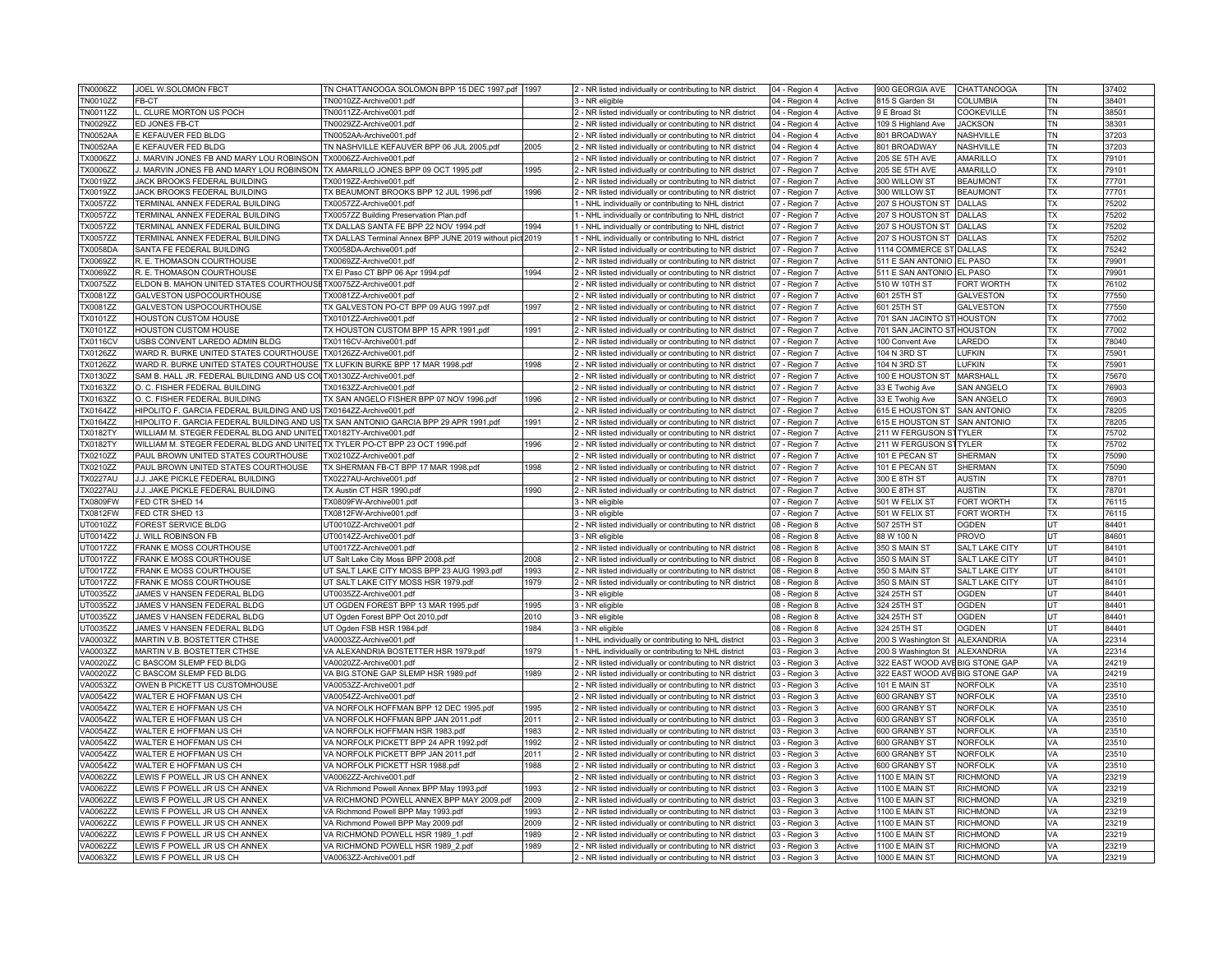| TN0006ZZ | JOEL W.SOLOMON FBCT | TN CHATTANOOGA SOLOMON BPP 15 DEC 1997.pdf | 1997 | 2 - NR listed individually or contributing to NR district | 04 - Region 4 | Active | 900 GEORGIA AVE | CHATTANOOGA | TN | 37402 |
|---|---|---|---|---|---|---|---|---|---|---|
| TN0010ZZ | FB-CT | TN0010ZZ-Archive001.pdf | | 3 - NR eligible | 04 - Region 4 | Active | 815 S Garden St | COLUMBIA | TN | 38401 |
| TN0011ZZ | L. CLURE MORTON US POCH | TN0011ZZ-Archive001.pdf | | 2 - NR listed individually or contributing to NR district | 04 - Region 4 | Active | 9 E Broad St | COOKEVILLE | TN | 38501 |
| TN0029ZZ | ED JONES FB-CT | TN0029ZZ-Archive001.pdf | | 2 - NR listed individually or contributing to NR district | 04 - Region 4 | Active | 109 S Highland Ave | JACKSON | TN | 38301 |
| TN0052AA | E KEFAUVER FED BLDG | TN0052AA-Archive001.pdf | | 2 - NR listed individually or contributing to NR district | 04 - Region 4 | Active | 801 BROADWAY | NASHVILLE | TN | 37203 |
| TN0052AA | E KEFAUVER FED BLDG | TN NASHVILLE KEFAUVER BPP 06 JUL 2005.pdf | 2005 | 2 - NR listed individually or contributing to NR district | 04 - Region 4 | Active | 801 BROADWAY | NASHVILLE | TN | 37203 |
| TX0006ZZ | J. MARVIN JONES FB AND MARY LOU ROBINSON | TX0006ZZ-Archive001.pdf | | 2 - NR listed individually or contributing to NR district | 07 - Region 7 | Active | 205 SE 5TH AVE | AMARILLO | TX | 79101 |
| TX0006ZZ | J. MARVIN JONES FB AND MARY LOU ROBINSON | TX AMARILLO JONES BPP 09 OCT 1995.pdf | 1995 | 2 - NR listed individually or contributing to NR district | 07 - Region 7 | Active | 205 SE 5TH AVE | AMARILLO | TX | 79101 |
| TX0019ZZ | JACK BROOKS FEDERAL BUILDING | TX0019ZZ-Archive001.pdf | | 2 - NR listed individually or contributing to NR district | 07 - Region 7 | Active | 300 WILLOW ST | BEAUMONT | TX | 77701 |
| TX0019ZZ | JACK BROOKS FEDERAL BUILDING | TX BEAUMONT BROOKS BPP 12 JUL 1996.pdf | 1996 | 2 - NR listed individually or contributing to NR district | 07 - Region 7 | Active | 300 WILLOW ST | BEAUMONT | TX | 77701 |
| TX0057ZZ | TERMINAL ANNEX FEDERAL BUILDING | TX0057ZZ-Archive001.pdf | | 1 - NHL individually or contributing to NHL district | 07 - Region 7 | Active | 207 S HOUSTON ST | DALLAS | TX | 75202 |
| TX0057ZZ | TERMINAL ANNEX FEDERAL BUILDING | TX0057ZZ Building Preservation Plan.pdf | | 1 - NHL individually or contributing to NHL district | 07 - Region 7 | Active | 207 S HOUSTON ST | DALLAS | TX | 75202 |
| TX0057ZZ | TERMINAL ANNEX FEDERAL BUILDING | TX DALLAS SANTA FE BPP 22 NOV 1994.pdf | 1994 | 1 - NHL individually or contributing to NHL district | 07 - Region 7 | Active | 207 S HOUSTON ST | DALLAS | TX | 75202 |
| TX0057ZZ | TERMINAL ANNEX FEDERAL BUILDING | TX Dallas Terminal Annex BPP JUNE 2019 without pict | 2019 | 1 - NHL individually or contributing to NHL district | 07 - Region 7 | Active | 207 S HOUSTON ST | DALLAS | TX | 75202 |
| TX0058DA | SANTA FE FEDERAL BUILDING | TX0058DA-Archive001.pdf | | 2 - NR listed individually or contributing to NR district | 07 - Region 7 | Active | 1114 COMMERCE ST | DALLAS | TX | 75242 |
| TX0069ZZ | R. E. THOMASON COURTHOUSE | TX0069ZZ-Archive001.pdf | | 2 - NR listed individually or contributing to NR district | 07 - Region 7 | Active | 511 E SAN ANTONIO | EL PASO | TX | 79901 |
| TX0069ZZ | R. E. THOMASON COURTHOUSE | TX El Paso CT BPP 06 Apr 1994.pdf | 1994 | 2 - NR listed individually or contributing to NR district | 07 - Region 7 | Active | 511 E SAN ANTONIO | EL PASO | TX | 79901 |
| TX0075ZZ | ELDON B. MAHON UNITED STATES COURTHOUSE | TX0075ZZ-Archive001.pdf | | 2 - NR listed individually or contributing to NR district | 07 - Region 7 | Active | 510 W 10TH ST | FORT WORTH | TX | 76102 |
| TX0081ZZ | GALVESTON USPOCOURTHOUSE | TX0081ZZ-Archive001.pdf | | 2 - NR listed individually or contributing to NR district | 07 - Region 7 | Active | 601 25TH ST | GALVESTON | TX | 77550 |
| TX0081ZZ | GALVESTON USPOCOURTHOUSE | TX GALVESTON PO-CT BPP 09 AUG 1997.pdf | 1997 | 2 - NR listed individually or contributing to NR district | 07 - Region 7 | Active | 601 25TH ST | GALVESTON | TX | 77550 |
| TX0101ZZ | HOUSTON CUSTOM HOUSE | TX0101ZZ-Archive001.pdf | | 2 - NR listed individually or contributing to NR district | 07 - Region 7 | Active | 701 SAN JACINTO ST | HOUSTON | TX | 77002 |
| TX0101ZZ | HOUSTON CUSTOM HOUSE | TX HOUSTON CUSTOM BPP 15 APR 1991.pdf | 1991 | 2 - NR listed individually or contributing to NR district | 07 - Region 7 | Active | 701 SAN JACINTO ST | HOUSTON | TX | 77002 |
| TX0116CV | USBS CONVENT LAREDO ADMIN BLDG | TX0116CV-Archive001.pdf | | 2 - NR listed individually or contributing to NR district | 07 - Region 7 | Active | 100 Convent Ave | LAREDO | TX | 78040 |
| TX0126ZZ | WARD R. BURKE UNITED STATES COURTHOUSE | TX0126ZZ-Archive001.pdf | | 2 - NR listed individually or contributing to NR district | 07 - Region 7 | Active | 104 N 3RD ST | LUFKIN | TX | 75901 |
| TX0126ZZ | WARD R. BURKE UNITED STATES COURTHOUSE | TX LUFKIN BURKE BPP 17 MAR 1998.pdf | 1998 | 2 - NR listed individually or contributing to NR district | 07 - Region 7 | Active | 104 N 3RD ST | LUFKIN | TX | 75901 |
| TX0130ZZ | SAM B. HALL JR. FEDERAL BUILDING AND US CO | TX0130ZZ-Archive001.pdf | | 2 - NR listed individually or contributing to NR district | 07 - Region 7 | Active | 100 E HOUSTON ST | MARSHALL | TX | 75670 |
| TX0163ZZ | O. C. FISHER FEDERAL BUILDING | TX0163ZZ-Archive001.pdf | | 2 - NR listed individually or contributing to NR district | 07 - Region 7 | Active | 33 E Twohig Ave | SAN ANGELO | TX | 76903 |
| TX0163ZZ | O. C. FISHER FEDERAL BUILDING | TX SAN ANGELO FISHER BPP 07 NOV 1996.pdf | 1996 | 2 - NR listed individually or contributing to NR district | 07 - Region 7 | Active | 33 E Twohig Ave | SAN ANGELO | TX | 76903 |
| TX0164ZZ | HIPOLITO F. GARCIA FEDERAL BUILDING AND US | TX0164ZZ-Archive001.pdf | | 2 - NR listed individually or contributing to NR district | 07 - Region 7 | Active | 615 E HOUSTON ST | SAN ANTONIO | TX | 78205 |
| TX0164ZZ | HIPOLITO F. GARCIA FEDERAL BUILDING AND US | TX SAN ANTONIO GARCIA BPP 29 APR 1991.pdf | 1991 | 2 - NR listed individually or contributing to NR district | 07 - Region 7 | Active | 615 E HOUSTON ST | SAN ANTONIO | TX | 78205 |
| TX0182TY | WILLIAM M. STEGER FEDERAL BLDG AND UNITED | TX0182TY-Archive001.pdf | | 2 - NR listed individually or contributing to NR district | 07 - Region 7 | Active | 211 W FERGUSON ST | TYLER | TX | 75702 |
| TX0182TY | WILLIAM M. STEGER FEDERAL BLDG AND UNITED | TX TYLER PO-CT BPP 23 OCT 1996.pdf | 1996 | 2 - NR listed individually or contributing to NR district | 07 - Region 7 | Active | 211 W FERGUSON ST | TYLER | TX | 75702 |
| TX0210ZZ | PAUL BROWN UNITED STATES COURTHOUSE | TX0210ZZ-Archive001.pdf | | 2 - NR listed individually or contributing to NR district | 07 - Region 7 | Active | 101 E PECAN ST | SHERMAN | TX | 75090 |
| TX0210ZZ | PAUL BROWN UNITED STATES COURTHOUSE | TX SHERMAN FB-CT BPP 17 MAR 1998.pdf | 1998 | 2 - NR listed individually or contributing to NR district | 07 - Region 7 | Active | 101 E PECAN ST | SHERMAN | TX | 75090 |
| TX0227AU | J.J. JAKE PICKLE FEDERAL BUILDING | TX0227AU-Archive001.pdf | | 2 - NR listed individually or contributing to NR district | 07 - Region 7 | Active | 300 E 8TH ST | AUSTIN | TX | 78701 |
| TX0227AU | J.J. JAKE PICKLE FEDERAL BUILDING | TX Austin CT HSR 1990.pdf | 1990 | 2 - NR listed individually or contributing to NR district | 07 - Region 7 | Active | 300 E 8TH ST | AUSTIN | TX | 78701 |
| TX0809FW | FED CTR SHED 14 | TX0809FW-Archive001.pdf | | 3 - NR eligible | 07 - Region 7 | Active | 501 W FELIX ST | FORT WORTH | TX | 76115 |
| TX0812FW | FED CTR SHED 13 | TX0812FW-Archive001.pdf | | 3 - NR eligible | 07 - Region 7 | Active | 501 W FELIX ST | FORT WORTH | TX | 76115 |
| UT0010ZZ | FOREST SERVICE BLDG | UT0010ZZ-Archive001.pdf | | 2 - NR listed individually or contributing to NR district | 08 - Region 8 | Active | 507 25TH ST | OGDEN | UT | 84401 |
| UT0014ZZ | J. WILL ROBINSON FB | UT0014ZZ-Archive001.pdf | | 3 - NR eligible | 08 - Region 8 | Active | 88 W 100 N | PROVO | UT | 84601 |
| UT0017ZZ | FRANK E MOSS COURTHOUSE | UT0017ZZ-Archive001.pdf | | 2 - NR listed individually or contributing to NR district | 08 - Region 8 | Active | 350 S MAIN ST | SALT LAKE CITY | UT | 84101 |
| UT0017ZZ | FRANK E MOSS COURTHOUSE | UT Salt Lake City Moss BPP 2008.pdf | 2008 | 2 - NR listed individually or contributing to NR district | 08 - Region 8 | Active | 350 S MAIN ST | SALT LAKE CITY | UT | 84101 |
| UT0017ZZ | FRANK E MOSS COURTHOUSE | UT SALT LAKE CITY MOSS BPP 23 AUG 1993.pdf | 1993 | 2 - NR listed individually or contributing to NR district | 08 - Region 8 | Active | 350 S MAIN ST | SALT LAKE CITY | UT | 84101 |
| UT0017ZZ | FRANK E MOSS COURTHOUSE | UT SALT LAKE CITY MOSS HSR 1979.pdf | 1979 | 2 - NR listed individually or contributing to NR district | 08 - Region 8 | Active | 350 S MAIN ST | SALT LAKE CITY | UT | 84101 |
| UT0035ZZ | JAMES V HANSEN FEDERAL BLDG | UT0035ZZ-Archive001.pdf | | 3 - NR eligible | 08 - Region 8 | Active | 324 25TH ST | OGDEN | UT | 84401 |
| UT0035ZZ | JAMES V HANSEN FEDERAL BLDG | UT OGDEN FOREST BPP 13 MAR 1995.pdf | 1995 | 3 - NR eligible | 08 - Region 8 | Active | 324 25TH ST | OGDEN | UT | 84401 |
| UT0035ZZ | JAMES V HANSEN FEDERAL BLDG | UT Ogden Forest BPP Oct 2010.pdf | 2010 | 3 - NR eligible | 08 - Region 8 | Active | 324 25TH ST | OGDEN | UT | 84401 |
| UT0035ZZ | JAMES V HANSEN FEDERAL BLDG | UT Ogden FSB HSR 1984.pdf | 1984 | 3 - NR eligible | 08 - Region 8 | Active | 324 25TH ST | OGDEN | UT | 84401 |
| VA0003ZZ | MARTIN V.B. BOSTETTER CTHSE | VA0003ZZ-Archive001.pdf | | 1 - NHL individually or contributing to NHL district | 03 - Region 3 | Active | 200 S Washington St | ALEXANDRIA | VA | 22314 |
| VA0003ZZ | MARTIN V.B. BOSTETTER CTHSE | VA ALEXANDRIA BOSTETTER HSR 1979.pdf | 1979 | 1 - NHL individually or contributing to NHL district | 03 - Region 3 | Active | 200 S Washington St | ALEXANDRIA | VA | 22314 |
| VA0020ZZ | C BASCOM SLEMP FED BLDG | VA0020ZZ-Archive001.pdf | | 2 - NR listed individually or contributing to NR district | 03 - Region 3 | Active | 322 EAST WOOD AVE | BIG STONE GAP | VA | 24219 |
| VA0020ZZ | C BASCOM SLEMP FED BLDG | VA BIG STONE GAP SLEMP HSR 1989.pdf | 1989 | 2 - NR listed individually or contributing to NR district | 03 - Region 3 | Active | 322 EAST WOOD AVE | BIG STONE GAP | VA | 24219 |
| VA0053ZZ | OWEN B PICKETT US CUSTOMHOUSE | VA0053ZZ-Archive001.pdf | | 2 - NR listed individually or contributing to NR district | 03 - Region 3 | Active | 101 E MAIN ST | NORFOLK | VA | 23510 |
| VA0054ZZ | WALTER E HOFFMAN US CH | VA0054ZZ-Archive001.pdf | | 2 - NR listed individually or contributing to NR district | 03 - Region 3 | Active | 600 GRANBY ST | NORFOLK | VA | 23510 |
| VA0054ZZ | WALTER E HOFFMAN US CH | VA NORFOLK HOFFMAN BPP 12 DEC 1995.pdf | 1995 | 2 - NR listed individually or contributing to NR district | 03 - Region 3 | Active | 600 GRANBY ST | NORFOLK | VA | 23510 |
| VA0054ZZ | WALTER E HOFFMAN US CH | VA NORFOLK HOFFMAN BPP JAN 2011.pdf | 2011 | 2 - NR listed individually or contributing to NR district | 03 - Region 3 | Active | 600 GRANBY ST | NORFOLK | VA | 23510 |
| VA0054ZZ | WALTER E HOFFMAN US CH | VA NORFOLK HOFFMAN HSR 1983.pdf | 1983 | 2 - NR listed individually or contributing to NR district | 03 - Region 3 | Active | 600 GRANBY ST | NORFOLK | VA | 23510 |
| VA0054ZZ | WALTER E HOFFMAN US CH | VA NORFOLK PICKETT BPP 24 APR 1992.pdf | 1992 | 2 - NR listed individually or contributing to NR district | 03 - Region 3 | Active | 600 GRANBY ST | NORFOLK | VA | 23510 |
| VA0054ZZ | WALTER E HOFFMAN US CH | VA NORFOLK PICKETT BPP JAN 2011.pdf | 2011 | 2 - NR listed individually or contributing to NR district | 03 - Region 3 | Active | 600 GRANBY ST | NORFOLK | VA | 23510 |
| VA0054ZZ | WALTER E HOFFMAN US CH | VA NORFOLK PICKETT HSR 1988.pdf | 1988 | 2 - NR listed individually or contributing to NR district | 03 - Region 3 | Active | 600 GRANBY ST | NORFOLK | VA | 23510 |
| VA0062ZZ | LEWIS F POWELL JR US CH ANNEX | VA0062ZZ-Archive001.pdf | | 2 - NR listed individually or contributing to NR district | 03 - Region 3 | Active | 1100 E MAIN ST | RICHMOND | VA | 23219 |
| VA0062ZZ | LEWIS F POWELL JR US CH ANNEX | VA Richmond Powell Annex BPP May 1993.pdf | 1993 | 2 - NR listed individually or contributing to NR district | 03 - Region 3 | Active | 1100 E MAIN ST | RICHMOND | VA | 23219 |
| VA0062ZZ | LEWIS F POWELL JR US CH ANNEX | VA RICHMOND POWELL ANNEX BPP MAY 2009.pdf | 2009 | 2 - NR listed individually or contributing to NR district | 03 - Region 3 | Active | 1100 E MAIN ST | RICHMOND | VA | 23219 |
| VA0062ZZ | LEWIS F POWELL JR US CH ANNEX | VA Richmond Powell BPP May 1993.pdf | 1993 | 2 - NR listed individually or contributing to NR district | 03 - Region 3 | Active | 1100 E MAIN ST | RICHMOND | VA | 23219 |
| VA0062ZZ | LEWIS F POWELL JR US CH ANNEX | VA Richmond Powell BPP May 2009.pdf | 2009 | 2 - NR listed individually or contributing to NR district | 03 - Region 3 | Active | 1100 E MAIN ST | RICHMOND | VA | 23219 |
| VA0062ZZ | LEWIS F POWELL JR US CH ANNEX | VA RICHMOND POWELL HSR 1989_1.pdf | 1989 | 2 - NR listed individually or contributing to NR district | 03 - Region 3 | Active | 1100 E MAIN ST | RICHMOND | VA | 23219 |
| VA0062ZZ | LEWIS F POWELL JR US CH ANNEX | VA RICHMOND POWELL HSR 1989_2.pdf | 1989 | 2 - NR listed individually or contributing to NR district | 03 - Region 3 | Active | 1100 E MAIN ST | RICHMOND | VA | 23219 |
| VA0063ZZ | LEWIS F POWELL JR US CH | VA0063ZZ-Archive001.pdf | | 2 - NR listed individually or contributing to NR district | 03 - Region 3 | Active | 1000 E MAIN ST | RICHMOND | VA | 23219 |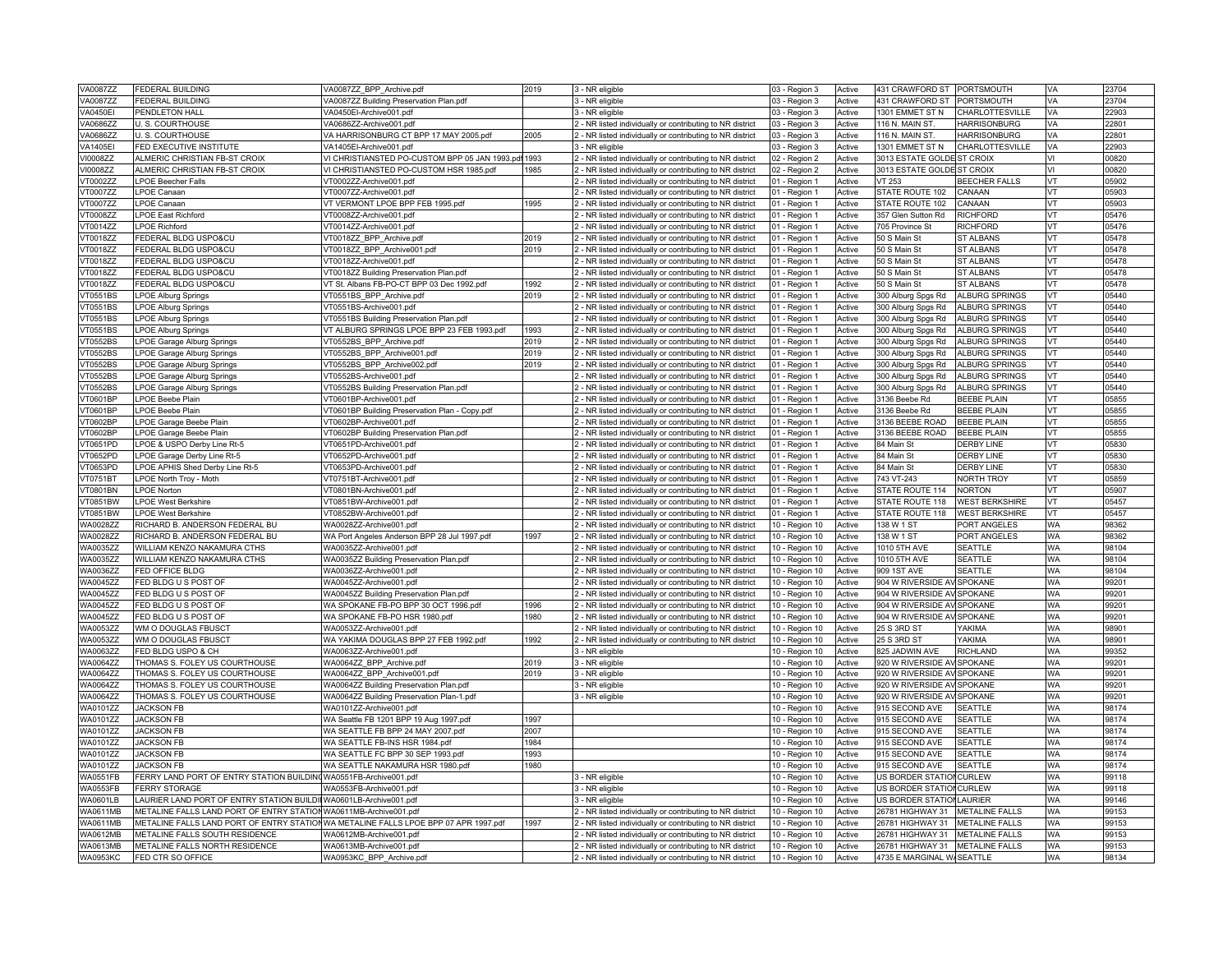| | | | | | | | | | | |
|---|---|---|---|---|---|---|---|---|---|---|
| VA0087ZZ | FEDERAL BUILDING | VA0087ZZ_BPP_Archive.pdf | 2019 | 3 - NR eligible | 03 - Region 3 | Active | 431 CRAWFORD ST | PORTSMOUTH | VA | 23704 |
| VA0087ZZ | FEDERAL BUILDING | VA0087ZZ Building Preservation Plan.pdf | | 3 - NR eligible | 03 - Region 3 | Active | 431 CRAWFORD ST | PORTSMOUTH | VA | 23704 |
| VA0450EI | PENDLETON HALL | VA0450EI-Archive001.pdf | | 3 - NR eligible | 03 - Region 3 | Active | 1301 EMMET ST N | CHARLOTTESVILLE | VA | 22903 |
| VA0686ZZ | U. S. COURTHOUSE | VA0686ZZ-Archive001.pdf | | 2 - NR listed individually or contributing to NR district | 03 - Region 3 | Active | 116 N. MAIN ST. | HARRISONBURG | VA | 22801 |
| VA0686ZZ | U. S. COURTHOUSE | VA HARRISONBURG CT BPP 17 MAY 2005.pdf | 2005 | 2 - NR listed individually or contributing to NR district | 03 - Region 3 | Active | 116 N. MAIN ST. | HARRISONBURG | VA | 22801 |
| VA1405EI | FED EXECUTIVE INSTITUTE | VA1405EI-Archive001.pdf | | 3 - NR eligible | 03 - Region 3 | Active | 1301 EMMET ST N | CHARLOTTESVILLE | VA | 22903 |
| VI0008ZZ | ALMERIC CHRISTIAN FB-ST CROIX | VI CHRISTIANSTED PO-CUSTOM BPP 05 JAN 1993.pdf | 1993 | 2 - NR listed individually or contributing to NR district | 02 - Region 2 | Active | 3013 ESTATE GOLDE | ST CROIX | VI | 00820 |
| VI0008ZZ | ALMERIC CHRISTIAN FB-ST CROIX | VI CHRISTIANSTED PO-CUSTOM HSR 1985.pdf | 1985 | 2 - NR listed individually or contributing to NR district | 02 - Region 2 | Active | 3013 ESTATE GOLDE | ST CROIX | VI | 00820 |
| VT0002ZZ | LPOE Beecher Falls | VT0002ZZ-Archive001.pdf | | 2 - NR listed individually or contributing to NR district | 01 - Region 1 | Active | VT 253 | BEECHER FALLS | VT | 05902 |
| VT0007ZZ | LPOE Canaan | VT0007ZZ-Archive001.pdf | | 2 - NR listed individually or contributing to NR district | 01 - Region 1 | Active | STATE ROUTE 102 | CANAAN | VT | 05903 |
| VT0007ZZ | LPOE Canaan | VT VERMONT LPOE BPP FEB 1995.pdf | 1995 | 2 - NR listed individually or contributing to NR district | 01 - Region 1 | Active | STATE ROUTE 102 | CANAAN | VT | 05903 |
| VT0008ZZ | LPOE East Richford | VT0008ZZ-Archive001.pdf | | 2 - NR listed individually or contributing to NR district | 01 - Region 1 | Active | 357 Glen Sutton Rd | RICHFORD | VT | 05476 |
| VT0014ZZ | LPOE Richford | VT0014ZZ-Archive001.pdf | | 2 - NR listed individually or contributing to NR district | 01 - Region 1 | Active | 705 Province St | RICHFORD | VT | 05476 |
| VT0018ZZ | FEDERAL BLDG USPO&CU | VT0018ZZ_BPP_Archive.pdf | 2019 | 2 - NR listed individually or contributing to NR district | 01 - Region 1 | Active | 50 S Main St | ST ALBANS | VT | 05478 |
| VT0018ZZ | FEDERAL BLDG USPO&CU | VT0018ZZ_BPP_Archive001.pdf | 2019 | 2 - NR listed individually or contributing to NR district | 01 - Region 1 | Active | 50 S Main St | ST ALBANS | VT | 05478 |
| VT0018ZZ | FEDERAL BLDG USPO&CU | VT0018ZZ-Archive001.pdf | | 2 - NR listed individually or contributing to NR district | 01 - Region 1 | Active | 50 S Main St | ST ALBANS | VT | 05478 |
| VT0018ZZ | FEDERAL BLDG USPO&CU | VT0018ZZ Building Preservation Plan.pdf | | 2 - NR listed individually or contributing to NR district | 01 - Region 1 | Active | 50 S Main St | ST ALBANS | VT | 05478 |
| VT0018ZZ | FEDERAL BLDG USPO&CU | VT St. Albans FB-PO-CT BPP 03 Dec 1992.pdf | 1992 | 2 - NR listed individually or contributing to NR district | 01 - Region 1 | Active | 50 S Main St | ST ALBANS | VT | 05478 |
| VT0551BS | LPOE Alburg Springs | VT0551BS_BPP_Archive.pdf | 2019 | 2 - NR listed individually or contributing to NR district | 01 - Region 1 | Active | 300 Alburg Spgs Rd | ALBURG SPRINGS | VT | 05440 |
| VT0551BS | LPOE Alburg Springs | VT0551BS-Archive001.pdf | | 2 - NR listed individually or contributing to NR district | 01 - Region 1 | Active | 300 Alburg Spgs Rd | ALBURG SPRINGS | VT | 05440 |
| VT0551BS | LPOE Alburg Springs | VT0551BS Building Preservation Plan.pdf | | 2 - NR listed individually or contributing to NR district | 01 - Region 1 | Active | 300 Alburg Spgs Rd | ALBURG SPRINGS | VT | 05440 |
| VT0551BS | LPOE Alburg Springs | VT ALBURG SPRINGS LPOE BPP 23 FEB 1993.pdf | 1993 | 2 - NR listed individually or contributing to NR district | 01 - Region 1 | Active | 300 Alburg Spgs Rd | ALBURG SPRINGS | VT | 05440 |
| VT0552BS | LPOE Garage Alburg Springs | VT0552BS_BPP_Archive.pdf | 2019 | 2 - NR listed individually or contributing to NR district | 01 - Region 1 | Active | 300 Alburg Spgs Rd | ALBURG SPRINGS | VT | 05440 |
| VT0552BS | LPOE Garage Alburg Springs | VT0552BS_BPP_Archive001.pdf | 2019 | 2 - NR listed individually or contributing to NR district | 01 - Region 1 | Active | 300 Alburg Spgs Rd | ALBURG SPRINGS | VT | 05440 |
| VT0552BS | LPOE Garage Alburg Springs | VT0552BS_BPP_Archive002.pdf | 2019 | 2 - NR listed individually or contributing to NR district | 01 - Region 1 | Active | 300 Alburg Spgs Rd | ALBURG SPRINGS | VT | 05440 |
| VT0552BS | LPOE Garage Alburg Springs | VT0552BS-Archive001.pdf | | 2 - NR listed individually or contributing to NR district | 01 - Region 1 | Active | 300 Alburg Spgs Rd | ALBURG SPRINGS | VT | 05440 |
| VT0552BS | LPOE Garage Alburg Springs | VT0552BS Building Preservation Plan.pdf | | 2 - NR listed individually or contributing to NR district | 01 - Region 1 | Active | 300 Alburg Spgs Rd | ALBURG SPRINGS | VT | 05440 |
| VT0601BP | LPOE Beebe Plain | VT0601BP-Archive001.pdf | | 2 - NR listed individually or contributing to NR district | 01 - Region 1 | Active | 3136 Beebe Rd | BEEBE PLAIN | VT | 05855 |
| VT0601BP | LPOE Beebe Plain | VT0601BP Building Preservation Plan - Copy.pdf | | 2 - NR listed individually or contributing to NR district | 01 - Region 1 | Active | 3136 Beebe Rd | BEEBE PLAIN | VT | 05855 |
| VT0602BP | LPOE Garage Beebe Plain | VT0602BP-Archive001.pdf | | 2 - NR listed individually or contributing to NR district | 01 - Region 1 | Active | 3136 BEEBE ROAD | BEEBE PLAIN | VT | 05855 |
| VT0602BP | LPOE Garage Beebe Plain | VT0602BP Building Preservation Plan.pdf | | 2 - NR listed individually or contributing to NR district | 01 - Region 1 | Active | 3136 BEEBE ROAD | BEEBE PLAIN | VT | 05855 |
| VT0651PD | LPOE & USPO Derby Line Rt-5 | VT0651PD-Archive001.pdf | | 2 - NR listed individually or contributing to NR district | 01 - Region 1 | Active | 84 Main St | DERBY LINE | VT | 05830 |
| VT0652PD | LPOE Garage Derby Line Rt-5 | VT0652PD-Archive001.pdf | | 2 - NR listed individually or contributing to NR district | 01 - Region 1 | Active | 84 Main St | DERBY LINE | VT | 05830 |
| VT0653PD | LPOE APHIS Shed Derby Line Rt-5 | VT0653PD-Archive001.pdf | | 2 - NR listed individually or contributing to NR district | 01 - Region 1 | Active | 84 Main St | DERBY LINE | VT | 05830 |
| VT0751BT | LPOE North Troy - Moth | VT0751BT-Archive001.pdf | | 2 - NR listed individually or contributing to NR district | 01 - Region 1 | Active | 743 VT-243 | NORTH TROY | VT | 05859 |
| VT0801BN | LPOE Norton | VT0801BN-Archive001.pdf | | 2 - NR listed individually or contributing to NR district | 01 - Region 1 | Active | STATE ROUTE 114 | NORTON | VT | 05907 |
| VT0851BW | LPOE West Berkshire | VT0851BW-Archive001.pdf | | 2 - NR listed individually or contributing to NR district | 01 - Region 1 | Active | STATE ROUTE 118 | WEST BERKSHIRE | VT | 05457 |
| VT0851BW | LPOE West Berkshire | VT0852BW-Archive001.pdf | | 2 - NR listed individually or contributing to NR district | 01 - Region 1 | Active | STATE ROUTE 118 | WEST BERKSHIRE | VT | 05457 |
| WA0028ZZ | RICHARD B. ANDERSON FEDERAL BU | WA0028ZZ-Archive001.pdf | | 2 - NR listed individually or contributing to NR district | 10 - Region 10 | Active | 138 W 1 ST | PORT ANGELES | WA | 98362 |
| WA0028ZZ | RICHARD B. ANDERSON FEDERAL BU | WA Port Angeles Anderson BPP 28 Jul 1997.pdf | 1997 | 2 - NR listed individually or contributing to NR district | 10 - Region 10 | Active | 138 W 1 ST | PORT ANGELES | WA | 98362 |
| WA0035ZZ | WILLIAM KENZO NAKAMURA CTHS | WA0035ZZ-Archive001.pdf | | 2 - NR listed individually or contributing to NR district | 10 - Region 10 | Active | 1010 5TH AVE | SEATTLE | WA | 98104 |
| WA0035ZZ | WILLIAM KENZO NAKAMURA CTHS | WA0035ZZ Building Preservation Plan.pdf | | 2 - NR listed individually or contributing to NR district | 10 - Region 10 | Active | 1010 5TH AVE | SEATTLE | WA | 98104 |
| WA0036ZZ | FED OFFICE BLDG | WA0036ZZ-Archive001.pdf | | 2 - NR listed individually or contributing to NR district | 10 - Region 10 | Active | 909 1ST AVE | SEATTLE | WA | 98104 |
| WA0045ZZ | FED BLDG U S POST OF | WA0045ZZ-Archive001.pdf | | 2 - NR listed individually or contributing to NR district | 10 - Region 10 | Active | 904 W RIVERSIDE AV | SPOKANE | WA | 99201 |
| WA0045ZZ | FED BLDG U S POST OF | WA0045ZZ Building Preservation Plan.pdf | | 2 - NR listed individually or contributing to NR district | 10 - Region 10 | Active | 904 W RIVERSIDE AV | SPOKANE | WA | 99201 |
| WA0045ZZ | FED BLDG U S POST OF | WA SPOKANE FB-PO BPP 30 OCT 1996.pdf | 1996 | 2 - NR listed individually or contributing to NR district | 10 - Region 10 | Active | 904 W RIVERSIDE AV | SPOKANE | WA | 99201 |
| WA0045ZZ | FED BLDG U S POST OF | WA SPOKANE FB-PO HSR 1980.pdf | 1980 | 2 - NR listed individually or contributing to NR district | 10 - Region 10 | Active | 904 W RIVERSIDE AV | SPOKANE | WA | 99201 |
| WA0053ZZ | WM O DOUGLAS FBUSCT | WA0053ZZ-Archive001.pdf | | 2 - NR listed individually or contributing to NR district | 10 - Region 10 | Active | 25 S 3RD ST | YAKIMA | WA | 98901 |
| WA0053ZZ | WM O DOUGLAS FBUSCT | WA YAKIMA DOUGLAS BPP 27 FEB 1992.pdf | 1992 | 2 - NR listed individually or contributing to NR district | 10 - Region 10 | Active | 25 S 3RD ST | YAKIMA | WA | 98901 |
| WA0063ZZ | FED BLDG USPO & CH | WA0063ZZ-Archive001.pdf | | 3 - NR eligible | 10 - Region 10 | Active | 825 JADWIN AVE | RICHLAND | WA | 99352 |
| WA0064ZZ | THOMAS S. FOLEY US COURTHOUSE | WA0064ZZ_BPP_Archive.pdf | 2019 | 3 - NR eligible | 10 - Region 10 | Active | 920 W RIVERSIDE AV | SPOKANE | WA | 99201 |
| WA0064ZZ | THOMAS S. FOLEY US COURTHOUSE | WA0064ZZ_BPP_Archive001.pdf | 2019 | 3 - NR eligible | 10 - Region 10 | Active | 920 W RIVERSIDE AV | SPOKANE | WA | 99201 |
| WA0064ZZ | THOMAS S. FOLEY US COURTHOUSE | WA0064ZZ Building Preservation Plan.pdf | | 3 - NR eligible | 10 - Region 10 | Active | 920 W RIVERSIDE AV | SPOKANE | WA | 99201 |
| WA0064ZZ | THOMAS S. FOLEY US COURTHOUSE | WA0064ZZ Building Preservation Plan-1.pdf | | 3 - NR eligible | 10 - Region 10 | Active | 920 W RIVERSIDE AV | SPOKANE | WA | 99201 |
| WA0101ZZ | JACKSON FB | WA0101ZZ-Archive001.pdf | | | 10 - Region 10 | Active | 915 SECOND AVE | SEATTLE | WA | 98174 |
| WA0101ZZ | JACKSON FB | WA Seattle FB 1201 BPP 19 Aug 1997.pdf | 1997 | | 10 - Region 10 | Active | 915 SECOND AVE | SEATTLE | WA | 98174 |
| WA0101ZZ | JACKSON FB | WA SEATTLE FB BPP 24 MAY 2007.pdf | 2007 | | 10 - Region 10 | Active | 915 SECOND AVE | SEATTLE | WA | 98174 |
| WA0101ZZ | JACKSON FB | WA SEATTLE FB-INS HSR 1984.pdf | 1984 | | 10 - Region 10 | Active | 915 SECOND AVE | SEATTLE | WA | 98174 |
| WA0101ZZ | JACKSON FB | WA SEATTLE FC BPP 30 SEP 1993.pdf | 1993 | | 10 - Region 10 | Active | 915 SECOND AVE | SEATTLE | WA | 98174 |
| WA0101ZZ | JACKSON FB | WA SEATTLE NAKAMURA HSR 1980.pdf | 1980 | | 10 - Region 10 | Active | 915 SECOND AVE | SEATTLE | WA | 98174 |
| WA0551FB | FERRY LAND PORT OF ENTRY STATION BUILDIN | WA0551FB-Archive001.pdf | | 3 - NR eligible | 10 - Region 10 | Active | US BORDER STATIO | CURLEW | WA | 99118 |
| WA0553FB | FERRY STORAGE | WA0553FB-Archive001.pdf | | 3 - NR eligible | 10 - Region 10 | Active | US BORDER STATIO | CURLEW | WA | 99118 |
| WA0601LB | LAURIER LAND PORT OF ENTRY STATION BUILDI | WA0601LB-Archive001.pdf | | 3 - NR eligible | 10 - Region 10 | Active | US BORDER STATIO | LAURIER | WA | 99146 |
| WA0611MB | METALINE FALLS LAND PORT OF ENTRY STATIO | WA0611MB-Archive001.pdf | | 2 - NR listed individually or contributing to NR district | 10 - Region 10 | Active | 26781 HIGHWAY 31 | METALINE FALLS | WA | 99153 |
| WA0611MB | METALINE FALLS LAND PORT OF ENTRY STATIO | WA METALINE FALLS LPOE BPP 07 APR 1997.pdf | 1997 | 2 - NR listed individually or contributing to NR district | 10 - Region 10 | Active | 26781 HIGHWAY 31 | METALINE FALLS | WA | 99153 |
| WA0612MB | METALINE FALLS SOUTH RESIDENCE | WA0612MB-Archive001.pdf | | 2 - NR listed individually or contributing to NR district | 10 - Region 10 | Active | 26781 HIGHWAY 31 | METALINE FALLS | WA | 99153 |
| WA0613MB | METALINE FALLS NORTH RESIDENCE | WA0613MB-Archive001.pdf | | 2 - NR listed individually or contributing to NR district | 10 - Region 10 | Active | 26781 HIGHWAY 31 | METALINE FALLS | WA | 99153 |
| WA0953KC | FED CTR SO OFFICE | WA0953KC_BPP_Archive.pdf | | 2 - NR listed individually or contributing to NR district | 10 - Region 10 | Active | 4735 E MARGINAL WA | SEATTLE | WA | 98134 |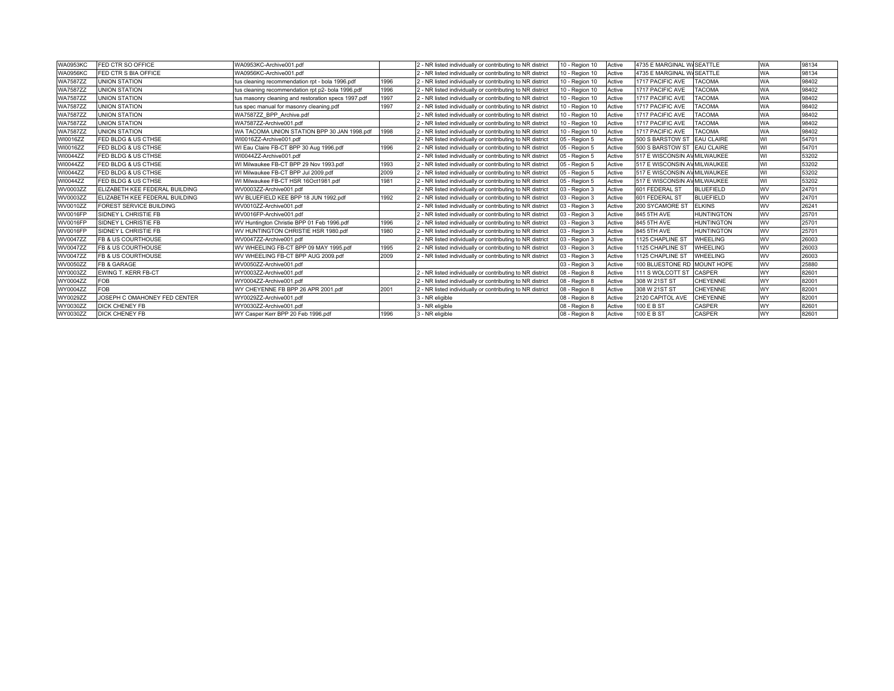| | | | | | | | | | | |
|---|---|---|---|---|---|---|---|---|---|---|
| WA0953KC | FED CTR SO OFFICE | WA0953KC-Archive001.pdf | | 2 - NR listed individually or contributing to NR district | 10 - Region 10 | Active | 4735 E MARGINAL WA | SEATTLE | WA | 98134 |
| WA0956KC | FED CTR S BIA OFFICE | WA0956KC-Archive001.pdf | | 2 - NR listed individually or contributing to NR district | 10 - Region 10 | Active | 4735 E MARGINAL WA | SEATTLE | WA | 98134 |
| WA7587ZZ | UNION STATION | tus cleaning recommendation rpt - bola 1996.pdf | 1996 | 2 - NR listed individually or contributing to NR district | 10 - Region 10 | Active | 1717 PACIFIC AVE | TACOMA | WA | 98402 |
| WA7587ZZ | UNION STATION | tus cleaning recommendation rpt p2- bola 1996.pdf | 1996 | 2 - NR listed individually or contributing to NR district | 10 - Region 10 | Active | 1717 PACIFIC AVE | TACOMA | WA | 98402 |
| WA7587ZZ | UNION STATION | tus masonry cleaning and restoration specs 1997.pdf | 1997 | 2 - NR listed individually or contributing to NR district | 10 - Region 10 | Active | 1717 PACIFIC AVE | TACOMA | WA | 98402 |
| WA7587ZZ | UNION STATION | tus spec manual for masonry cleaning.pdf | 1997 | 2 - NR listed individually or contributing to NR district | 10 - Region 10 | Active | 1717 PACIFIC AVE | TACOMA | WA | 98402 |
| WA7587ZZ | UNION STATION | WA7587ZZ_BPP_Archive.pdf | | 2 - NR listed individually or contributing to NR district | 10 - Region 10 | Active | 1717 PACIFIC AVE | TACOMA | WA | 98402 |
| WA7587ZZ | UNION STATION | WA7587ZZ-Archive001.pdf | | 2 - NR listed individually or contributing to NR district | 10 - Region 10 | Active | 1717 PACIFIC AVE | TACOMA | WA | 98402 |
| WA7587ZZ | UNION STATION | WA TACOMA UNION STATION BPP 30 JAN 1998.pdf | 1998 | 2 - NR listed individually or contributing to NR district | 10 - Region 10 | Active | 1717 PACIFIC AVE | TACOMA | WA | 98402 |
| WI0016ZZ | FED BLDG & US CTHSE | WI0016ZZ-Archive001.pdf | | 2 - NR listed individually or contributing to NR district | 05 - Region 5 | Active | 500 S BARSTOW ST | EAU CLAIRE | WI | 54701 |
| WI0016ZZ | FED BLDG & US CTHSE | WI Eau Claire FB-CT BPP 30 Aug 1996.pdf | 1996 | 2 - NR listed individually or contributing to NR district | 05 - Region 5 | Active | 500 S BARSTOW ST | EAU CLAIRE | WI | 54701 |
| WI0044ZZ | FED BLDG & US CTHSE | WI0044ZZ-Archive001.pdf | | 2 - NR listed individually or contributing to NR district | 05 - Region 5 | Active | 517 E WISCONSIN AV | MILWAUKEE | WI | 53202 |
| WI0044ZZ | FED BLDG & US CTHSE | WI Milwaukee FB-CT BPP 29 Nov 1993.pdf | 1993 | 2 - NR listed individually or contributing to NR district | 05 - Region 5 | Active | 517 E WISCONSIN AV | MILWAUKEE | WI | 53202 |
| WI0044ZZ | FED BLDG & US CTHSE | WI Milwaukee FB-CT BPP Jul 2009.pdf | 2009 | 2 - NR listed individually or contributing to NR district | 05 - Region 5 | Active | 517 E WISCONSIN AV | MILWAUKEE | WI | 53202 |
| WI0044ZZ | FED BLDG & US CTHSE | WI Milwaukee FB-CT HSR 16Oct1981.pdf | 1981 | 2 - NR listed individually or contributing to NR district | 05 - Region 5 | Active | 517 E WISCONSIN AV | MILWAUKEE | WI | 53202 |
| WV0003ZZ | ELIZABETH KEE FEDERAL BUILDING | WV0003ZZ-Archive001.pdf | | 2 - NR listed individually or contributing to NR district | 03 - Region 3 | Active | 601 FEDERAL ST | BLUEFIELD | WV | 24701 |
| WV0003ZZ | ELIZABETH KEE FEDERAL BUILDING | WV BLUEFIELD KEE BPP 18 JUN 1992.pdf | 1992 | 2 - NR listed individually or contributing to NR district | 03 - Region 3 | Active | 601 FEDERAL ST | BLUEFIELD | WV | 24701 |
| WV0010ZZ | FOREST SERVICE BUILDING | WV0010ZZ-Archive001.pdf | | 2 - NR listed individually or contributing to NR district | 03 - Region 3 | Active | 200 SYCAMORE ST | ELKINS | WV | 26241 |
| WV0016FP | SIDNEY L CHRISTIE FB | WV0016FP-Archive001.pdf | | 2 - NR listed individually or contributing to NR district | 03 - Region 3 | Active | 845 5TH AVE | HUNTINGTON | WV | 25701 |
| WV0016FP | SIDNEY L CHRISTIE FB | WV Huntington Christie BPP 01 Feb 1996.pdf | 1996 | 2 - NR listed individually or contributing to NR district | 03 - Region 3 | Active | 845 5TH AVE | HUNTINGTON | WV | 25701 |
| WV0016FP | SIDNEY L CHRISTIE FB | WV HUNTINGTON CHRISTIE HSR 1980.pdf | 1980 | 2 - NR listed individually or contributing to NR district | 03 - Region 3 | Active | 845 5TH AVE | HUNTINGTON | WV | 25701 |
| WV0047ZZ | FB & US COURTHOUSE | WV0047ZZ-Archive001.pdf | | 2 - NR listed individually or contributing to NR district | 03 - Region 3 | Active | 1125 CHAPLINE ST | WHEELING | WV | 26003 |
| WV0047ZZ | FB & US COURTHOUSE | WV WHEELING FB-CT BPP 09 MAY 1995.pdf | 1995 | 2 - NR listed individually or contributing to NR district | 03 - Region 3 | Active | 1125 CHAPLINE ST | WHEELING | WV | 26003 |
| WV0047ZZ | FB & US COURTHOUSE | WV WHEELING FB-CT BPP AUG 2009.pdf | 2009 | 2 - NR listed individually or contributing to NR district | 03 - Region 3 | Active | 1125 CHAPLINE ST | WHEELING | WV | 26003 |
| WV0050ZZ | FB & GARAGE | WV0050ZZ-Archive001.pdf | | | 03 - Region 3 | Active | 100 BLUESTONE RD | MOUNT HOPE | WV | 25880 |
| WY0003ZZ | EWING T. KERR FB-CT | WY0003ZZ-Archive001.pdf | | 2 - NR listed individually or contributing to NR district | 08 - Region 8 | Active | 111 S WOLCOTT ST | CASPER | WY | 82601 |
| WY0004ZZ | FOB | WY0004ZZ-Archive001.pdf | | 2 - NR listed individually or contributing to NR district | 08 - Region 8 | Active | 308 W 21ST ST | CHEYENNE | WY | 82001 |
| WY0004ZZ | FOB | WY CHEYENNE FB BPP 26 APR 2001.pdf | 2001 | 2 - NR listed individually or contributing to NR district | 08 - Region 8 | Active | 308 W 21ST ST | CHEYENNE | WY | 82001 |
| WY0029ZZ | JOSEPH C OMAHONEY FED CENTER | WY0029ZZ-Archive001.pdf | | 3 - NR eligible | 08 - Region 8 | Active | 2120 CAPITOL AVE | CHEYENNE | WY | 82001 |
| WY0030ZZ | DICK CHENEY FB | WY0030ZZ-Archive001.pdf | | 3 - NR eligible | 08 - Region 8 | Active | 100 E B ST | CASPER | WY | 82601 |
| WY0030ZZ | DICK CHENEY FB | WY Casper Kerr BPP 20 Feb 1996.pdf | 1996 | 3 - NR eligible | 08 - Region 8 | Active | 100 E B ST | CASPER | WY | 82601 |